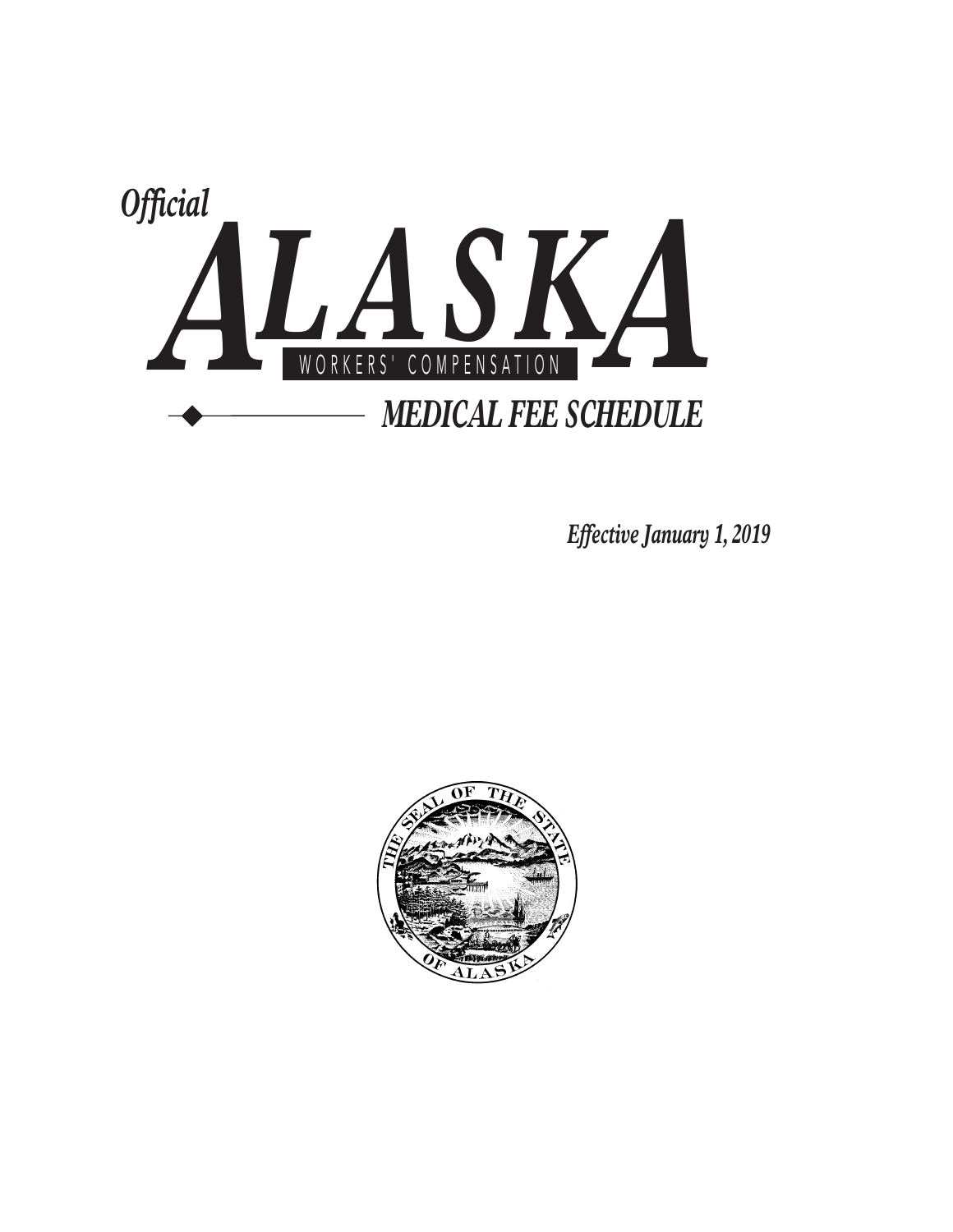*Official*

# ALASKA

WORKERS' COMPENSATION

## *MEDICAL FEE SCHEDULE*

*Effective January 1, 2019*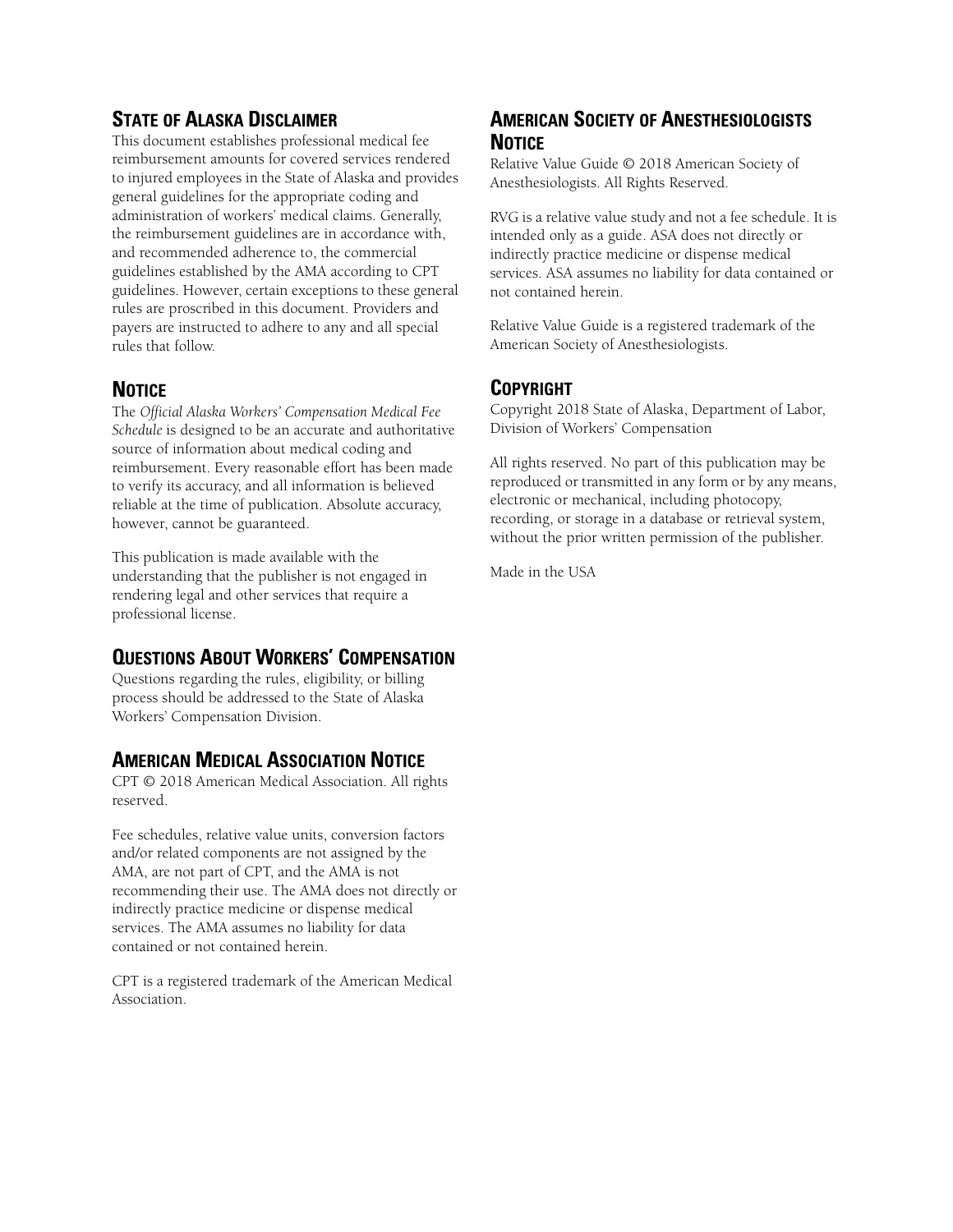## State of Alaska Disclaimer

This document establishes professional medical fee reimbursement amounts for covered services rendered to injured employees in the State of Alaska and provides general guidelines for the appropriate coding and administration of workers' medical claims. Generally, the reimbursement guidelines are in accordance with, and recommended adherence to, the commercial guidelines established by the AMA according to CPT guidelines. However, certain exceptions to these general rules are proscribed in this document. Providers and payers are instructed to adhere to any and all special rules that follow.

## Notice

The *Official Alaska Workers' Compensation Medical Fee Schedule* is designed to be an accurate and authoritative source of information about medical coding and reimbursement. Every reasonable effort has been made to verify its accuracy, and all information is believed reliable at the time of publication. Absolute accuracy, however, cannot be guaranteed.

This publication is made available with the understanding that the publisher is not engaged in rendering legal and other services that require a professional license.

## Questions About Workers' Compensation

Questions regarding the rules, eligibility, or billing process should be addressed to the State of Alaska Workers' Compensation Division.

## American Medical Association Notice

CPT © 2018 American Medical Association. All rights reserved.

Fee schedules, relative value units, conversion factors and/or related components are not assigned by the AMA, are not part of CPT, and the AMA is not recommending their use. The AMA does not directly or indirectly practice medicine or dispense medical services. The AMA assumes no liability for data contained or not contained herein.

CPT is a registered trademark of the American Medical Association.

## American Society of Anesthesiologists Notice

Relative Value Guide © 2018 American Society of Anesthesiologists. All Rights Reserved.

RVG is a relative value study and not a fee schedule. It is intended only as a guide. ASA does not directly or indirectly practice medicine or dispense medical services. ASA assumes no liability for data contained or not contained herein.

Relative Value Guide is a registered trademark of the American Society of Anesthesiologists.

## Copyright

Copyright 2018 State of Alaska, Department of Labor, Division of Workers' Compensation

All rights reserved. No part of this publication may be reproduced or transmitted in any form or by any means, electronic or mechanical, including photocopy, recording, or storage in a database or retrieval system, without the prior written permission of the publisher.

Made in the USA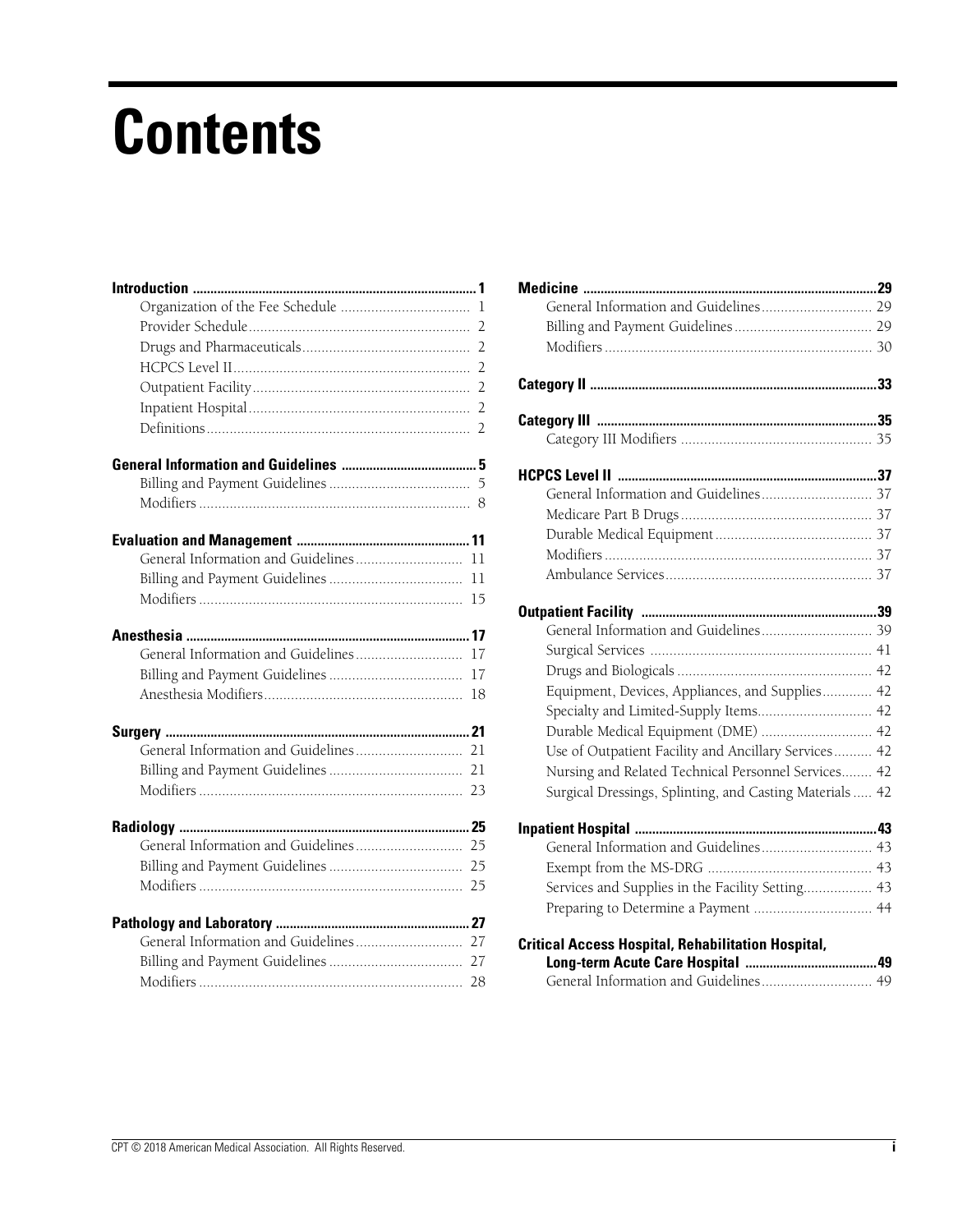# Contents

**Introduction ........ 1**
- Organization of the Fee Schedule ........ 1
- Provider Schedule ........ 2
- Drugs and Pharmaceuticals ........ 2
- HCPCS Level II ........ 2
- Outpatient Facility ........ 2
- Inpatient Hospital ........ 2
- Definitions ........ 2

**General Information and Guidelines ........ 5**
- Billing and Payment Guidelines ........ 5
- Modifiers ........ 8

**Evaluation and Management ........ 11**
- General Information and Guidelines ........ 11
- Billing and Payment Guidelines ........ 11
- Modifiers ........ 15

**Anesthesia ........ 17**
- General Information and Guidelines ........ 17
- Billing and Payment Guidelines ........ 17
- Anesthesia Modifiers ........ 18

**Surgery ........ 21**
- General Information and Guidelines ........ 21
- Billing and Payment Guidelines ........ 21
- Modifiers ........ 23

**Radiology ........ 25**
- General Information and Guidelines ........ 25
- Billing and Payment Guidelines ........ 25
- Modifiers ........ 25

**Pathology and Laboratory ........ 27**
- General Information and Guidelines ........ 27
- Billing and Payment Guidelines ........ 27
- Modifiers ........ 28

**Medicine ........ 29**
- General Information and Guidelines ........ 29
- Billing and Payment Guidelines ........ 29
- Modifiers ........ 30

**Category II ........ 33**

**Category III ........ 35**
- Category III Modifiers ........ 35

**HCPCS Level II ........ 37**
- General Information and Guidelines ........ 37
- Medicare Part B Drugs ........ 37
- Durable Medical Equipment ........ 37
- Modifiers ........ 37
- Ambulance Services ........ 37

**Outpatient Facility ........ 39**
- General Information and Guidelines ........ 39
- Surgical Services ........ 41
- Drugs and Biologicals ........ 42
- Equipment, Devices, Appliances, and Supplies ........ 42
- Specialty and Limited-Supply Items ........ 42
- Durable Medical Equipment (DME) ........ 42
- Use of Outpatient Facility and Ancillary Services ........ 42
- Nursing and Related Technical Personnel Services ........ 42
- Surgical Dressings, Splinting, and Casting Materials ........ 42

**Inpatient Hospital ........ 43**
- General Information and Guidelines ........ 43
- Exempt from the MS-DRG ........ 43
- Services and Supplies in the Facility Setting ........ 43
- Preparing to Determine a Payment ........ 44

**Critical Access Hospital, Rehabilitation Hospital, Long-term Acute Care Hospital ........ 49**
- General Information and Guidelines ........ 49

CPT © 2018 American Medical Association. All Rights Reserved.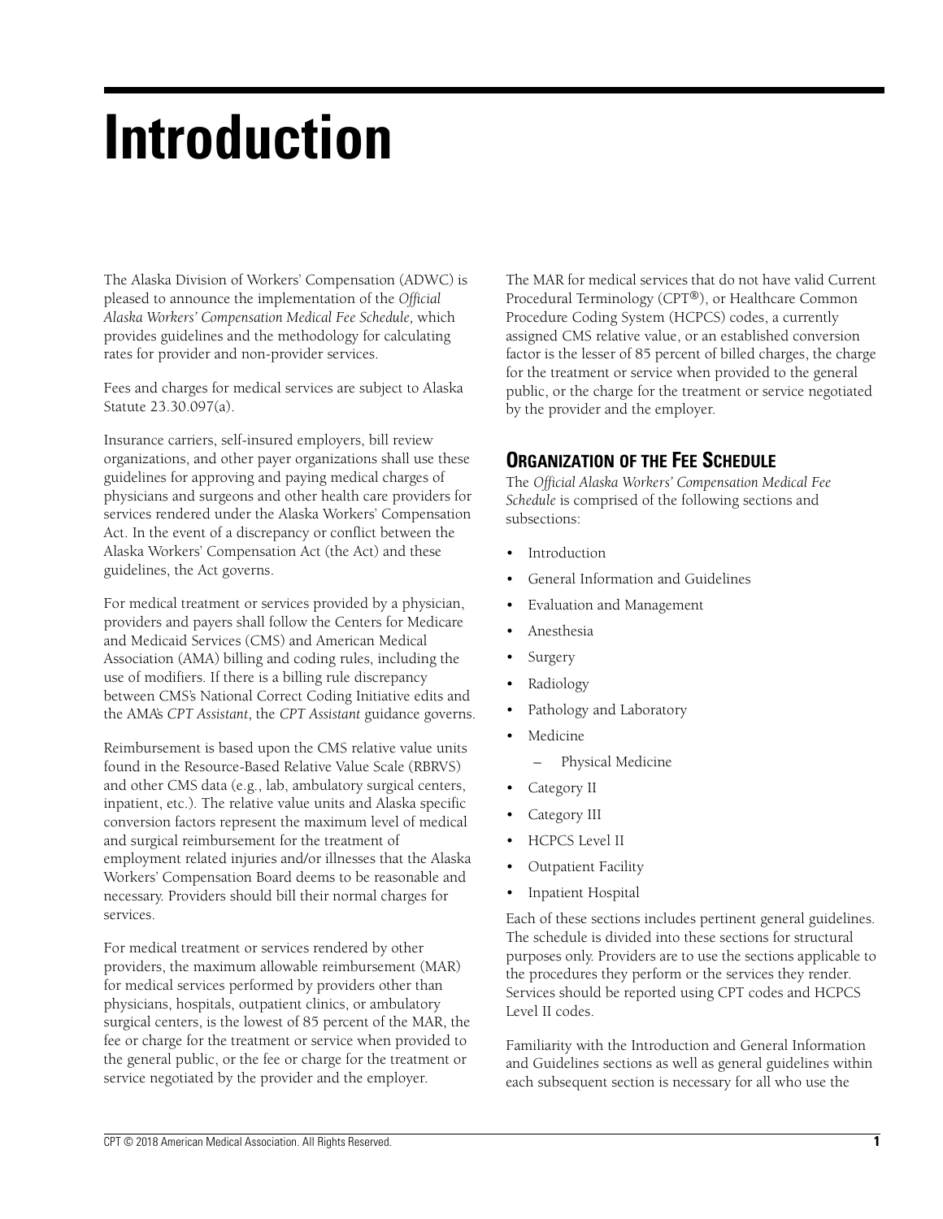# Introduction

The Alaska Division of Workers' Compensation (ADWC) is pleased to announce the implementation of the *Official Alaska Workers' Compensation Medical Fee Schedule,* which provides guidelines and the methodology for calculating rates for provider and non-provider services.

Fees and charges for medical services are subject to Alaska Statute 23.30.097(a).

Insurance carriers, self-insured employers, bill review organizations, and other payer organizations shall use these guidelines for approving and paying medical charges of physicians and surgeons and other health care providers for services rendered under the Alaska Workers' Compensation Act. In the event of a discrepancy or conflict between the Alaska Workers' Compensation Act (the Act) and these guidelines, the Act governs.

For medical treatment or services provided by a physician, providers and payers shall follow the Centers for Medicare and Medicaid Services (CMS) and American Medical Association (AMA) billing and coding rules, including the use of modifiers. If there is a billing rule discrepancy between CMS's National Correct Coding Initiative edits and the AMA's *CPT Assistant*, the *CPT Assistant* guidance governs.

Reimbursement is based upon the CMS relative value units found in the Resource-Based Relative Value Scale (RBRVS) and other CMS data (e.g., lab, ambulatory surgical centers, inpatient, etc.). The relative value units and Alaska specific conversion factors represent the maximum level of medical and surgical reimbursement for the treatment of employment related injuries and/or illnesses that the Alaska Workers' Compensation Board deems to be reasonable and necessary. Providers should bill their normal charges for services.

For medical treatment or services rendered by other providers, the maximum allowable reimbursement (MAR) for medical services performed by providers other than physicians, hospitals, outpatient clinics, or ambulatory surgical centers, is the lowest of 85 percent of the MAR, the fee or charge for the treatment or service when provided to the general public, or the fee or charge for the treatment or service negotiated by the provider and the employer.

The MAR for medical services that do not have valid Current Procedural Terminology (CPT®), or Healthcare Common Procedure Coding System (HCPCS) codes, a currently assigned CMS relative value, or an established conversion factor is the lesser of 85 percent of billed charges, the charge for the treatment or service when provided to the general public, or the charge for the treatment or service negotiated by the provider and the employer.

## Organization of the Fee Schedule

The *Official Alaska Workers' Compensation Medical Fee Schedule* is comprised of the following sections and subsections:

- Introduction
- General Information and Guidelines
- Evaluation and Management
- Anesthesia
- Surgery
- Radiology
- Pathology and Laboratory
- Medicine
  - Physical Medicine
- Category II
- Category III
- HCPCS Level II
- Outpatient Facility
- Inpatient Hospital

Each of these sections includes pertinent general guidelines. The schedule is divided into these sections for structural purposes only. Providers are to use the sections applicable to the procedures they perform or the services they render. Services should be reported using CPT codes and HCPCS Level II codes.

Familiarity with the Introduction and General Information and Guidelines sections as well as general guidelines within each subsequent section is necessary for all who use the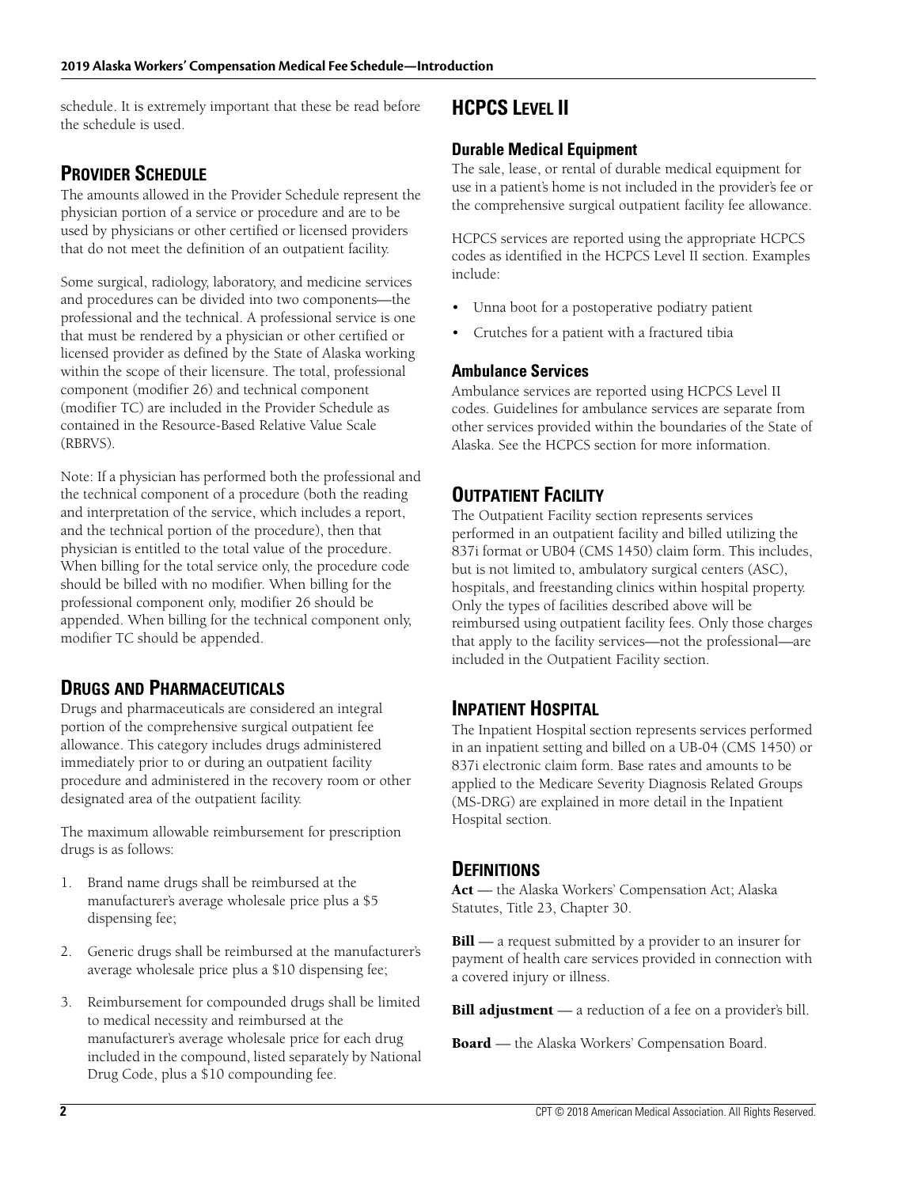schedule. It is extremely important that these be read before the schedule is used.

## Provider Schedule

The amounts allowed in the Provider Schedule represent the physician portion of a service or procedure and are to be used by physicians or other certified or licensed providers that do not meet the definition of an outpatient facility.

Some surgical, radiology, laboratory, and medicine services and procedures can be divided into two components—the professional and the technical. A professional service is one that must be rendered by a physician or other certified or licensed provider as defined by the State of Alaska working within the scope of their licensure. The total, professional component (modifier 26) and technical component (modifier TC) are included in the Provider Schedule as contained in the Resource-Based Relative Value Scale (RBRVS).

Note: If a physician has performed both the professional and the technical component of a procedure (both the reading and interpretation of the service, which includes a report, and the technical portion of the procedure), then that physician is entitled to the total value of the procedure. When billing for the total service only, the procedure code should be billed with no modifier. When billing for the professional component only, modifier 26 should be appended. When billing for the technical component only, modifier TC should be appended.

## Drugs and Pharmaceuticals

Drugs and pharmaceuticals are considered an integral portion of the comprehensive surgical outpatient fee allowance. This category includes drugs administered immediately prior to or during an outpatient facility procedure and administered in the recovery room or other designated area of the outpatient facility.

The maximum allowable reimbursement for prescription drugs is as follows:

1. Brand name drugs shall be reimbursed at the manufacturer's average wholesale price plus a $5 dispensing fee;
2. Generic drugs shall be reimbursed at the manufacturer's average wholesale price plus a $10 dispensing fee;
3. Reimbursement for compounded drugs shall be limited to medical necessity and reimbursed at the manufacturer's average wholesale price for each drug included in the compound, listed separately by National Drug Code, plus a $10 compounding fee.

## HCPCS Level II

### Durable Medical Equipment

The sale, lease, or rental of durable medical equipment for use in a patient's home is not included in the provider's fee or the comprehensive surgical outpatient facility fee allowance.

HCPCS services are reported using the appropriate HCPCS codes as identified in the HCPCS Level II section. Examples include:

- Unna boot for a postoperative podiatry patient
- Crutches for a patient with a fractured tibia

### Ambulance Services

Ambulance services are reported using HCPCS Level II codes. Guidelines for ambulance services are separate from other services provided within the boundaries of the State of Alaska. See the HCPCS section for more information.

## Outpatient Facility

The Outpatient Facility section represents services performed in an outpatient facility and billed utilizing the 837i format or UB04 (CMS 1450) claim form. This includes, but is not limited to, ambulatory surgical centers (ASC), hospitals, and freestanding clinics within hospital property. Only the types of facilities described above will be reimbursed using outpatient facility fees. Only those charges that apply to the facility services—not the professional—are included in the Outpatient Facility section.

## Inpatient Hospital

The Inpatient Hospital section represents services performed in an inpatient setting and billed on a UB-04 (CMS 1450) or 837i electronic claim form. Base rates and amounts to be applied to the Medicare Severity Diagnosis Related Groups (MS-DRG) are explained in more detail in the Inpatient Hospital section.

## Definitions

**Act** — the Alaska Workers' Compensation Act; Alaska Statutes, Title 23, Chapter 30.

**Bill** — a request submitted by a provider to an insurer for payment of health care services provided in connection with a covered injury or illness.

**Bill adjustment** — a reduction of a fee on a provider's bill.

**Board** — the Alaska Workers' Compensation Board.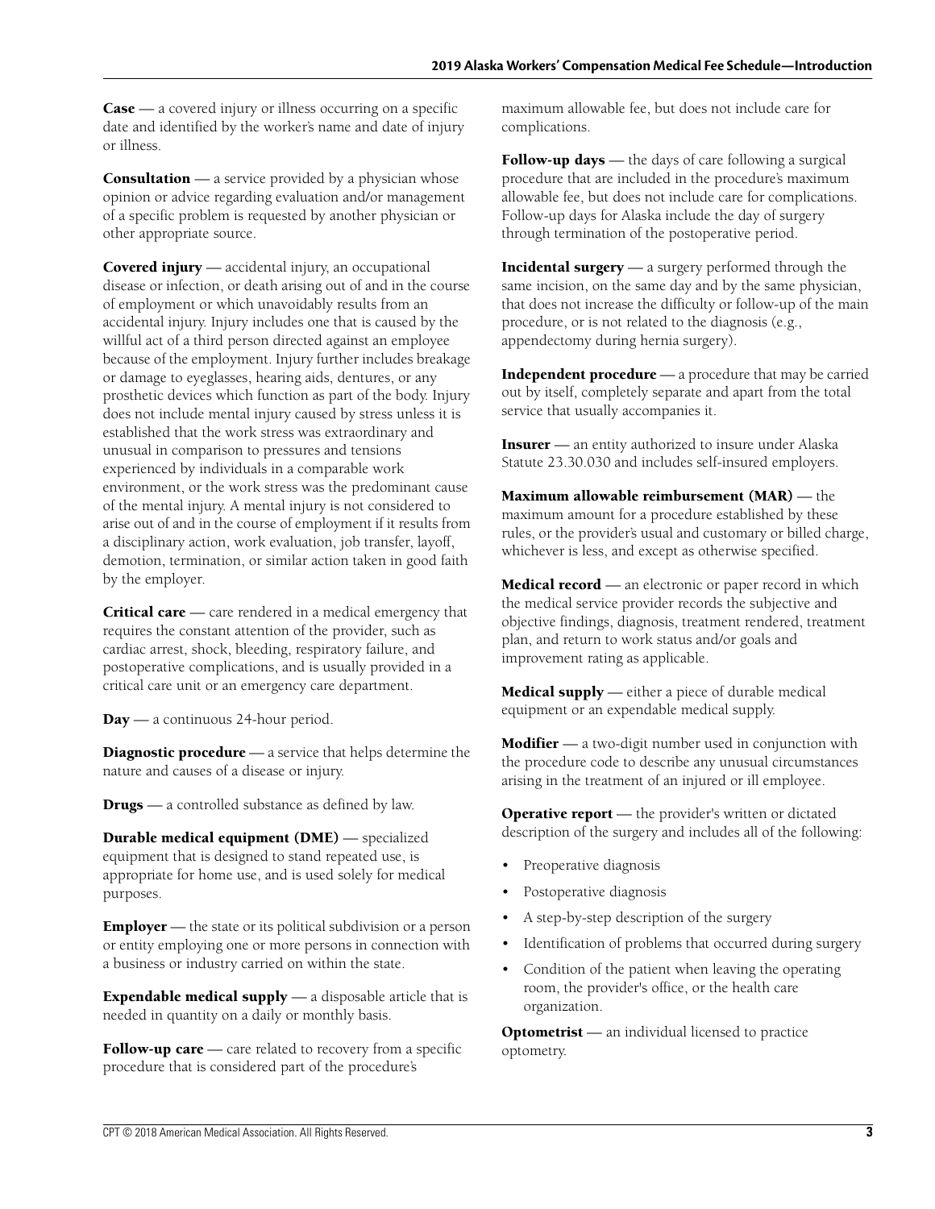**Case** — a covered injury or illness occurring on a specific date and identified by the worker's name and date of injury or illness.

**Consultation** — a service provided by a physician whose opinion or advice regarding evaluation and/or management of a specific problem is requested by another physician or other appropriate source.

**Covered injury** — accidental injury, an occupational disease or infection, or death arising out of and in the course of employment or which unavoidably results from an accidental injury. Injury includes one that is caused by the willful act of a third person directed against an employee because of the employment. Injury further includes breakage or damage to eyeglasses, hearing aids, dentures, or any prosthetic devices which function as part of the body. Injury does not include mental injury caused by stress unless it is established that the work stress was extraordinary and unusual in comparison to pressures and tensions experienced by individuals in a comparable work environment, or the work stress was the predominant cause of the mental injury. A mental injury is not considered to arise out of and in the course of employment if it results from a disciplinary action, work evaluation, job transfer, layoff, demotion, termination, or similar action taken in good faith by the employer.

**Critical care** — care rendered in a medical emergency that requires the constant attention of the provider, such as cardiac arrest, shock, bleeding, respiratory failure, and postoperative complications, and is usually provided in a critical care unit or an emergency care department.

**Day** — a continuous 24-hour period.

**Diagnostic procedure** — a service that helps determine the nature and causes of a disease or injury.

**Drugs** — a controlled substance as defined by law.

**Durable medical equipment (DME)** — specialized equipment that is designed to stand repeated use, is appropriate for home use, and is used solely for medical purposes.

**Employer** — the state or its political subdivision or a person or entity employing one or more persons in connection with a business or industry carried on within the state.

**Expendable medical supply** — a disposable article that is needed in quantity on a daily or monthly basis.

**Follow-up care** — care related to recovery from a specific procedure that is considered part of the procedure's maximum allowable fee, but does not include care for complications.

**Follow-up days** — the days of care following a surgical procedure that are included in the procedure's maximum allowable fee, but does not include care for complications. Follow-up days for Alaska include the day of surgery through termination of the postoperative period.

**Incidental surgery** — a surgery performed through the same incision, on the same day and by the same physician, that does not increase the difficulty or follow-up of the main procedure, or is not related to the diagnosis (e.g., appendectomy during hernia surgery).

**Independent procedure** — a procedure that may be carried out by itself, completely separate and apart from the total service that usually accompanies it.

**Insurer** — an entity authorized to insure under Alaska Statute 23.30.030 and includes self-insured employers.

**Maximum allowable reimbursement (MAR)** — the maximum amount for a procedure established by these rules, or the provider's usual and customary or billed charge, whichever is less, and except as otherwise specified.

**Medical record** — an electronic or paper record in which the medical service provider records the subjective and objective findings, diagnosis, treatment rendered, treatment plan, and return to work status and/or goals and improvement rating as applicable.

**Medical supply** — either a piece of durable medical equipment or an expendable medical supply.

**Modifier** — a two-digit number used in conjunction with the procedure code to describe any unusual circumstances arising in the treatment of an injured or ill employee.

**Operative report** — the provider's written or dictated description of the surgery and includes all of the following:

- Preoperative diagnosis
- Postoperative diagnosis
- A step-by-step description of the surgery
- Identification of problems that occurred during surgery
- Condition of the patient when leaving the operating room, the provider's office, or the health care organization.

**Optometrist** — an individual licensed to practice optometry.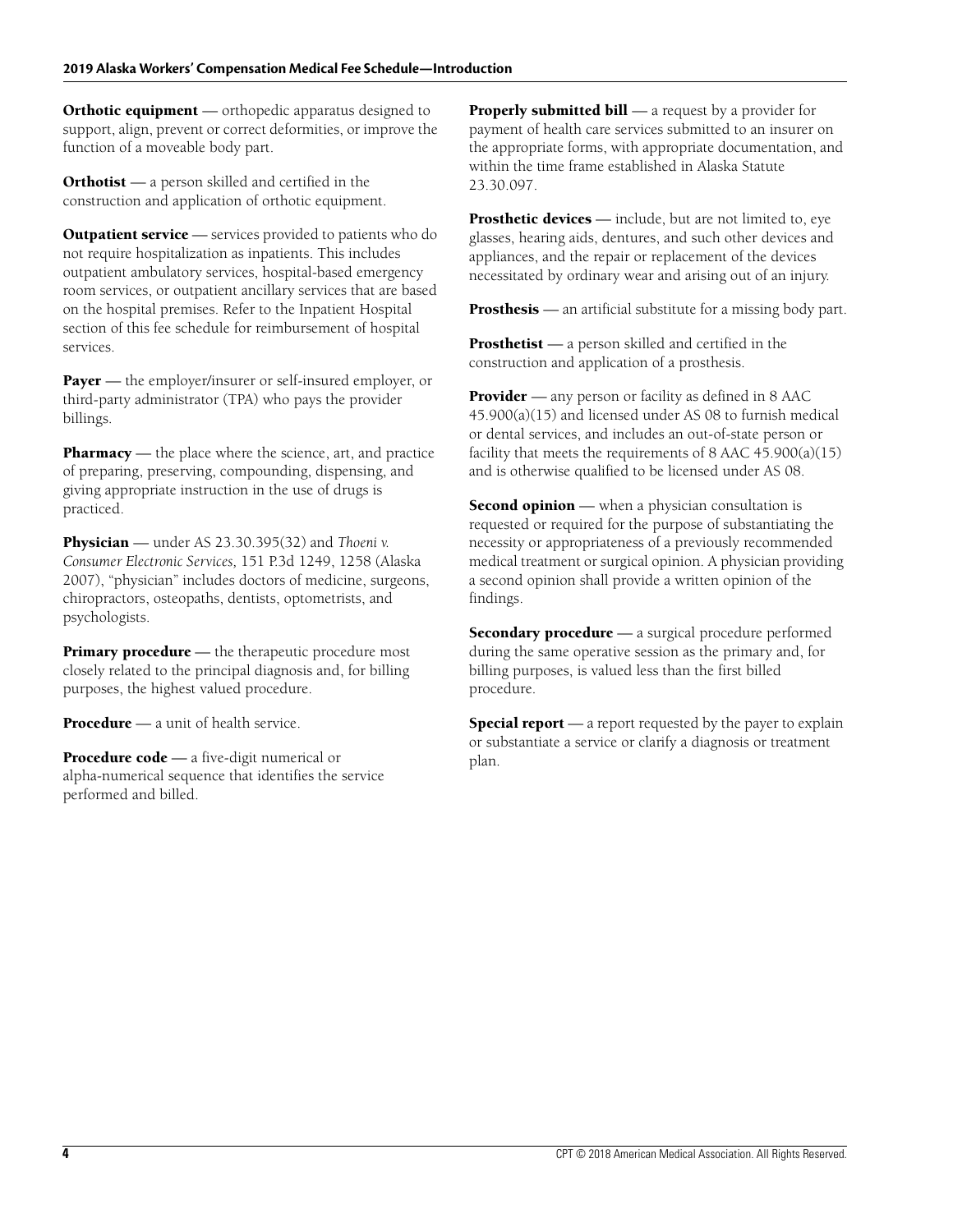**Orthotic equipment** — orthopedic apparatus designed to support, align, prevent or correct deformities, or improve the function of a moveable body part.

**Orthotist** — a person skilled and certified in the construction and application of orthotic equipment.

**Outpatient service** — services provided to patients who do not require hospitalization as inpatients. This includes outpatient ambulatory services, hospital-based emergency room services, or outpatient ancillary services that are based on the hospital premises. Refer to the Inpatient Hospital section of this fee schedule for reimbursement of hospital services.

**Payer** — the employer/insurer or self-insured employer, or third-party administrator (TPA) who pays the provider billings.

**Pharmacy** — the place where the science, art, and practice of preparing, preserving, compounding, dispensing, and giving appropriate instruction in the use of drugs is practiced.

**Physician** — under AS 23.30.395(32) and *Thoeni v. Consumer Electronic Services,* 151 P.3d 1249, 1258 (Alaska 2007), "physician" includes doctors of medicine, surgeons, chiropractors, osteopaths, dentists, optometrists, and psychologists.

**Primary procedure** — the therapeutic procedure most closely related to the principal diagnosis and, for billing purposes, the highest valued procedure.

**Procedure** — a unit of health service.

**Procedure code** — a five-digit numerical or alpha-numerical sequence that identifies the service performed and billed.

**Properly submitted bill** — a request by a provider for payment of health care services submitted to an insurer on the appropriate forms, with appropriate documentation, and within the time frame established in Alaska Statute 23.30.097.

**Prosthetic devices** — include, but are not limited to, eye glasses, hearing aids, dentures, and such other devices and appliances, and the repair or replacement of the devices necessitated by ordinary wear and arising out of an injury.

**Prosthesis** — an artificial substitute for a missing body part.

**Prosthetist** — a person skilled and certified in the construction and application of a prosthesis.

**Provider** — any person or facility as defined in 8 AAC 45.900(a)(15) and licensed under AS 08 to furnish medical or dental services, and includes an out-of-state person or facility that meets the requirements of 8 AAC 45.900(a)(15) and is otherwise qualified to be licensed under AS 08.

**Second opinion** — when a physician consultation is requested or required for the purpose of substantiating the necessity or appropriateness of a previously recommended medical treatment or surgical opinion. A physician providing a second opinion shall provide a written opinion of the findings.

**Secondary procedure** — a surgical procedure performed during the same operative session as the primary and, for billing purposes, is valued less than the first billed procedure.

**Special report** — a report requested by the payer to explain or substantiate a service or clarify a diagnosis or treatment plan.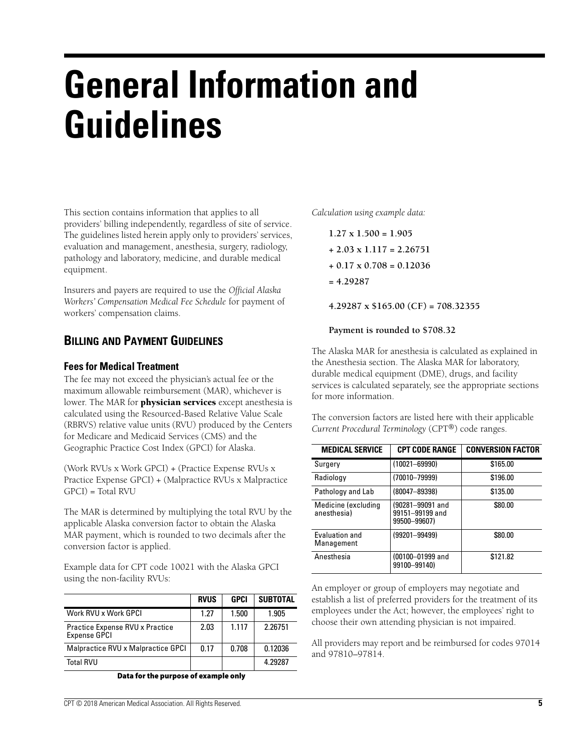# General Information and Guidelines

This section contains information that applies to all providers' billing independently, regardless of site of service. The guidelines listed herein apply only to providers' services, evaluation and management, anesthesia, surgery, radiology, pathology and laboratory, medicine, and durable medical equipment.

Insurers and payers are required to use the *Official Alaska Workers' Compensation Medical Fee Schedule* for payment of workers' compensation claims.

## Billing and Payment Guidelines

### Fees for Medical Treatment

The fee may not exceed the physician's actual fee or the maximum allowable reimbursement (MAR), whichever is lower. The MAR for **physician services** except anesthesia is calculated using the Resourced-Based Relative Value Scale (RBRVS) relative value units (RVU) produced by the Centers for Medicare and Medicaid Services (CMS) and the Geographic Practice Cost Index (GPCI) for Alaska.

(Work RVUs x Work GPCI) + (Practice Expense RVUs x Practice Expense GPCI) + (Malpractice RVUs x Malpractice GPCI) = Total RVU

The MAR is determined by multiplying the total RVU by the applicable Alaska conversion factor to obtain the Alaska MAR payment, which is rounded to two decimals after the conversion factor is applied.

Example data for CPT code 10021 with the Alaska GPCI using the non-facility RVUs:

| | RVUS | GPCI | SUBTOTAL |
|---|---|---|---|
| Work RVU x Work GPCI | 1.27 | 1.500 | 1.905 |
| Practice Expense RVU x Practice Expense GPCI | 2.03 | 1.117 | 2.26751 |
| Malpractice RVU x Malpractice GPCI | 0.17 | 0.708 | 0.12036 |
| Total RVU | | | 4.29287 |

**Data for the purpose of example only**

*Calculation using example data:*

**1.27 x 1.500 = 1.905**

**+ 2.03 x 1.117 = 2.26751**

**+ 0.17 x 0.708 = 0.12036**

**= 4.29287**

**4.29287 x $165.00 (CF) = 708.32355**

**Payment is rounded to $708.32**

The Alaska MAR for anesthesia is calculated as explained in the Anesthesia section. The Alaska MAR for laboratory, durable medical equipment (DME), drugs, and facility services is calculated separately, see the appropriate sections for more information.

The conversion factors are listed here with their applicable *Current Procedural Terminology* (CPT®) code ranges.

| MEDICAL SERVICE | CPT CODE RANGE | CONVERSION FACTOR |
|---|---|---|
| Surgery | (10021–69990) | $165.00 |
| Radiology | (70010–79999) | $196.00 |
| Pathology and Lab | (80047–89398) | $135.00 |
| Medicine (excluding anesthesia) | (90281–99091 and 99151–99199 and 99500–99607) | $80.00 |
| Evaluation and Management | (99201–99499) | $80.00 |
| Anesthesia | (00100–01999 and 99100–99140) | $121.82 |

An employer or group of employers may negotiate and establish a list of preferred providers for the treatment of its employees under the Act; however, the employees' right to choose their own attending physician is not impaired.

All providers may report and be reimbursed for codes 97014 and 97810–97814.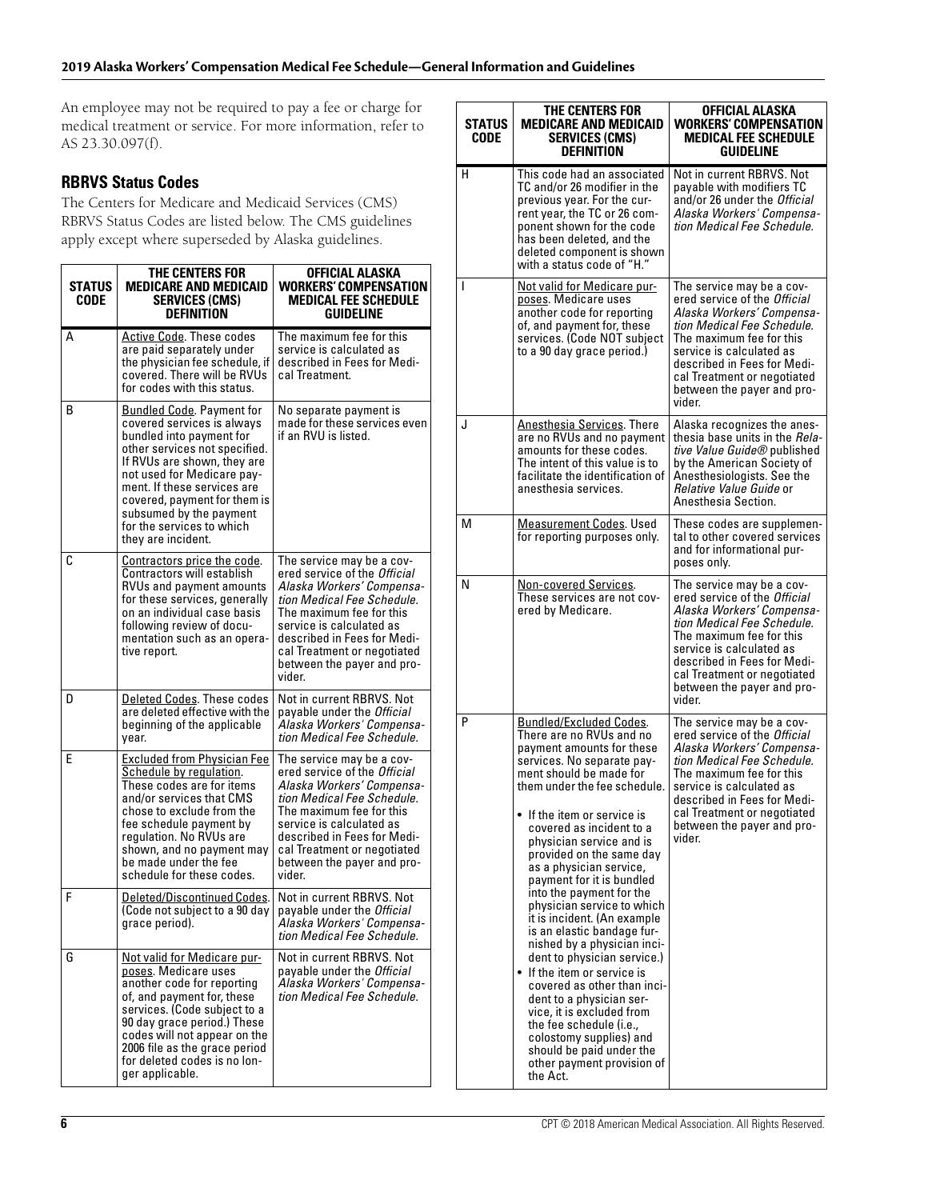An employee may not be required to pay a fee or charge for medical treatment or service. For more information, refer to AS 23.30.097(f).

## RBRVS Status Codes

The Centers for Medicare and Medicaid Services (CMS) RBRVS Status Codes are listed below. The CMS guidelines apply except where superseded by Alaska guidelines.

| STATUS CODE | THE CENTERS FOR MEDICARE AND MEDICAID SERVICES (CMS) DEFINITION | OFFICIAL ALASKA WORKERS' COMPENSATION MEDICAL FEE SCHEDULE GUIDELINE |
|---|---|---|
| A | Active Code. These codes are paid separately under the physician fee schedule, if covered. There will be RVUs for codes with this status. | The maximum fee for this service is calculated as described in Fees for Medical Treatment. |
| B | Bundled Code. Payment for covered services is always bundled into payment for other services not specified. If RVUs are shown, they are not used for Medicare payment. If these services are covered, payment for them is subsumed by the payment for the services to which they are incident. | No separate payment is made for these services even if an RVU is listed. |
| C | Contractors price the code. Contractors will establish RVUs and payment amounts for these services, generally on an individual case basis following review of documentation such as an operative report. | The service may be a covered service of the *Official Alaska Workers' Compensation Medical Fee Schedule.* The maximum fee for this service is calculated as described in Fees for Medical Treatment or negotiated between the payer and provider. |
| D | Deleted Codes. These codes are deleted effective with the beginning of the applicable year. | Not in current RBRVS. Not payable under the *Official Alaska Workers' Compensation Medical Fee Schedule.* |
| E | Excluded from Physician Fee Schedule by regulation. These codes are for items and/or services that CMS chose to exclude from the fee schedule payment by regulation. No RVUs are shown, and no payment may be made under the fee schedule for these codes. | The service may be a covered service of the *Official Alaska Workers' Compensation Medical Fee Schedule.* The maximum fee for this service is calculated as described in Fees for Medical Treatment or negotiated between the payer and provider. |
| F | Deleted/Discontinued Codes. (Code not subject to a 90 day grace period). | Not in current RBRVS. Not payable under the *Official Alaska Workers' Compensation Medical Fee Schedule.* |
| G | Not valid for Medicare purposes. Medicare uses another code for reporting of, and payment for, these services. (Code subject to a 90 day grace period.) These codes will not appear on the 2006 file as the grace period for deleted codes is no longer applicable. | Not in current RBRVS. Not payable under the *Official Alaska Workers' Compensation Medical Fee Schedule.* |
| H | This code had an associated TC and/or 26 modifier in the previous year. For the current year, the TC or 26 component shown for the code has been deleted, and the deleted component is shown with a status code of "H." | Not in current RBRVS. Not payable with modifiers TC and/or 26 under the *Official Alaska Workers' Compensation Medical Fee Schedule.* |
| I | Not valid for Medicare purposes. Medicare uses another code for reporting of, and payment for, these services. (Code NOT subject to a 90 day grace period.) | The service may be a covered service of the *Official Alaska Workers' Compensation Medical Fee Schedule.* The maximum fee for this service is calculated as described in Fees for Medical Treatment or negotiated between the payer and provider. |
| J | Anesthesia Services. There are no RVUs and no payment amounts for these codes. The intent of this value is to facilitate the identification of anesthesia services. | Alaska recognizes the anesthesia base units in the *Relative Value Guide®* published by the American Society of Anesthesiologists. See the *Relative Value Guide* or Anesthesia Section. |
| M | Measurement Codes. Used for reporting purposes only. | These codes are supplemental to other covered services and for informational purposes only. |
| N | Non-covered Services. These services are not covered by Medicare. | The service may be a covered service of the *Official Alaska Workers' Compensation Medical Fee Schedule.* The maximum fee for this service is calculated as described in Fees for Medical Treatment or negotiated between the payer and provider. |
| P | Bundled/Excluded Codes. There are no RVUs and no payment amounts for these services. No separate payment should be made for them under the fee schedule.<br>• If the item or service is covered as incident to a physician service and is provided on the same day as a physician service, payment for it is bundled into the payment for the physician service to which it is incident. (An example is an elastic bandage furnished by a physician incident to physician service.)<br>• If the item or service is covered as other than incident to a physician service, it is excluded from the fee schedule (i.e., colostomy supplies) and should be paid under the other payment provision of the Act. | The service may be a covered service of the *Official Alaska Workers' Compensation Medical Fee Schedule.* The maximum fee for this service is calculated as described in Fees for Medical Treatment or negotiated between the payer and provider. |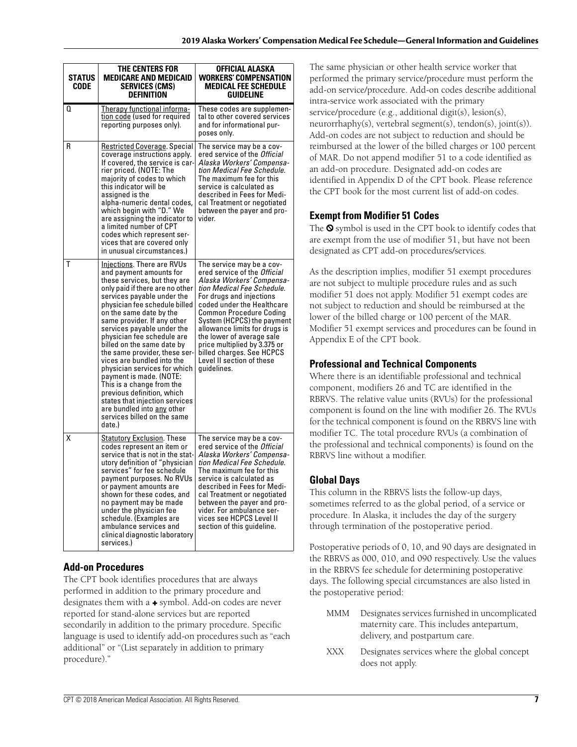| STATUS CODE | THE CENTERS FOR MEDICARE AND MEDICAID SERVICES (CMS) DEFINITION | OFFICIAL ALASKA WORKERS' COMPENSATION MEDICAL FEE SCHEDULE GUIDELINE |
|---|---|---|
| Q | Therapy functional information code (used for required reporting purposes only). | These codes are supplemental to other covered services and for informational purposes only. |
| R | Restricted Coverage. Special coverage instructions apply. If covered, the service is carrier priced. (NOTE: The majority of codes to which this indicator will be assigned is the alpha-numeric dental codes, which begin with "D." We are assigning the indicator to a limited number of CPT codes which represent services that are covered only in unusual circumstances.) | The service may be a covered service of the *Official Alaska Workers' Compensation Medical Fee Schedule.* The maximum fee for this service is calculated as described in Fees for Medical Treatment or negotiated between the payer and provider. |
| T | Injections. There are RVUs and payment amounts for these services, but they are only paid if there are no other services payable under the physician fee schedule billed on the same date by the same provider. If any other services payable under the physician fee schedule are billed on the same date by the same provider, these services are bundled into the physician services for which payment is made. (NOTE: This is a change from the previous definition, which states that injection services are bundled into any other services billed on the same date.) | The service may be a covered service of the *Official Alaska Workers' Compensation Medical Fee Schedule.* For drugs and injections coded under the Healthcare Common Procedure Coding System (HCPCS) the payment allowance limits for drugs is the lower of average sale price multiplied by 3.375 or billed charges. See HCPCS Level II section of these guidelines. |
| X | Statutory Exclusion. These codes represent an item or service that is not in the statutory definition of "physician services" for fee schedule payment purposes. No RVUs or payment amounts are shown for these codes, and no payment may be made under the physician fee schedule. (Examples are ambulance services and clinical diagnostic laboratory services.) | The service may be a covered service of the *Official Alaska Workers' Compensation Medical Fee Schedule.* The maximum fee for this service is calculated as described in Fees for Medical Treatment or negotiated between the payer and provider. For ambulance services see HCPCS Level II section of this guideline. |

### Add-on Procedures

The CPT book identifies procedures that are always performed in addition to the primary procedure and designates them with a + symbol. Add-on codes are never reported for stand-alone services but are reported secondarily in addition to the primary procedure. Specific language is used to identify add-on procedures such as "each additional" or "(List separately in addition to primary procedure)."

The same physician or other health service worker that performed the primary service/procedure must perform the add-on service/procedure. Add-on codes describe additional intra-service work associated with the primary service/procedure (e.g., additional digit(s), lesion(s), neurorrhaphy(s), vertebral segment(s), tendon(s), joint(s)). Add-on codes are not subject to reduction and should be reimbursed at the lower of the billed charges or 100 percent of MAR. Do not append modifier 51 to a code identified as an add-on procedure. Designated add-on codes are identified in Appendix D of the CPT book. Please reference the CPT book for the most current list of add-on codes.

### Exempt from Modifier 51 Codes

The ⊘ symbol is used in the CPT book to identify codes that are exempt from the use of modifier 51, but have not been designated as CPT add-on procedures/services.

As the description implies, modifier 51 exempt procedures are not subject to multiple procedure rules and as such modifier 51 does not apply. Modifier 51 exempt codes are not subject to reduction and should be reimbursed at the lower of the billed charge or 100 percent of the MAR. Modifier 51 exempt services and procedures can be found in Appendix E of the CPT book.

### Professional and Technical Components

Where there is an identifiable professional and technical component, modifiers 26 and TC are identified in the RBRVS. The relative value units (RVUs) for the professional component is found on the line with modifier 26. The RVUs for the technical component is found on the RBRVS line with modifier TC. The total procedure RVUs (a combination of the professional and technical components) is found on the RBRVS line without a modifier.

### Global Days

This column in the RBRVS lists the follow-up days, sometimes referred to as the global period, of a service or procedure. In Alaska, it includes the day of the surgery through termination of the postoperative period.

Postoperative periods of 0, 10, and 90 days are designated in the RBRVS as 000, 010, and 090 respectively. Use the values in the RBRVS fee schedule for determining postoperative days. The following special circumstances are also listed in the postoperative period:

- MMM Designates services furnished in uncomplicated maternity care. This includes antepartum, delivery, and postpartum care.
- XXX Designates services where the global concept does not apply.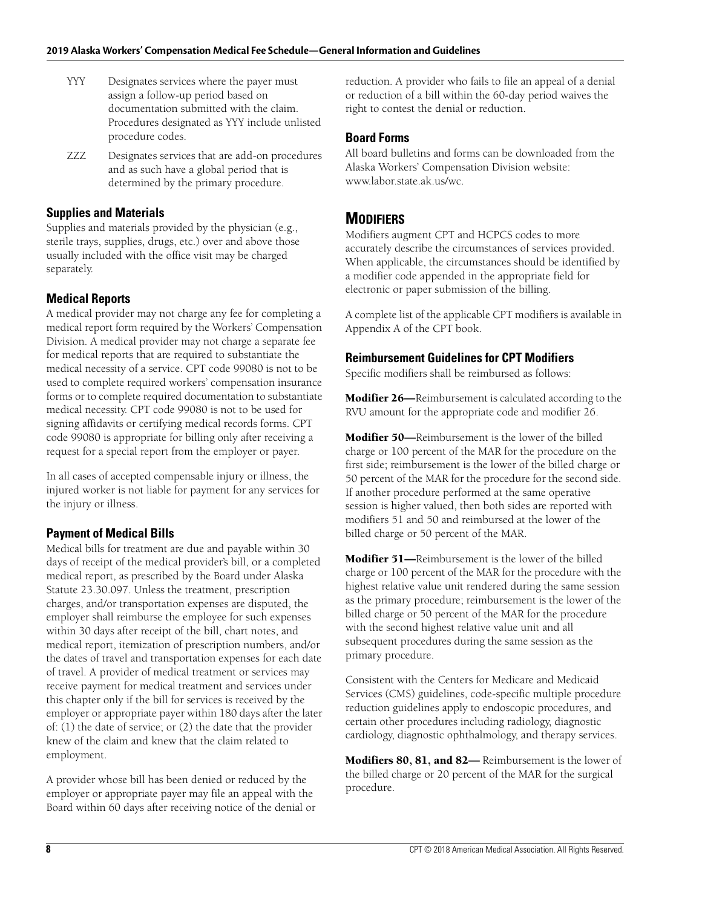YYY Designates services where the payer must assign a follow-up period based on documentation submitted with the claim. Procedures designated as YYY include unlisted procedure codes.

ZZZ Designates services that are add-on procedures and as such have a global period that is determined by the primary procedure.

### Supplies and Materials

Supplies and materials provided by the physician (e.g., sterile trays, supplies, drugs, etc.) over and above those usually included with the office visit may be charged separately.

### Medical Reports

A medical provider may not charge any fee for completing a medical report form required by the Workers' Compensation Division. A medical provider may not charge a separate fee for medical reports that are required to substantiate the medical necessity of a service. CPT code 99080 is not to be used to complete required workers' compensation insurance forms or to complete required documentation to substantiate medical necessity. CPT code 99080 is not to be used for signing affidavits or certifying medical records forms. CPT code 99080 is appropriate for billing only after receiving a request for a special report from the employer or payer.

In all cases of accepted compensable injury or illness, the injured worker is not liable for payment for any services for the injury or illness.

### Payment of Medical Bills

Medical bills for treatment are due and payable within 30 days of receipt of the medical provider's bill, or a completed medical report, as prescribed by the Board under Alaska Statute 23.30.097. Unless the treatment, prescription charges, and/or transportation expenses are disputed, the employer shall reimburse the employee for such expenses within 30 days after receipt of the bill, chart notes, and medical report, itemization of prescription numbers, and/or the dates of travel and transportation expenses for each date of travel. A provider of medical treatment or services may receive payment for medical treatment and services under this chapter only if the bill for services is received by the employer or appropriate payer within 180 days after the later of: (1) the date of service; or (2) the date that the provider knew of the claim and knew that the claim related to employment.

A provider whose bill has been denied or reduced by the employer or appropriate payer may file an appeal with the Board within 60 days after receiving notice of the denial or reduction. A provider who fails to file an appeal of a denial or reduction of a bill within the 60-day period waives the right to contest the denial or reduction.

### Board Forms

All board bulletins and forms can be downloaded from the Alaska Workers' Compensation Division website: www.labor.state.ak.us/wc.

## Modifiers

Modifiers augment CPT and HCPCS codes to more accurately describe the circumstances of services provided. When applicable, the circumstances should be identified by a modifier code appended in the appropriate field for electronic or paper submission of the billing.

A complete list of the applicable CPT modifiers is available in Appendix A of the CPT book.

### Reimbursement Guidelines for CPT Modifiers

Specific modifiers shall be reimbursed as follows:

**Modifier 26—**Reimbursement is calculated according to the RVU amount for the appropriate code and modifier 26.

**Modifier 50—**Reimbursement is the lower of the billed charge or 100 percent of the MAR for the procedure on the first side; reimbursement is the lower of the billed charge or 50 percent of the MAR for the procedure for the second side. If another procedure performed at the same operative session is higher valued, then both sides are reported with modifiers 51 and 50 and reimbursed at the lower of the billed charge or 50 percent of the MAR.

**Modifier 51—**Reimbursement is the lower of the billed charge or 100 percent of the MAR for the procedure with the highest relative value unit rendered during the same session as the primary procedure; reimbursement is the lower of the billed charge or 50 percent of the MAR for the procedure with the second highest relative value unit and all subsequent procedures during the same session as the primary procedure.

Consistent with the Centers for Medicare and Medicaid Services (CMS) guidelines, code-specific multiple procedure reduction guidelines apply to endoscopic procedures, and certain other procedures including radiology, diagnostic cardiology, diagnostic ophthalmology, and therapy services.

**Modifiers 80, 81, and 82—** Reimbursement is the lower of the billed charge or 20 percent of the MAR for the surgical procedure.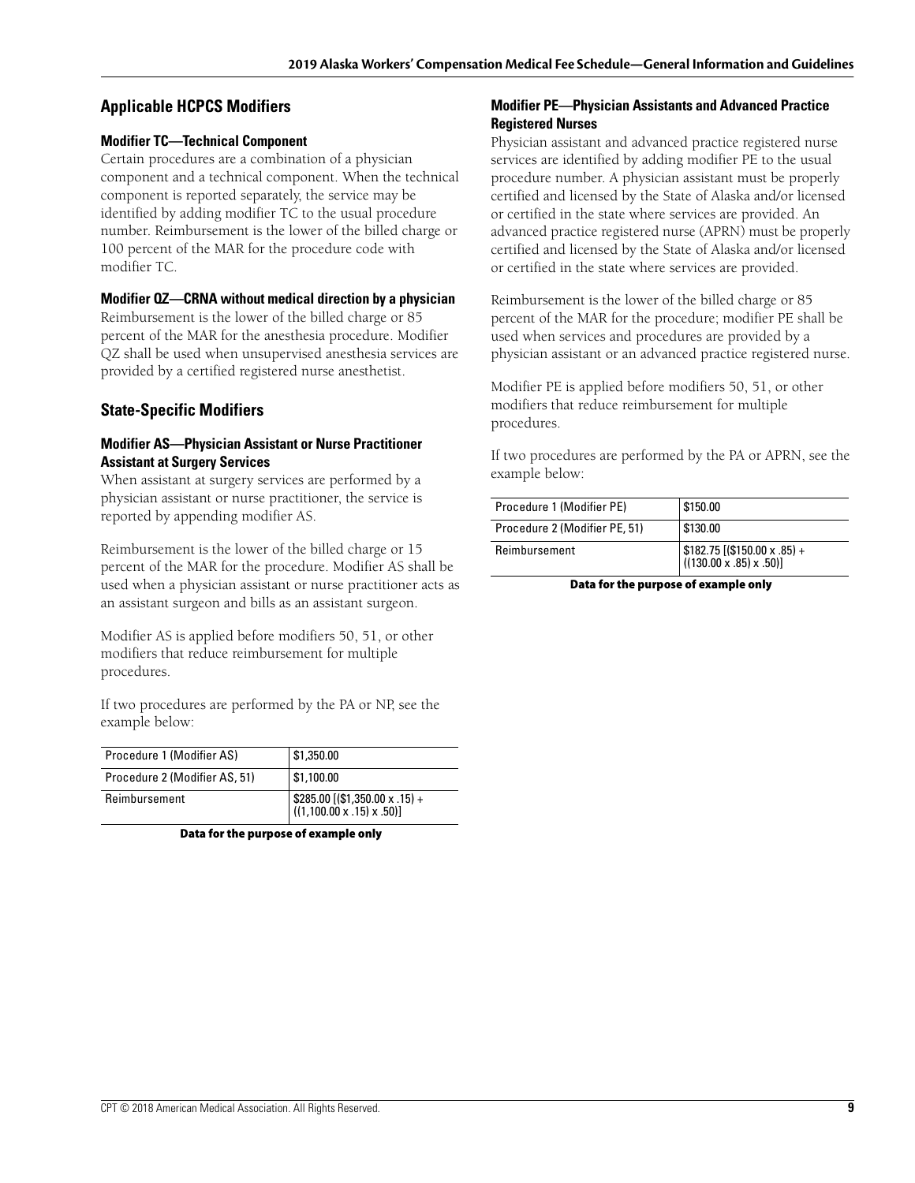## Applicable HCPCS Modifiers

### Modifier TC—Technical Component

Certain procedures are a combination of a physician component and a technical component. When the technical component is reported separately, the service may be identified by adding modifier TC to the usual procedure number. Reimbursement is the lower of the billed charge or 100 percent of the MAR for the procedure code with modifier TC.

### Modifier QZ—CRNA without medical direction by a physician

Reimbursement is the lower of the billed charge or 85 percent of the MAR for the anesthesia procedure. Modifier QZ shall be used when unsupervised anesthesia services are provided by a certified registered nurse anesthetist.

## State-Specific Modifiers

### Modifier AS—Physician Assistant or Nurse Practitioner Assistant at Surgery Services

When assistant at surgery services are performed by a physician assistant or nurse practitioner, the service is reported by appending modifier AS.

Reimbursement is the lower of the billed charge or 15 percent of the MAR for the procedure. Modifier AS shall be used when a physician assistant or nurse practitioner acts as an assistant surgeon and bills as an assistant surgeon.

Modifier AS is applied before modifiers 50, 51, or other modifiers that reduce reimbursement for multiple procedures.

If two procedures are performed by the PA or NP, see the example below:

| | |
|---|---|
| Procedure 1 (Modifier AS) | $1,350.00 |
| Procedure 2 (Modifier AS, 51) | $1,100.00 |
| Reimbursement | $285.00 [($1,350.00 x .15) + ((1,100.00 x .15) x .50)] |

**Data for the purpose of example only**

### Modifier PE—Physician Assistants and Advanced Practice Registered Nurses

Physician assistant and advanced practice registered nurse services are identified by adding modifier PE to the usual procedure number. A physician assistant must be properly certified and licensed by the State of Alaska and/or licensed or certified in the state where services are provided. An advanced practice registered nurse (APRN) must be properly certified and licensed by the State of Alaska and/or licensed or certified in the state where services are provided.

Reimbursement is the lower of the billed charge or 85 percent of the MAR for the procedure; modifier PE shall be used when services and procedures are provided by a physician assistant or an advanced practice registered nurse.

Modifier PE is applied before modifiers 50, 51, or other modifiers that reduce reimbursement for multiple procedures.

If two procedures are performed by the PA or APRN, see the example below:

| | |
|---|---|
| Procedure 1 (Modifier PE) | $150.00 |
| Procedure 2 (Modifier PE, 51) | $130.00 |
| Reimbursement | $182.75 [($150.00 x .85) + ((130.00 x .85) x .50)] |

**Data for the purpose of example only**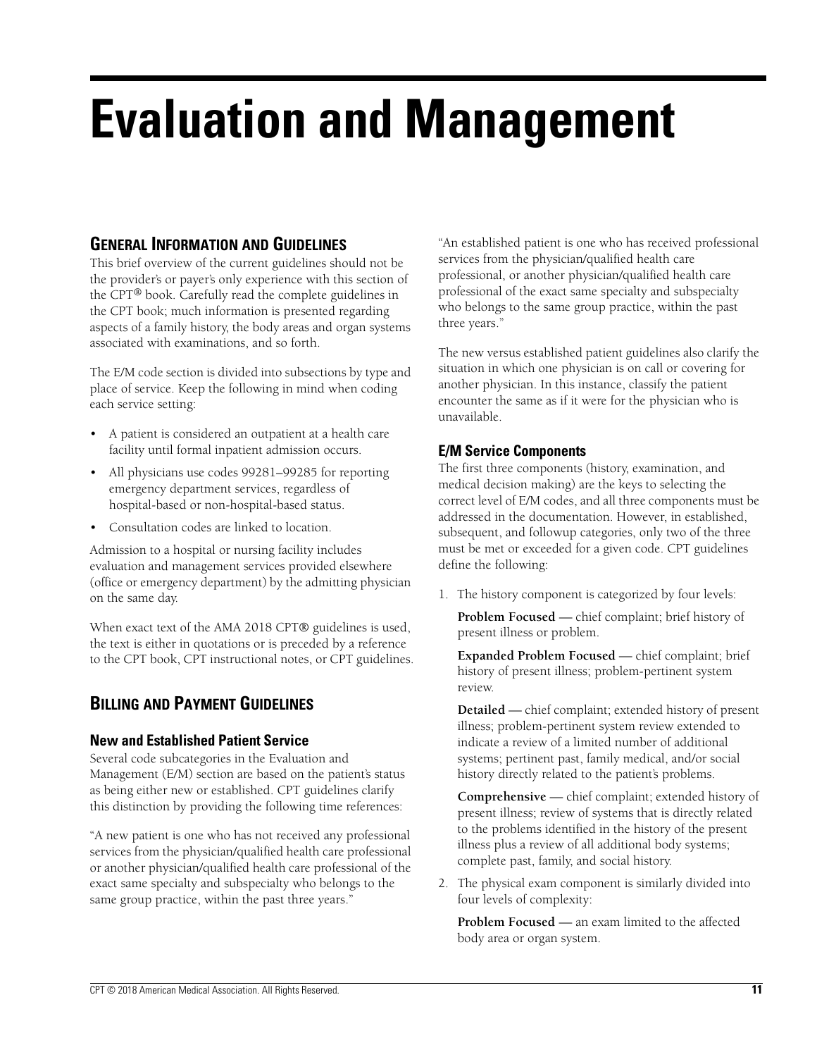# Evaluation and Management

## General Information and Guidelines

This brief overview of the current guidelines should not be the provider's or payer's only experience with this section of the CPT® book. Carefully read the complete guidelines in the CPT book; much information is presented regarding aspects of a family history, the body areas and organ systems associated with examinations, and so forth.

The E/M code section is divided into subsections by type and place of service. Keep the following in mind when coding each service setting:

- A patient is considered an outpatient at a health care facility until formal inpatient admission occurs.
- All physicians use codes 99281–99285 for reporting emergency department services, regardless of hospital-based or non-hospital-based status.
- Consultation codes are linked to location.

Admission to a hospital or nursing facility includes evaluation and management services provided elsewhere (office or emergency department) by the admitting physician on the same day.

When exact text of the AMA 2018 CPT® guidelines is used, the text is either in quotations or is preceded by a reference to the CPT book, CPT instructional notes, or CPT guidelines.

## Billing and Payment Guidelines

### New and Established Patient Service

Several code subcategories in the Evaluation and Management (E/M) section are based on the patient's status as being either new or established. CPT guidelines clarify this distinction by providing the following time references:

"A new patient is one who has not received any professional services from the physician/qualified health care professional or another physician/qualified health care professional of the exact same specialty and subspecialty who belongs to the same group practice, within the past three years."

"An established patient is one who has received professional services from the physician/qualified health care professional, or another physician/qualified health care professional of the exact same specialty and subspecialty who belongs to the same group practice, within the past three years."

The new versus established patient guidelines also clarify the situation in which one physician is on call or covering for another physician. In this instance, classify the patient encounter the same as if it were for the physician who is unavailable.

### E/M Service Components

The first three components (history, examination, and medical decision making) are the keys to selecting the correct level of E/M codes, and all three components must be addressed in the documentation. However, in established, subsequent, and followup categories, only two of the three must be met or exceeded for a given code. CPT guidelines define the following:

1. The history component is categorized by four levels:

   **Problem Focused —** chief complaint; brief history of present illness or problem.

   **Expanded Problem Focused —** chief complaint; brief history of present illness; problem-pertinent system review.

   **Detailed —** chief complaint; extended history of present illness; problem-pertinent system review extended to indicate a review of a limited number of additional systems; pertinent past, family medical, and/or social history directly related to the patient's problems.

   **Comprehensive —** chief complaint; extended history of present illness; review of systems that is directly related to the problems identified in the history of the present illness plus a review of all additional body systems; complete past, family, and social history.

2. The physical exam component is similarly divided into four levels of complexity:

   **Problem Focused —** an exam limited to the affected body area or organ system.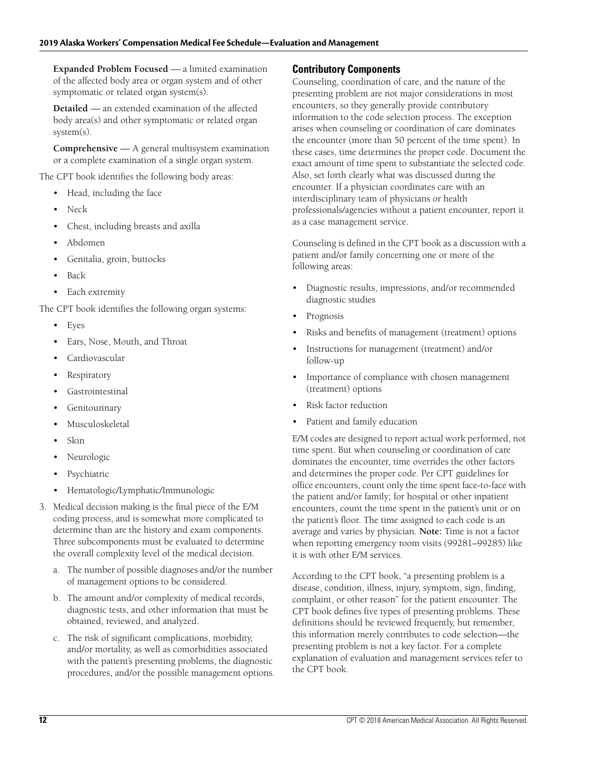**Expanded Problem Focused —** a limited examination of the affected body area or organ system and of other symptomatic or related organ system(s).

**Detailed —** an extended examination of the affected body area(s) and other symptomatic or related organ system(s).

**Comprehensive —** A general multisystem examination or a complete examination of a single organ system.

The CPT book identifies the following body areas:

- Head, including the face
- Neck
- Chest, including breasts and axilla
- Abdomen
- Genitalia, groin, buttocks
- Back
- Each extremity

The CPT book identifies the following organ systems:

- Eyes
- Ears, Nose, Mouth, and Throat
- Cardiovascular
- Respiratory
- Gastrointestinal
- Genitourinary
- Musculoskeletal
- Skin
- Neurologic
- Psychiatric
- Hematologic/Lymphatic/Immunologic

3. Medical decision making is the final piece of the E/M coding process, and is somewhat more complicated to determine than are the history and exam components. Three subcomponents must be evaluated to determine the overall complexity level of the medical decision.

   a. The number of possible diagnoses and/or the number of management options to be considered.

   b. The amount and/or complexity of medical records, diagnostic tests, and other information that must be obtained, reviewed, and analyzed.

   c. The risk of significant complications, morbidity, and/or mortality, as well as comorbidities associated with the patient's presenting problems, the diagnostic procedures, and/or the possible management options.

## Contributory Components

Counseling, coordination of care, and the nature of the presenting problem are not major considerations in most encounters, so they generally provide contributory information to the code selection process. The exception arises when counseling or coordination of care dominates the encounter (more than 50 percent of the time spent). In these cases, time determines the proper code. Document the exact amount of time spent to substantiate the selected code. Also, set forth clearly what was discussed during the encounter. If a physician coordinates care with an interdisciplinary team of physicians or health professionals/agencies without a patient encounter, report it as a case management service.

Counseling is defined in the CPT book as a discussion with a patient and/or family concerning one or more of the following areas:

- Diagnostic results, impressions, and/or recommended diagnostic studies
- Prognosis
- Risks and benefits of management (treatment) options
- Instructions for management (treatment) and/or follow-up
- Importance of compliance with chosen management (treatment) options
- Risk factor reduction
- Patient and family education

E/M codes are designed to report actual work performed, not time spent. But when counseling or coordination of care dominates the encounter, time overrides the other factors and determines the proper code. Per CPT guidelines for office encounters, count only the time spent face-to-face with the patient and/or family; for hospital or other inpatient encounters, count the time spent in the patient's unit or on the patient's floor. The time assigned to each code is an average and varies by physician. **Note:** Time is not a factor when reporting emergency room visits (99281–99285) like it is with other E/M services.

According to the CPT book, "a presenting problem is a disease, condition, illness, injury, symptom, sign, finding, complaint, or other reason" for the patient encounter. The CPT book defines five types of presenting problems. These definitions should be reviewed frequently, but remember, this information merely contributes to code selection—the presenting problem is not a key factor. For a complete explanation of evaluation and management services refer to the CPT book.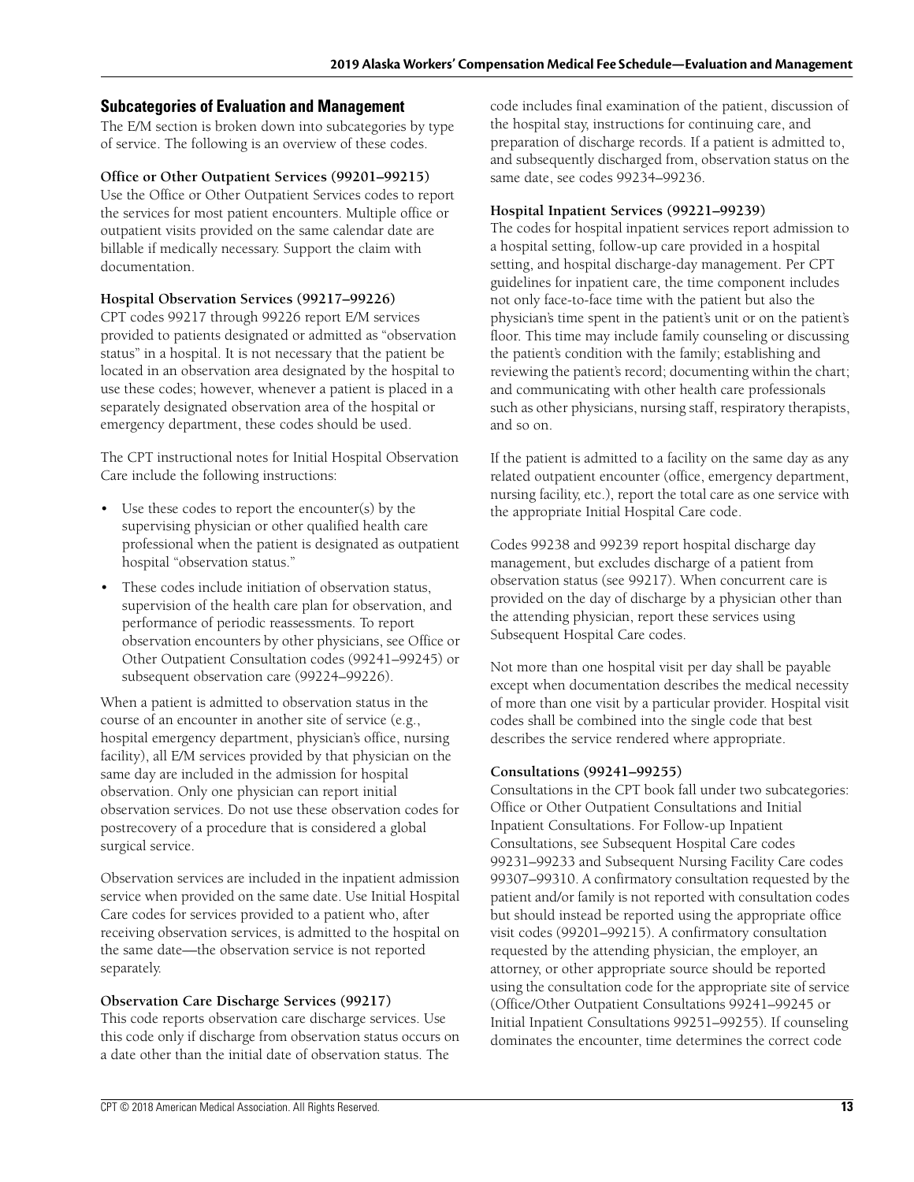## Subcategories of Evaluation and Management

The E/M section is broken down into subcategories by type of service. The following is an overview of these codes.

### Office or Other Outpatient Services (99201–99215)

Use the Office or Other Outpatient Services codes to report the services for most patient encounters. Multiple office or outpatient visits provided on the same calendar date are billable if medically necessary. Support the claim with documentation.

### Hospital Observation Services (99217–99226)

CPT codes 99217 through 99226 report E/M services provided to patients designated or admitted as "observation status" in a hospital. It is not necessary that the patient be located in an observation area designated by the hospital to use these codes; however, whenever a patient is placed in a separately designated observation area of the hospital or emergency department, these codes should be used.

The CPT instructional notes for Initial Hospital Observation Care include the following instructions:

- Use these codes to report the encounter(s) by the supervising physician or other qualified health care professional when the patient is designated as outpatient hospital "observation status."
- These codes include initiation of observation status, supervision of the health care plan for observation, and performance of periodic reassessments. To report observation encounters by other physicians, see Office or Other Outpatient Consultation codes (99241–99245) or subsequent observation care (99224–99226).

When a patient is admitted to observation status in the course of an encounter in another site of service (e.g., hospital emergency department, physician's office, nursing facility), all E/M services provided by that physician on the same day are included in the admission for hospital observation. Only one physician can report initial observation services. Do not use these observation codes for postrecovery of a procedure that is considered a global surgical service.

Observation services are included in the inpatient admission service when provided on the same date. Use Initial Hospital Care codes for services provided to a patient who, after receiving observation services, is admitted to the hospital on the same date—the observation service is not reported separately.

### Observation Care Discharge Services (99217)

This code reports observation care discharge services. Use this code only if discharge from observation status occurs on a date other than the initial date of observation status. The code includes final examination of the patient, discussion of the hospital stay, instructions for continuing care, and preparation of discharge records. If a patient is admitted to, and subsequently discharged from, observation status on the same date, see codes 99234–99236.

### Hospital Inpatient Services (99221–99239)

The codes for hospital inpatient services report admission to a hospital setting, follow-up care provided in a hospital setting, and hospital discharge-day management. Per CPT guidelines for inpatient care, the time component includes not only face-to-face time with the patient but also the physician's time spent in the patient's unit or on the patient's floor. This time may include family counseling or discussing the patient's condition with the family; establishing and reviewing the patient's record; documenting within the chart; and communicating with other health care professionals such as other physicians, nursing staff, respiratory therapists, and so on.

If the patient is admitted to a facility on the same day as any related outpatient encounter (office, emergency department, nursing facility, etc.), report the total care as one service with the appropriate Initial Hospital Care code.

Codes 99238 and 99239 report hospital discharge day management, but excludes discharge of a patient from observation status (see 99217). When concurrent care is provided on the day of discharge by a physician other than the attending physician, report these services using Subsequent Hospital Care codes.

Not more than one hospital visit per day shall be payable except when documentation describes the medical necessity of more than one visit by a particular provider. Hospital visit codes shall be combined into the single code that best describes the service rendered where appropriate.

### Consultations (99241–99255)

Consultations in the CPT book fall under two subcategories: Office or Other Outpatient Consultations and Initial Inpatient Consultations. For Follow-up Inpatient Consultations, see Subsequent Hospital Care codes 99231–99233 and Subsequent Nursing Facility Care codes 99307–99310. A confirmatory consultation requested by the patient and/or family is not reported with consultation codes but should instead be reported using the appropriate office visit codes (99201–99215). A confirmatory consultation requested by the attending physician, the employer, an attorney, or other appropriate source should be reported using the consultation code for the appropriate site of service (Office/Other Outpatient Consultations 99241–99245 or Initial Inpatient Consultations 99251–99255). If counseling dominates the encounter, time determines the correct code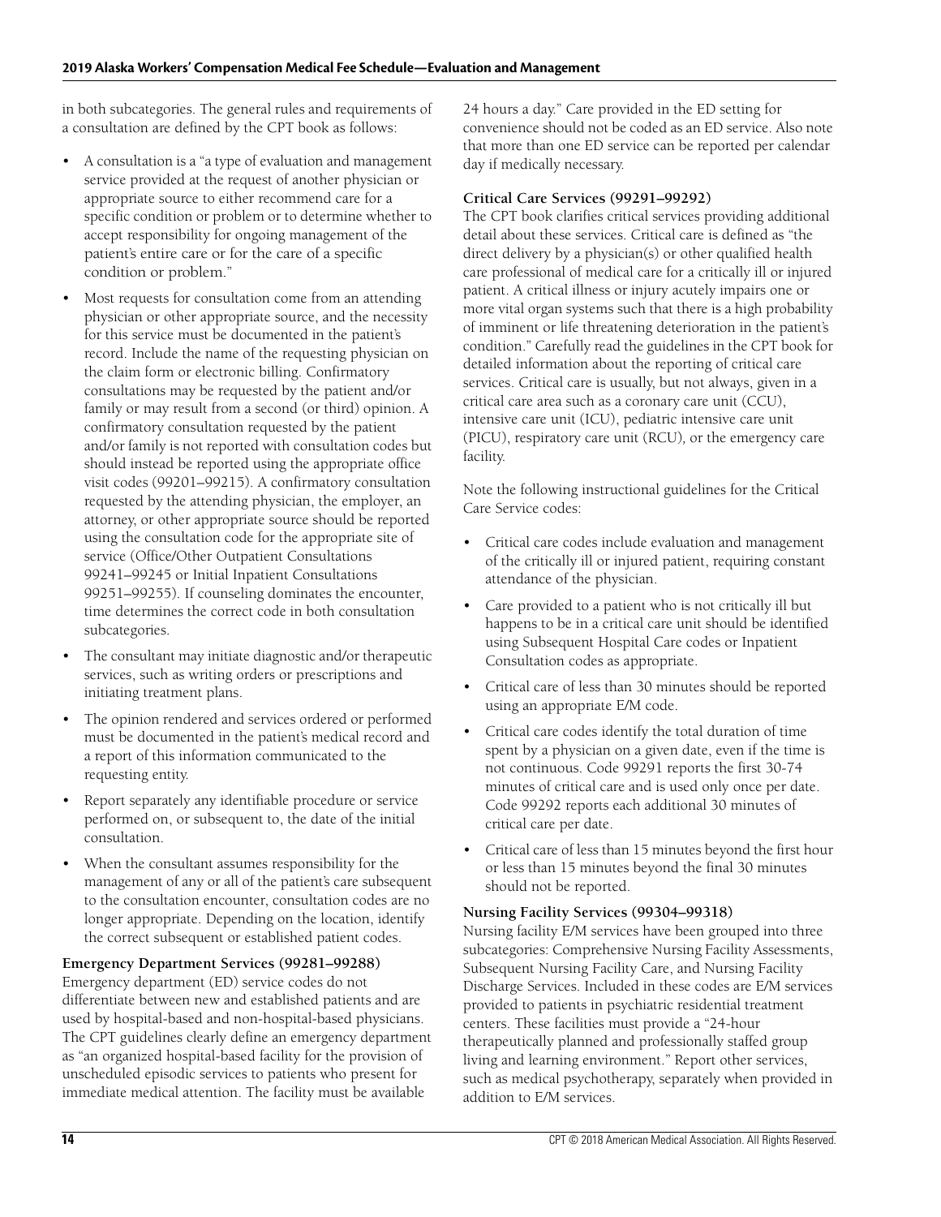in both subcategories. The general rules and requirements of a consultation are defined by the CPT book as follows:

- A consultation is a "type of evaluation and management service provided at the request of another physician or appropriate source to either recommend care for a specific condition or problem or to determine whether to accept responsibility for ongoing management of the patient's entire care or for the care of a specific condition or problem."
- Most requests for consultation come from an attending physician or other appropriate source, and the necessity for this service must be documented in the patient's record. Include the name of the requesting physician on the claim form or electronic billing. Confirmatory consultations may be requested by the patient and/or family or may result from a second (or third) opinion. A confirmatory consultation requested by the patient and/or family is not reported with consultation codes but should instead be reported using the appropriate office visit codes (99201–99215). A confirmatory consultation requested by the attending physician, the employer, an attorney, or other appropriate source should be reported using the consultation code for the appropriate site of service (Office/Other Outpatient Consultations 99241–99245 or Initial Inpatient Consultations 99251–99255). If counseling dominates the encounter, time determines the correct code in both consultation subcategories.
- The consultant may initiate diagnostic and/or therapeutic services, such as writing orders or prescriptions and initiating treatment plans.
- The opinion rendered and services ordered or performed must be documented in the patient's medical record and a report of this information communicated to the requesting entity.
- Report separately any identifiable procedure or service performed on, or subsequent to, the date of the initial consultation.
- When the consultant assumes responsibility for the management of any or all of the patient's care subsequent to the consultation encounter, consultation codes are no longer appropriate. Depending on the location, identify the correct subsequent or established patient codes.

**Emergency Department Services (99281–99288)**

Emergency department (ED) service codes do not differentiate between new and established patients and are used by hospital-based and non-hospital-based physicians. The CPT guidelines clearly define an emergency department as "an organized hospital-based facility for the provision of unscheduled episodic services to patients who present for immediate medical attention. The facility must be available 24 hours a day." Care provided in the ED setting for convenience should not be coded as an ED service. Also note that more than one ED service can be reported per calendar day if medically necessary.

**Critical Care Services (99291–99292)**

The CPT book clarifies critical services providing additional detail about these services. Critical care is defined as "the direct delivery by a physician(s) or other qualified health care professional of medical care for a critically ill or injured patient. A critical illness or injury acutely impairs one or more vital organ systems such that there is a high probability of imminent or life threatening deterioration in the patient's condition." Carefully read the guidelines in the CPT book for detailed information about the reporting of critical care services. Critical care is usually, but not always, given in a critical care area such as a coronary care unit (CCU), intensive care unit (ICU), pediatric intensive care unit (PICU), respiratory care unit (RCU), or the emergency care facility.

Note the following instructional guidelines for the Critical Care Service codes:

- Critical care codes include evaluation and management of the critically ill or injured patient, requiring constant attendance of the physician.
- Care provided to a patient who is not critically ill but happens to be in a critical care unit should be identified using Subsequent Hospital Care codes or Inpatient Consultation codes as appropriate.
- Critical care of less than 30 minutes should be reported using an appropriate E/M code.
- Critical care codes identify the total duration of time spent by a physician on a given date, even if the time is not continuous. Code 99291 reports the first 30-74 minutes of critical care and is used only once per date. Code 99292 reports each additional 30 minutes of critical care per date.
- Critical care of less than 15 minutes beyond the first hour or less than 15 minutes beyond the final 30 minutes should not be reported.

**Nursing Facility Services (99304–99318)**

Nursing facility E/M services have been grouped into three subcategories: Comprehensive Nursing Facility Assessments, Subsequent Nursing Facility Care, and Nursing Facility Discharge Services. Included in these codes are E/M services provided to patients in psychiatric residential treatment centers. These facilities must provide a "24-hour therapeutically planned and professionally staffed group living and learning environment." Report other services, such as medical psychotherapy, separately when provided in addition to E/M services.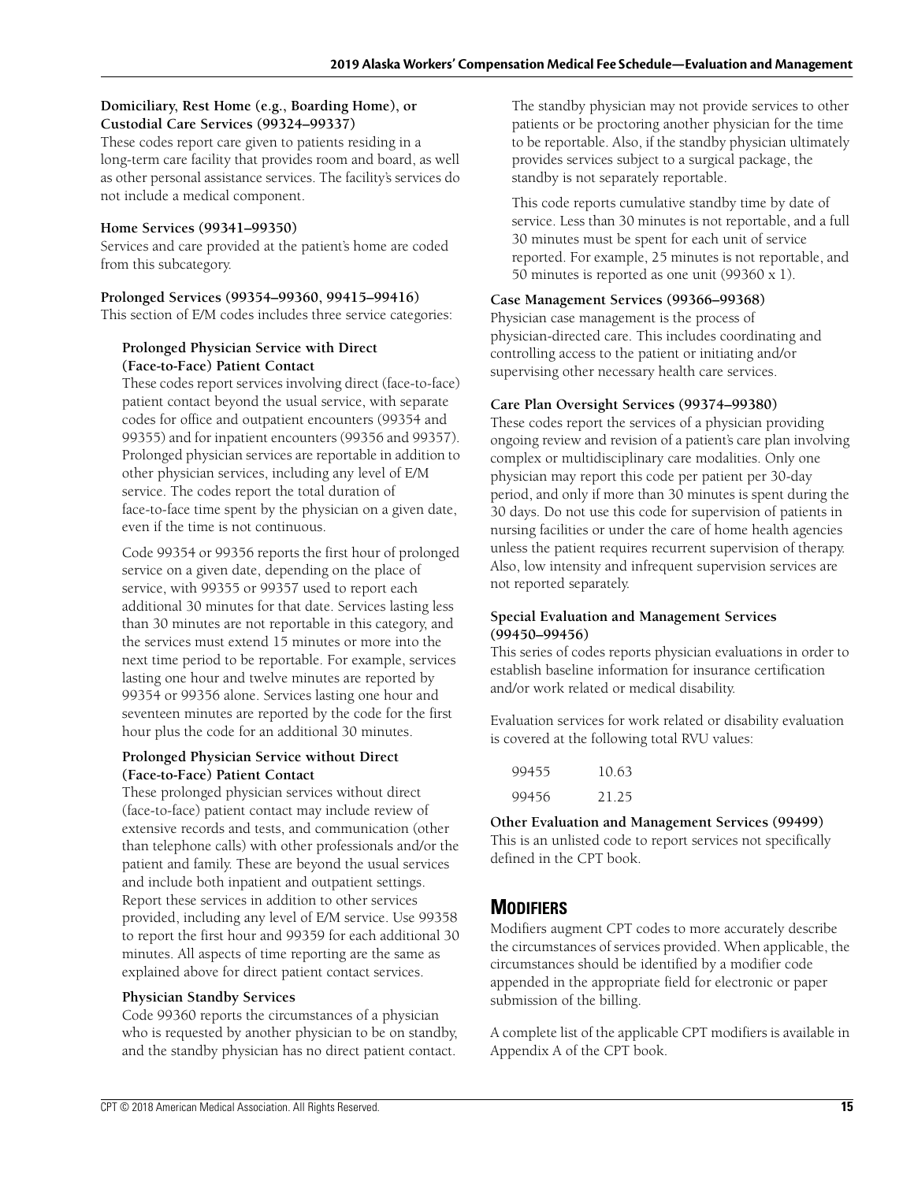### Domiciliary, Rest Home (e.g., Boarding Home), or Custodial Care Services (99324–99337)

These codes report care given to patients residing in a long-term care facility that provides room and board, as well as other personal assistance services. The facility's services do not include a medical component.

### Home Services (99341–99350)

Services and care provided at the patient's home are coded from this subcategory.

### Prolonged Services (99354–99360, 99415–99416)

This section of E/M codes includes three service categories:

#### Prolonged Physician Service with Direct (Face-to-Face) Patient Contact

These codes report services involving direct (face-to-face) patient contact beyond the usual service, with separate codes for office and outpatient encounters (99354 and 99355) and for inpatient encounters (99356 and 99357). Prolonged physician services are reportable in addition to other physician services, including any level of E/M service. The codes report the total duration of face-to-face time spent by the physician on a given date, even if the time is not continuous.

Code 99354 or 99356 reports the first hour of prolonged service on a given date, depending on the place of service, with 99355 or 99357 used to report each additional 30 minutes for that date. Services lasting less than 30 minutes are not reportable in this category, and the services must extend 15 minutes or more into the next time period to be reportable. For example, services lasting one hour and twelve minutes are reported by 99354 or 99356 alone. Services lasting one hour and seventeen minutes are reported by the code for the first hour plus the code for an additional 30 minutes.

#### Prolonged Physician Service without Direct (Face-to-Face) Patient Contact

These prolonged physician services without direct (face-to-face) patient contact may include review of extensive records and tests, and communication (other than telephone calls) with other professionals and/or the patient and family. These are beyond the usual services and include both inpatient and outpatient settings. Report these services in addition to other services provided, including any level of E/M service. Use 99358 to report the first hour and 99359 for each additional 30 minutes. All aspects of time reporting are the same as explained above for direct patient contact services.

#### Physician Standby Services

Code 99360 reports the circumstances of a physician who is requested by another physician to be on standby, and the standby physician has no direct patient contact. The standby physician may not provide services to other patients or be proctoring another physician for the time to be reportable. Also, if the standby physician ultimately provides services subject to a surgical package, the standby is not separately reportable.

This code reports cumulative standby time by date of service. Less than 30 minutes is not reportable, and a full 30 minutes must be spent for each unit of service reported. For example, 25 minutes is not reportable, and 50 minutes is reported as one unit (99360 x 1).

### Case Management Services (99366–99368)

Physician case management is the process of physician-directed care. This includes coordinating and controlling access to the patient or initiating and/or supervising other necessary health care services.

### Care Plan Oversight Services (99374–99380)

These codes report the services of a physician providing ongoing review and revision of a patient's care plan involving complex or multidisciplinary care modalities. Only one physician may report this code per patient per 30-day period, and only if more than 30 minutes is spent during the 30 days. Do not use this code for supervision of patients in nursing facilities or under the care of home health agencies unless the patient requires recurrent supervision of therapy. Also, low intensity and infrequent supervision services are not reported separately.

### Special Evaluation and Management Services (99450–99456)

This series of codes reports physician evaluations in order to establish baseline information for insurance certification and/or work related or medical disability.

Evaluation services for work related or disability evaluation is covered at the following total RVU values:

| | |
|---|---|
| 99455 | 10.63 |
| 99456 | 21.25 |

### Other Evaluation and Management Services (99499)

This is an unlisted code to report services not specifically defined in the CPT book.

## Modifiers

Modifiers augment CPT codes to more accurately describe the circumstances of services provided. When applicable, the circumstances should be identified by a modifier code appended in the appropriate field for electronic or paper submission of the billing.

A complete list of the applicable CPT modifiers is available in Appendix A of the CPT book.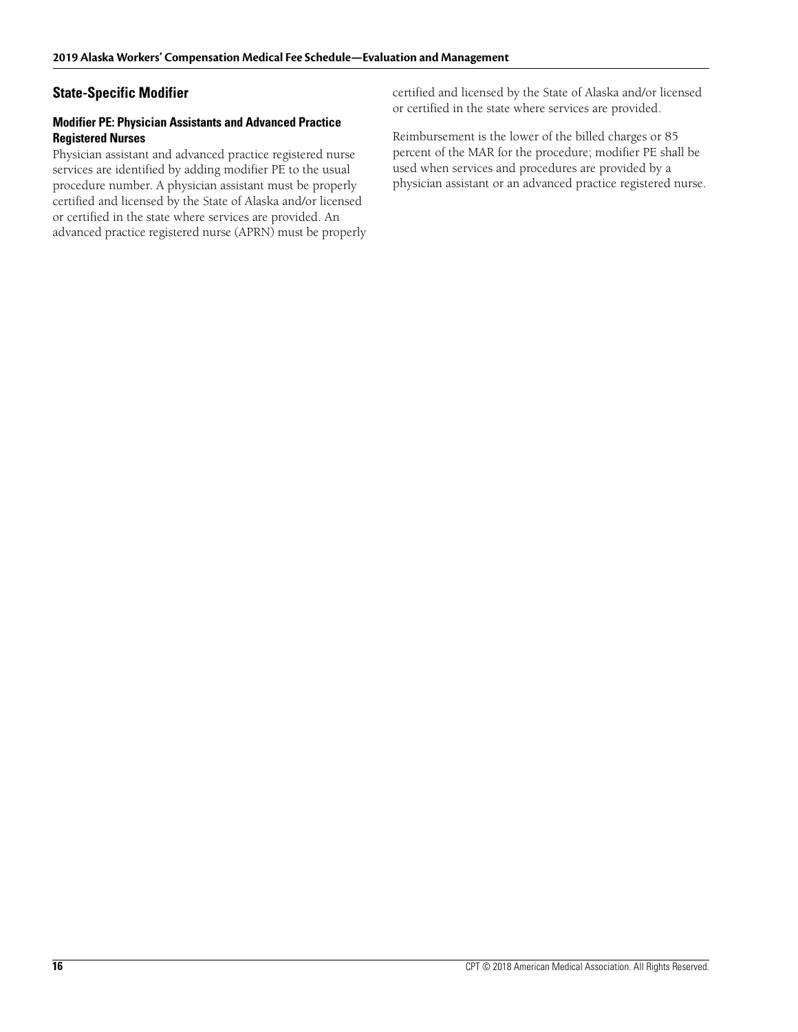## State-Specific Modifier

### Modifier PE: Physician Assistants and Advanced Practice Registered Nurses

Physician assistant and advanced practice registered nurse services are identified by adding modifier PE to the usual procedure number. A physician assistant must be properly certified and licensed by the State of Alaska and/or licensed or certified in the state where services are provided. An advanced practice registered nurse (APRN) must be properly certified and licensed by the State of Alaska and/or licensed or certified in the state where services are provided.

Reimbursement is the lower of the billed charges or 85 percent of the MAR for the procedure; modifier PE shall be used when services and procedures are provided by a physician assistant or an advanced practice registered nurse.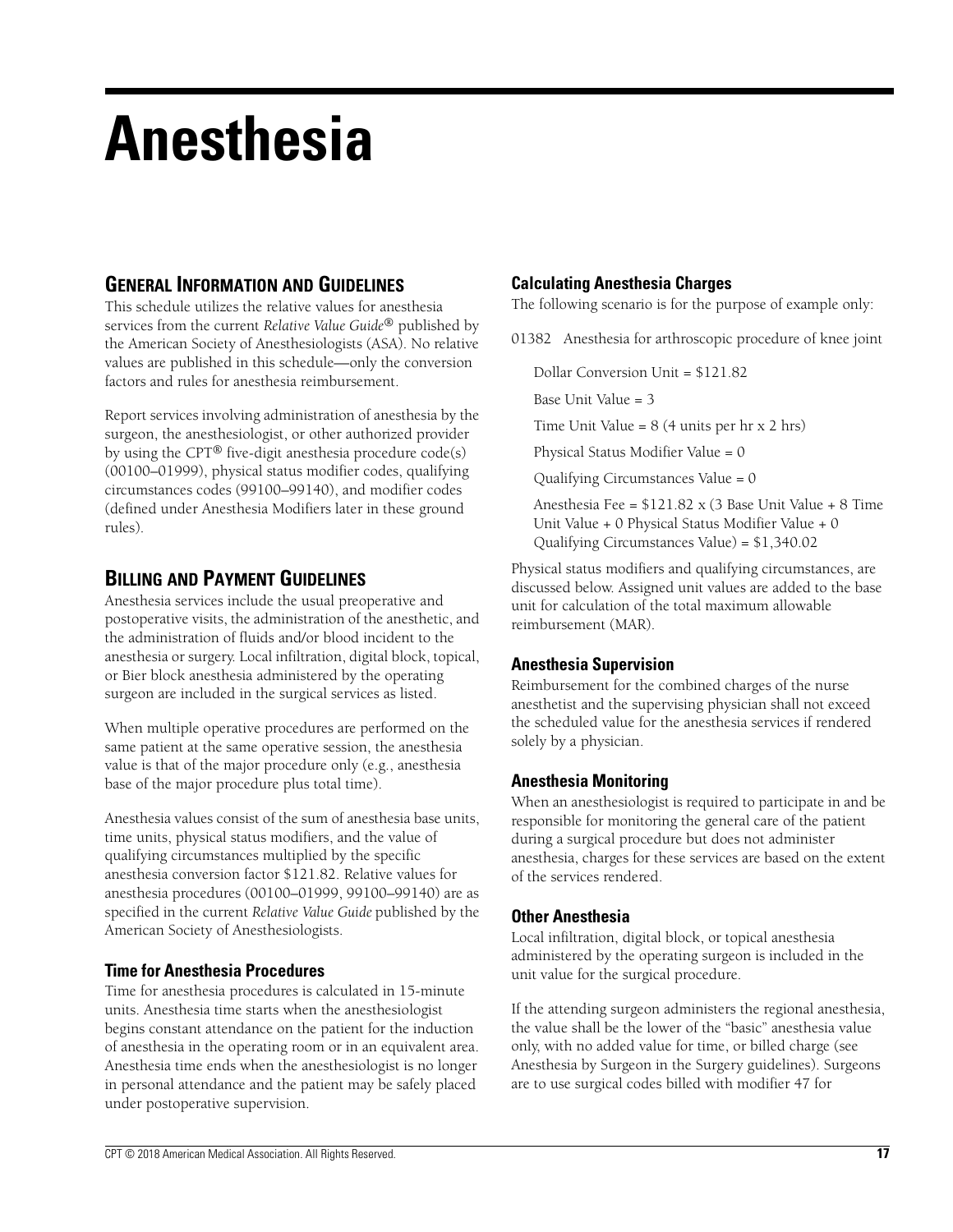# Anesthesia

## General Information and Guidelines

This schedule utilizes the relative values for anesthesia services from the current *Relative Value Guide*® published by the American Society of Anesthesiologists (ASA). No relative values are published in this schedule—only the conversion factors and rules for anesthesia reimbursement.

Report services involving administration of anesthesia by the surgeon, the anesthesiologist, or other authorized provider by using the CPT® five-digit anesthesia procedure code(s) (00100–01999), physical status modifier codes, qualifying circumstances codes (99100–99140), and modifier codes (defined under Anesthesia Modifiers later in these ground rules).

## Billing and Payment Guidelines

Anesthesia services include the usual preoperative and postoperative visits, the administration of the anesthetic, and the administration of fluids and/or blood incident to the anesthesia or surgery. Local infiltration, digital block, topical, or Bier block anesthesia administered by the operating surgeon are included in the surgical services as listed.

When multiple operative procedures are performed on the same patient at the same operative session, the anesthesia value is that of the major procedure only (e.g., anesthesia base of the major procedure plus total time).

Anesthesia values consist of the sum of anesthesia base units, time units, physical status modifiers, and the value of qualifying circumstances multiplied by the specific anesthesia conversion factor $121.82. Relative values for anesthesia procedures (00100–01999, 99100–99140) are as specified in the current *Relative Value Guide* published by the American Society of Anesthesiologists.

### Time for Anesthesia Procedures

Time for anesthesia procedures is calculated in 15-minute units. Anesthesia time starts when the anesthesiologist begins constant attendance on the patient for the induction of anesthesia in the operating room or in an equivalent area. Anesthesia time ends when the anesthesiologist is no longer in personal attendance and the patient may be safely placed under postoperative supervision.

### Calculating Anesthesia Charges

The following scenario is for the purpose of example only:

01382 Anesthesia for arthroscopic procedure of knee joint

Dollar Conversion Unit = $121.82

Base Unit Value = 3

Time Unit Value = 8 (4 units per hr x 2 hrs)

Physical Status Modifier Value = 0

Qualifying Circumstances Value = 0

Anesthesia Fee = $121.82 x (3 Base Unit Value + 8 Time Unit Value + 0 Physical Status Modifier Value + 0 Qualifying Circumstances Value) = $1,340.02

Physical status modifiers and qualifying circumstances, are discussed below. Assigned unit values are added to the base unit for calculation of the total maximum allowable reimbursement (MAR).

### Anesthesia Supervision

Reimbursement for the combined charges of the nurse anesthetist and the supervising physician shall not exceed the scheduled value for the anesthesia services if rendered solely by a physician.

### Anesthesia Monitoring

When an anesthesiologist is required to participate in and be responsible for monitoring the general care of the patient during a surgical procedure but does not administer anesthesia, charges for these services are based on the extent of the services rendered.

### Other Anesthesia

Local infiltration, digital block, or topical anesthesia administered by the operating surgeon is included in the unit value for the surgical procedure.

If the attending surgeon administers the regional anesthesia, the value shall be the lower of the "basic" anesthesia value only, with no added value for time, or billed charge (see Anesthesia by Surgeon in the Surgery guidelines). Surgeons are to use surgical codes billed with modifier 47 for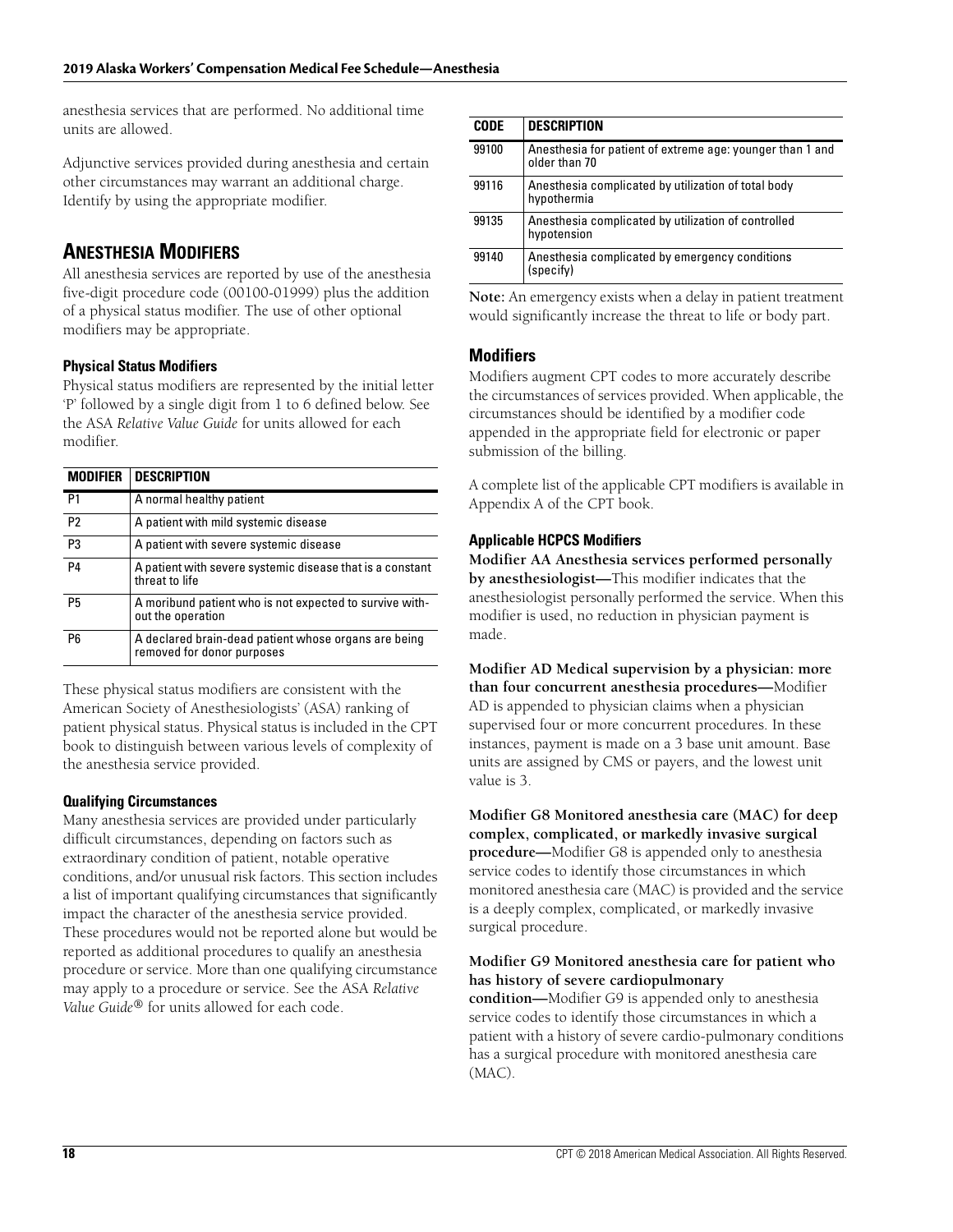anesthesia services that are performed. No additional time units are allowed.

Adjunctive services provided during anesthesia and certain other circumstances may warrant an additional charge. Identify by using the appropriate modifier.

## Anesthesia Modifiers

All anesthesia services are reported by use of the anesthesia five-digit procedure code (00100-01999) plus the addition of a physical status modifier. The use of other optional modifiers may be appropriate.

### Physical Status Modifiers

Physical status modifiers are represented by the initial letter 'P' followed by a single digit from 1 to 6 defined below. See the ASA *Relative Value Guide* for units allowed for each modifier.

| MODIFIER | DESCRIPTION |
|---|---|
| P1 | A normal healthy patient |
| P2 | A patient with mild systemic disease |
| P3 | A patient with severe systemic disease |
| P4 | A patient with severe systemic disease that is a constant threat to life |
| P5 | A moribund patient who is not expected to survive without the operation |
| P6 | A declared brain-dead patient whose organs are being removed for donor purposes |

These physical status modifiers are consistent with the American Society of Anesthesiologists' (ASA) ranking of patient physical status. Physical status is included in the CPT book to distinguish between various levels of complexity of the anesthesia service provided.

### Qualifying Circumstances

Many anesthesia services are provided under particularly difficult circumstances, depending on factors such as extraordinary condition of patient, notable operative conditions, and/or unusual risk factors. This section includes a list of important qualifying circumstances that significantly impact the character of the anesthesia service provided. These procedures would not be reported alone but would be reported as additional procedures to qualify an anesthesia procedure or service. More than one qualifying circumstance may apply to a procedure or service. See the ASA *Relative Value Guide®* for units allowed for each code.

| CODE | DESCRIPTION |
|---|---|
| 99100 | Anesthesia for patient of extreme age: younger than 1 and older than 70 |
| 99116 | Anesthesia complicated by utilization of total body hypothermia |
| 99135 | Anesthesia complicated by utilization of controlled hypotension |
| 99140 | Anesthesia complicated by emergency conditions (specify) |

**Note:** An emergency exists when a delay in patient treatment would significantly increase the threat to life or body part.

## Modifiers

Modifiers augment CPT codes to more accurately describe the circumstances of services provided. When applicable, the circumstances should be identified by a modifier code appended in the appropriate field for electronic or paper submission of the billing.

A complete list of the applicable CPT modifiers is available in Appendix A of the CPT book.

### Applicable HCPCS Modifiers

**Modifier AA Anesthesia services performed personally by anesthesiologist—**This modifier indicates that the anesthesiologist personally performed the service. When this modifier is used, no reduction in physician payment is made.

**Modifier AD Medical supervision by a physician: more than four concurrent anesthesia procedures—**Modifier AD is appended to physician claims when a physician supervised four or more concurrent procedures. In these instances, payment is made on a 3 base unit amount. Base units are assigned by CMS or payers, and the lowest unit value is 3.

**Modifier G8 Monitored anesthesia care (MAC) for deep complex, complicated, or markedly invasive surgical procedure—**Modifier G8 is appended only to anesthesia service codes to identify those circumstances in which monitored anesthesia care (MAC) is provided and the service is a deeply complex, complicated, or markedly invasive surgical procedure.

**Modifier G9 Monitored anesthesia care for patient who has history of severe cardiopulmonary condition—**Modifier G9 is appended only to anesthesia service codes to identify those circumstances in which a patient with a history of severe cardio-pulmonary conditions has a surgical procedure with monitored anesthesia care (MAC).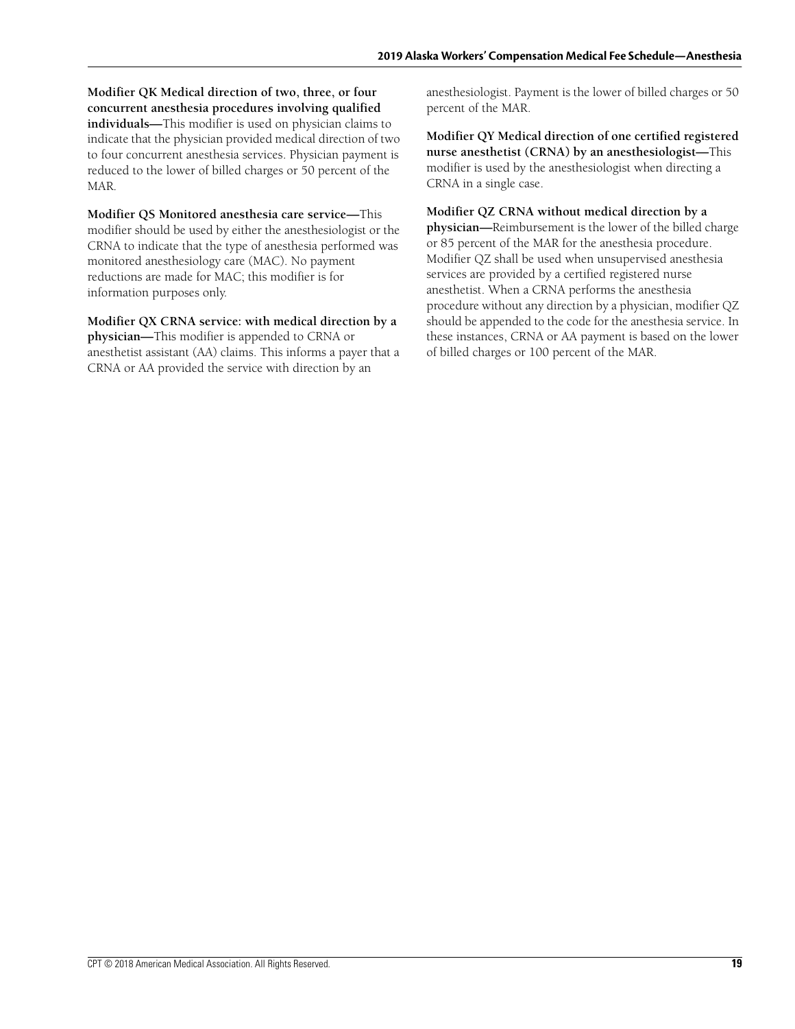**Modifier QK Medical direction of two, three, or four concurrent anesthesia procedures involving qualified individuals—**This modifier is used on physician claims to indicate that the physician provided medical direction of two to four concurrent anesthesia services. Physician payment is reduced to the lower of billed charges or 50 percent of the MAR.

**Modifier QS Monitored anesthesia care service—**This modifier should be used by either the anesthesiologist or the CRNA to indicate that the type of anesthesia performed was monitored anesthesiology care (MAC). No payment reductions are made for MAC; this modifier is for information purposes only.

**Modifier QX CRNA service: with medical direction by a physician—**This modifier is appended to CRNA or anesthetist assistant (AA) claims. This informs a payer that a CRNA or AA provided the service with direction by an anesthesiologist. Payment is the lower of billed charges or 50 percent of the MAR.

**Modifier QY Medical direction of one certified registered nurse anesthetist (CRNA) by an anesthesiologist—**This modifier is used by the anesthesiologist when directing a CRNA in a single case.

**Modifier QZ CRNA without medical direction by a physician—**Reimbursement is the lower of the billed charge or 85 percent of the MAR for the anesthesia procedure. Modifier QZ shall be used when unsupervised anesthesia services are provided by a certified registered nurse anesthetist. When a CRNA performs the anesthesia procedure without any direction by a physician, modifier QZ should be appended to the code for the anesthesia service. In these instances, CRNA or AA payment is based on the lower of billed charges or 100 percent of the MAR.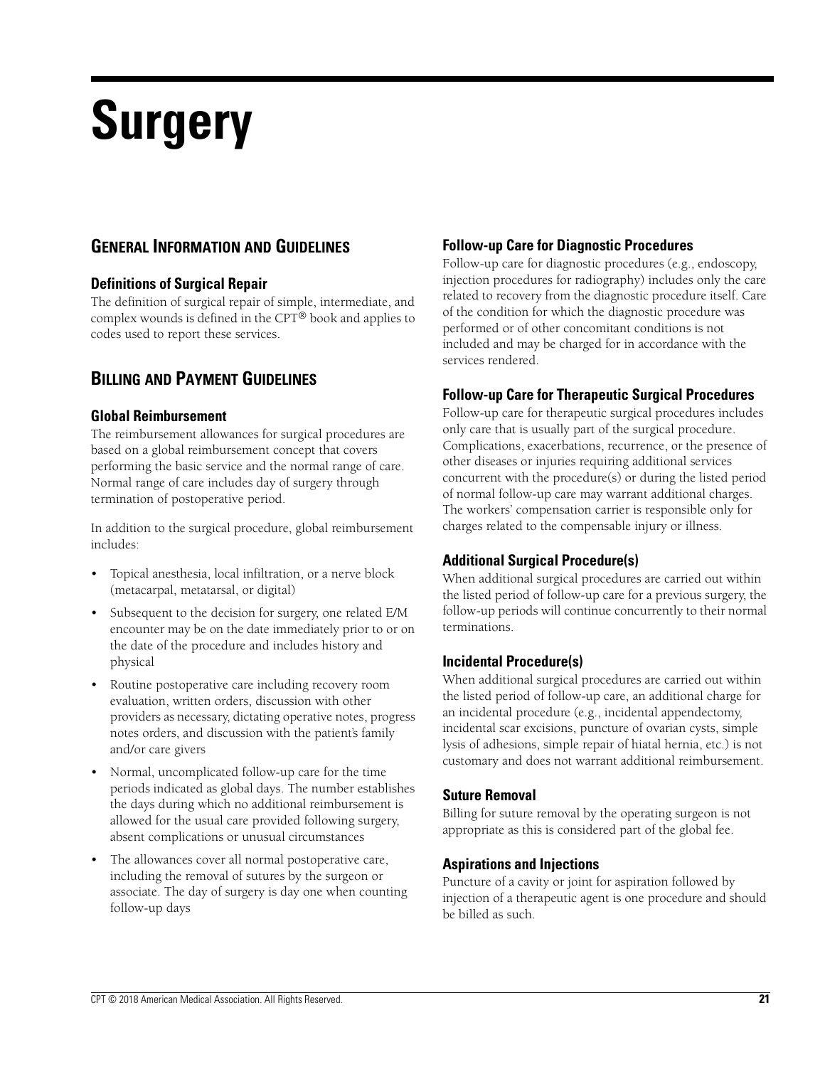# Surgery

## General Information and Guidelines

### Definitions of Surgical Repair

The definition of surgical repair of simple, intermediate, and complex wounds is defined in the CPT® book and applies to codes used to report these services.

## Billing and Payment Guidelines

### Global Reimbursement

The reimbursement allowances for surgical procedures are based on a global reimbursement concept that covers performing the basic service and the normal range of care. Normal range of care includes day of surgery through termination of postoperative period.

In addition to the surgical procedure, global reimbursement includes:

- Topical anesthesia, local infiltration, or a nerve block (metacarpal, metatarsal, or digital)
- Subsequent to the decision for surgery, one related E/M encounter may be on the date immediately prior to or on the date of the procedure and includes history and physical
- Routine postoperative care including recovery room evaluation, written orders, discussion with other providers as necessary, dictating operative notes, progress notes orders, and discussion with the patient's family and/or care givers
- Normal, uncomplicated follow-up care for the time periods indicated as global days. The number establishes the days during which no additional reimbursement is allowed for the usual care provided following surgery, absent complications or unusual circumstances
- The allowances cover all normal postoperative care, including the removal of sutures by the surgeon or associate. The day of surgery is day one when counting follow-up days

### Follow-up Care for Diagnostic Procedures

Follow-up care for diagnostic procedures (e.g., endoscopy, injection procedures for radiography) includes only the care related to recovery from the diagnostic procedure itself. Care of the condition for which the diagnostic procedure was performed or of other concomitant conditions is not included and may be charged for in accordance with the services rendered.

### Follow-up Care for Therapeutic Surgical Procedures

Follow-up care for therapeutic surgical procedures includes only care that is usually part of the surgical procedure. Complications, exacerbations, recurrence, or the presence of other diseases or injuries requiring additional services concurrent with the procedure(s) or during the listed period of normal follow-up care may warrant additional charges. The workers' compensation carrier is responsible only for charges related to the compensable injury or illness.

### Additional Surgical Procedure(s)

When additional surgical procedures are carried out within the listed period of follow-up care for a previous surgery, the follow-up periods will continue concurrently to their normal terminations.

### Incidental Procedure(s)

When additional surgical procedures are carried out within the listed period of follow-up care, an additional charge for an incidental procedure (e.g., incidental appendectomy, incidental scar excisions, puncture of ovarian cysts, simple lysis of adhesions, simple repair of hiatal hernia, etc.) is not customary and does not warrant additional reimbursement.

### Suture Removal

Billing for suture removal by the operating surgeon is not appropriate as this is considered part of the global fee.

### Aspirations and Injections

Puncture of a cavity or joint for aspiration followed by injection of a therapeutic agent is one procedure and should be billed as such.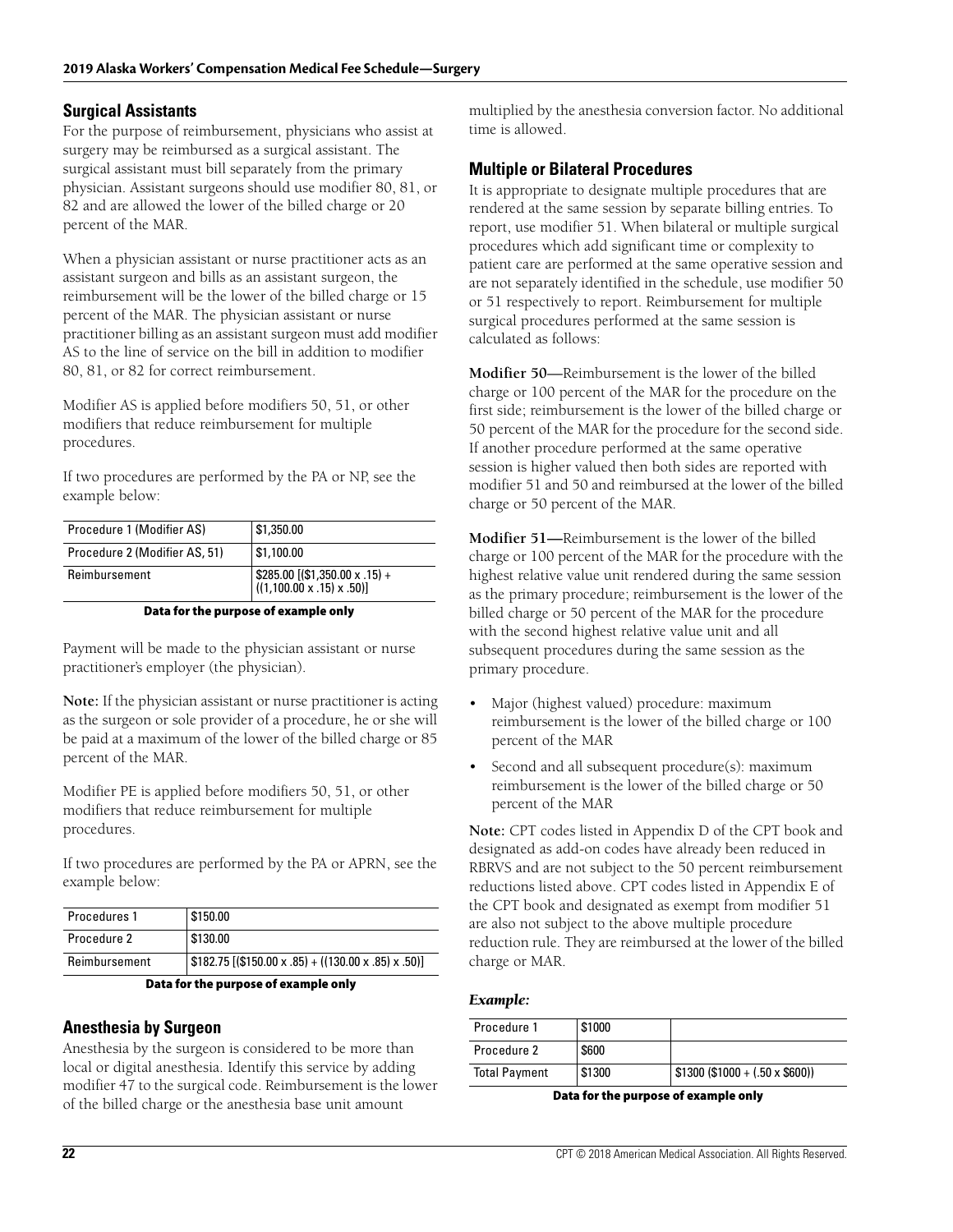## Surgical Assistants

For the purpose of reimbursement, physicians who assist at surgery may be reimbursed as a surgical assistant. The surgical assistant must bill separately from the primary physician. Assistant surgeons should use modifier 80, 81, or 82 and are allowed the lower of the billed charge or 20 percent of the MAR.

When a physician assistant or nurse practitioner acts as an assistant surgeon and bills as an assistant surgeon, the reimbursement will be the lower of the billed charge or 15 percent of the MAR. The physician assistant or nurse practitioner billing as an assistant surgeon must add modifier AS to the line of service on the bill in addition to modifier 80, 81, or 82 for correct reimbursement.

Modifier AS is applied before modifiers 50, 51, or other modifiers that reduce reimbursement for multiple procedures.

If two procedures are performed by the PA or NP, see the example below:

| Procedure 1 (Modifier AS) | $1,350.00 |
|---|---|
| Procedure 2 (Modifier AS, 51) | $1,100.00 |
| Reimbursement | $285.00 [($1,350.00 x .15) + ((1,100.00 x .15) x .50)] |

**Data for the purpose of example only**

Payment will be made to the physician assistant or nurse practitioner's employer (the physician).

**Note:** If the physician assistant or nurse practitioner is acting as the surgeon or sole provider of a procedure, he or she will be paid at a maximum of the lower of the billed charge or 85 percent of the MAR.

Modifier PE is applied before modifiers 50, 51, or other modifiers that reduce reimbursement for multiple procedures.

If two procedures are performed by the PA or APRN, see the example below:

| Procedures 1 | $150.00 |
|---|---|
| Procedure 2 | $130.00 |
| Reimbursement | $182.75 [($150.00 x .85) + ((130.00 x .85) x .50)] |

**Data for the purpose of example only**

## Anesthesia by Surgeon

Anesthesia by the surgeon is considered to be more than local or digital anesthesia. Identify this service by adding modifier 47 to the surgical code. Reimbursement is the lower of the billed charge or the anesthesia base unit amount multiplied by the anesthesia conversion factor. No additional time is allowed.

## Multiple or Bilateral Procedures

It is appropriate to designate multiple procedures that are rendered at the same session by separate billing entries. To report, use modifier 51. When bilateral or multiple surgical procedures which add significant time or complexity to patient care are performed at the same operative session and are not separately identified in the schedule, use modifier 50 or 51 respectively to report. Reimbursement for multiple surgical procedures performed at the same session is calculated as follows:

**Modifier 50—**Reimbursement is the lower of the billed charge or 100 percent of the MAR for the procedure on the first side; reimbursement is the lower of the billed charge or 50 percent of the MAR for the procedure for the second side. If another procedure performed at the same operative session is higher valued then both sides are reported with modifier 51 and 50 and reimbursed at the lower of the billed charge or 50 percent of the MAR.

**Modifier 51—**Reimbursement is the lower of the billed charge or 100 percent of the MAR for the procedure with the highest relative value unit rendered during the same session as the primary procedure; reimbursement is the lower of the billed charge or 50 percent of the MAR for the procedure with the second highest relative value unit and all subsequent procedures during the same session as the primary procedure.

- Major (highest valued) procedure: maximum reimbursement is the lower of the billed charge or 100 percent of the MAR
- Second and all subsequent procedure(s): maximum reimbursement is the lower of the billed charge or 50 percent of the MAR

**Note:** CPT codes listed in Appendix D of the CPT book and designated as add-on codes have already been reduced in RBRVS and are not subject to the 50 percent reimbursement reductions listed above. CPT codes listed in Appendix E of the CPT book and designated as exempt from modifier 51 are also not subject to the above multiple procedure reduction rule. They are reimbursed at the lower of the billed charge or MAR.

***Example:***

| Procedure 1 | $1000 | |
|---|---|---|
| Procedure 2 | $600 | |
| Total Payment | $1300 | $1300 ($1000 + (.50 x $600)) |

**Data for the purpose of example only**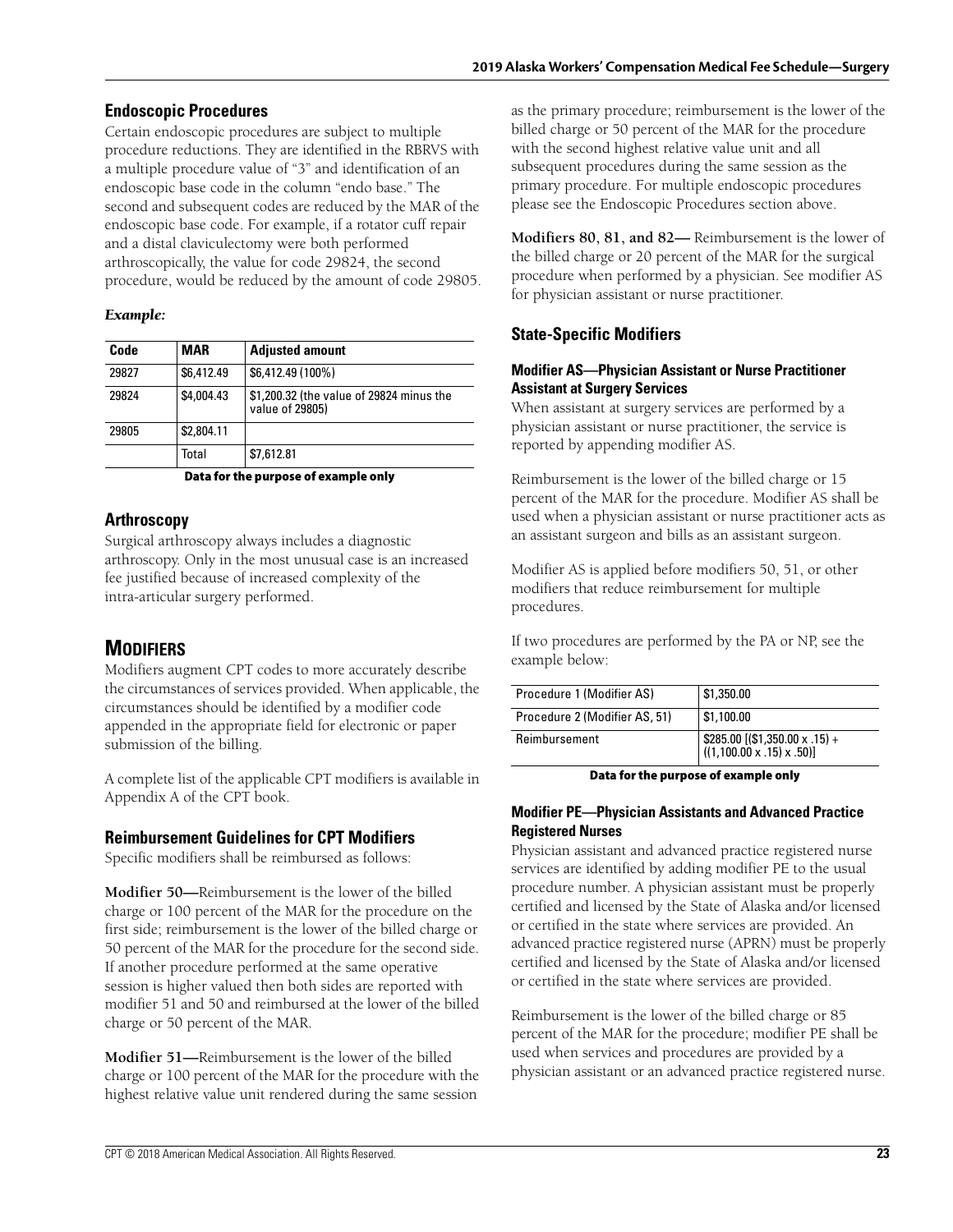## Endoscopic Procedures

Certain endoscopic procedures are subject to multiple procedure reductions. They are identified in the RBRVS with a multiple procedure value of "3" and identification of an endoscopic base code in the column "endo base." The second and subsequent codes are reduced by the MAR of the endoscopic base code. For example, if a rotator cuff repair and a distal claviculectomy were both performed arthroscopically, the value for code 29824, the second procedure, would be reduced by the amount of code 29805.

*Example:*

| Code | MAR | Adjusted amount |
|---|---|---|
| 29827 | $6,412.49 | $6,412.49 (100%) |
| 29824 | $4,004.43 | $1,200.32 (the value of 29824 minus the value of 29805) |
| 29805 | $2,804.11 | |
| | Total | $7,612.81 |

**Data for the purpose of example only**

## Arthroscopy

Surgical arthroscopy always includes a diagnostic arthroscopy. Only in the most unusual case is an increased fee justified because of increased complexity of the intra-articular surgery performed.

# Modifiers

Modifiers augment CPT codes to more accurately describe the circumstances of services provided. When applicable, the circumstances should be identified by a modifier code appended in the appropriate field for electronic or paper submission of the billing.

A complete list of the applicable CPT modifiers is available in Appendix A of the CPT book.

## Reimbursement Guidelines for CPT Modifiers

Specific modifiers shall be reimbursed as follows:

**Modifier 50—**Reimbursement is the lower of the billed charge or 100 percent of the MAR for the procedure on the first side; reimbursement is the lower of the billed charge or 50 percent of the MAR for the procedure for the second side. If another procedure performed at the same operative session is higher valued then both sides are reported with modifier 51 and 50 and reimbursed at the lower of the billed charge or 50 percent of the MAR.

**Modifier 51—**Reimbursement is the lower of the billed charge or 100 percent of the MAR for the procedure with the highest relative value unit rendered during the same session as the primary procedure; reimbursement is the lower of the billed charge or 50 percent of the MAR for the procedure with the second highest relative value unit and all subsequent procedures during the same session as the primary procedure. For multiple endoscopic procedures please see the Endoscopic Procedures section above.

**Modifiers 80, 81, and 82—** Reimbursement is the lower of the billed charge or 20 percent of the MAR for the surgical procedure when performed by a physician. See modifier AS for physician assistant or nurse practitioner.

## State-Specific Modifiers

### Modifier AS—Physician Assistant or Nurse Practitioner Assistant at Surgery Services

When assistant at surgery services are performed by a physician assistant or nurse practitioner, the service is reported by appending modifier AS.

Reimbursement is the lower of the billed charge or 15 percent of the MAR for the procedure. Modifier AS shall be used when a physician assistant or nurse practitioner acts as an assistant surgeon and bills as an assistant surgeon.

Modifier AS is applied before modifiers 50, 51, or other modifiers that reduce reimbursement for multiple procedures.

If two procedures are performed by the PA or NP, see the example below:

| | |
|---|---|
| Procedure 1 (Modifier AS) | $1,350.00 |
| Procedure 2 (Modifier AS, 51) | $1,100.00 |
| Reimbursement | $285.00 [($1,350.00 x .15) + ((1,100.00 x .15) x .50)] |

**Data for the purpose of example only**

### Modifier PE—Physician Assistants and Advanced Practice Registered Nurses

Physician assistant and advanced practice registered nurse services are identified by adding modifier PE to the usual procedure number. A physician assistant must be properly certified and licensed by the State of Alaska and/or licensed or certified in the state where services are provided. An advanced practice registered nurse (APRN) must be properly certified and licensed by the State of Alaska and/or licensed or certified in the state where services are provided.

Reimbursement is the lower of the billed charge or 85 percent of the MAR for the procedure; modifier PE shall be used when services and procedures are provided by a physician assistant or an advanced practice registered nurse.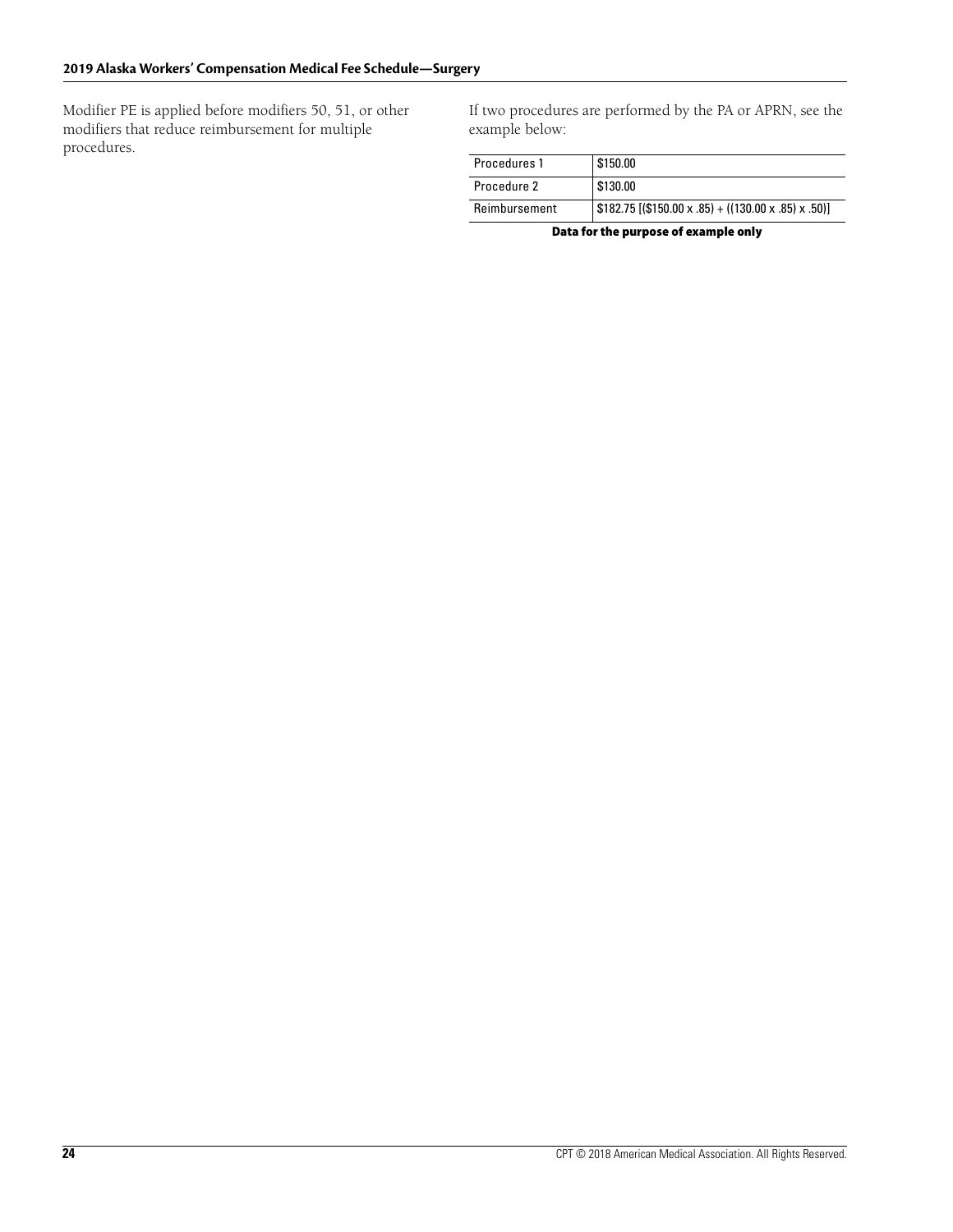Modifier PE is applied before modifiers 50, 51, or other modifiers that reduce reimbursement for multiple procedures.

If two procedures are performed by the PA or APRN, see the example below:

| Procedures 1 | $150.00 |
|---|---|
| Procedure 2 | $130.00 |
| Reimbursement | $182.75 [($150.00 x .85) + ((130.00 x .85) x .50)] |

**Data for the purpose of example only**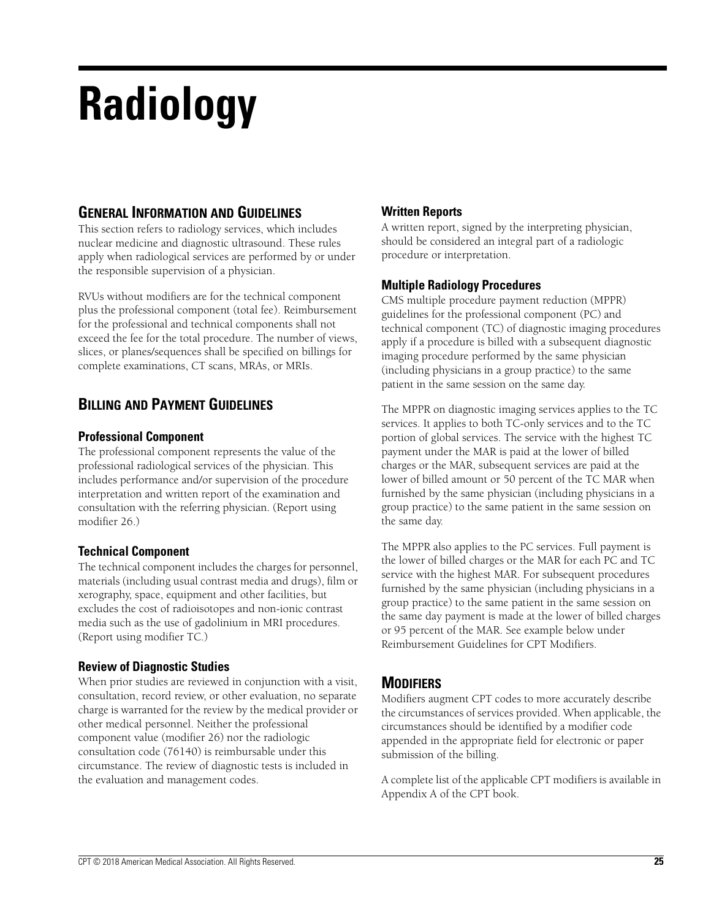# Radiology

## General Information and Guidelines

This section refers to radiology services, which includes nuclear medicine and diagnostic ultrasound. These rules apply when radiological services are performed by or under the responsible supervision of a physician.

RVUs without modifiers are for the technical component plus the professional component (total fee). Reimbursement for the professional and technical components shall not exceed the fee for the total procedure. The number of views, slices, or planes/sequences shall be specified on billings for complete examinations, CT scans, MRAs, or MRIs.

## Billing and Payment Guidelines

### Professional Component

The professional component represents the value of the professional radiological services of the physician. This includes performance and/or supervision of the procedure interpretation and written report of the examination and consultation with the referring physician. (Report using modifier 26.)

### Technical Component

The technical component includes the charges for personnel, materials (including usual contrast media and drugs), film or xerography, space, equipment and other facilities, but excludes the cost of radioisotopes and non-ionic contrast media such as the use of gadolinium in MRI procedures. (Report using modifier TC.)

### Review of Diagnostic Studies

When prior studies are reviewed in conjunction with a visit, consultation, record review, or other evaluation, no separate charge is warranted for the review by the medical provider or other medical personnel. Neither the professional component value (modifier 26) nor the radiologic consultation code (76140) is reimbursable under this circumstance. The review of diagnostic tests is included in the evaluation and management codes.

### Written Reports

A written report, signed by the interpreting physician, should be considered an integral part of a radiologic procedure or interpretation.

### Multiple Radiology Procedures

CMS multiple procedure payment reduction (MPPR) guidelines for the professional component (PC) and technical component (TC) of diagnostic imaging procedures apply if a procedure is billed with a subsequent diagnostic imaging procedure performed by the same physician (including physicians in a group practice) to the same patient in the same session on the same day.

The MPPR on diagnostic imaging services applies to the TC services. It applies to both TC-only services and to the TC portion of global services. The service with the highest TC payment under the MAR is paid at the lower of billed charges or the MAR, subsequent services are paid at the lower of billed amount or 50 percent of the TC MAR when furnished by the same physician (including physicians in a group practice) to the same patient in the same session on the same day.

The MPPR also applies to the PC services. Full payment is the lower of billed charges or the MAR for each PC and TC service with the highest MAR. For subsequent procedures furnished by the same physician (including physicians in a group practice) to the same patient in the same session on the same day payment is made at the lower of billed charges or 95 percent of the MAR. See example below under Reimbursement Guidelines for CPT Modifiers.

## Modifiers

Modifiers augment CPT codes to more accurately describe the circumstances of services provided. When applicable, the circumstances should be identified by a modifier code appended in the appropriate field for electronic or paper submission of the billing.

A complete list of the applicable CPT modifiers is available in Appendix A of the CPT book.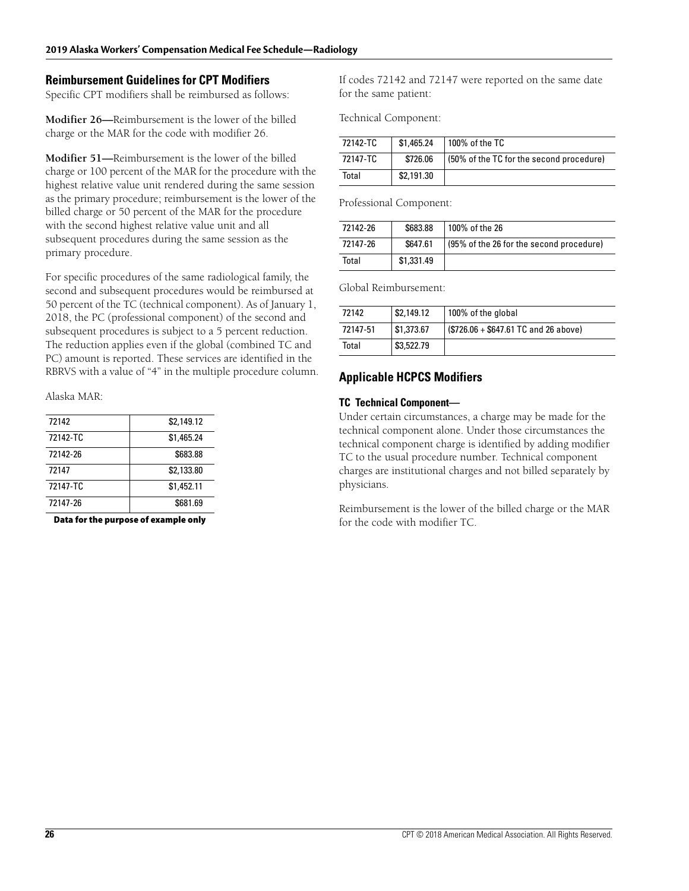## Reimbursement Guidelines for CPT Modifiers

Specific CPT modifiers shall be reimbursed as follows:

**Modifier 26—**Reimbursement is the lower of the billed charge or the MAR for the code with modifier 26.

**Modifier 51—**Reimbursement is the lower of the billed charge or 100 percent of the MAR for the procedure with the highest relative value unit rendered during the same session as the primary procedure; reimbursement is the lower of the billed charge or 50 percent of the MAR for the procedure with the second highest relative value unit and all subsequent procedures during the same session as the primary procedure.

For specific procedures of the same radiological family, the second and subsequent procedures would be reimbursed at 50 percent of the TC (technical component). As of January 1, 2018, the PC (professional component) of the second and subsequent procedures is subject to a 5 percent reduction. The reduction applies even if the global (combined TC and PC) amount is reported. These services are identified in the RBRVS with a value of "4" in the multiple procedure column.

Alaska MAR:

| | |
|---|---|
| 72142 | $2,149.12 |
| 72142-TC | $1,465.24 |
| 72142-26 | $683.88 |
| 72147 | $2,133.80 |
| 72147-TC | $1,452.11 |
| 72147-26 | $681.69 |

**Data for the purpose of example only**

If codes 72142 and 72147 were reported on the same date for the same patient:

Technical Component:

| | | |
|---|---|---|
| 72142-TC | $1,465.24 | 100% of the TC |
| 72147-TC | $726.06 | (50% of the TC for the second procedure) |
| Total | $2,191.30 | |

Professional Component:

| | | |
|---|---|---|
| 72142-26 | $683.88 | 100% of the 26 |
| 72147-26 | $647.61 | (95% of the 26 for the second procedure) |
| Total | $1,331.49 | |

Global Reimbursement:

| | | |
|---|---|---|
| 72142 | $2,149.12 | 100% of the global |
| 72147-51 | $1,373.67 | ($726.06 + $647.61 TC and 26 above) |
| Total | $3,522.79 | |

## Applicable HCPCS Modifiers

### TC Technical Component—

Under certain circumstances, a charge may be made for the technical component alone. Under those circumstances the technical component charge is identified by adding modifier TC to the usual procedure number. Technical component charges are institutional charges and not billed separately by physicians.

Reimbursement is the lower of the billed charge or the MAR for the code with modifier TC.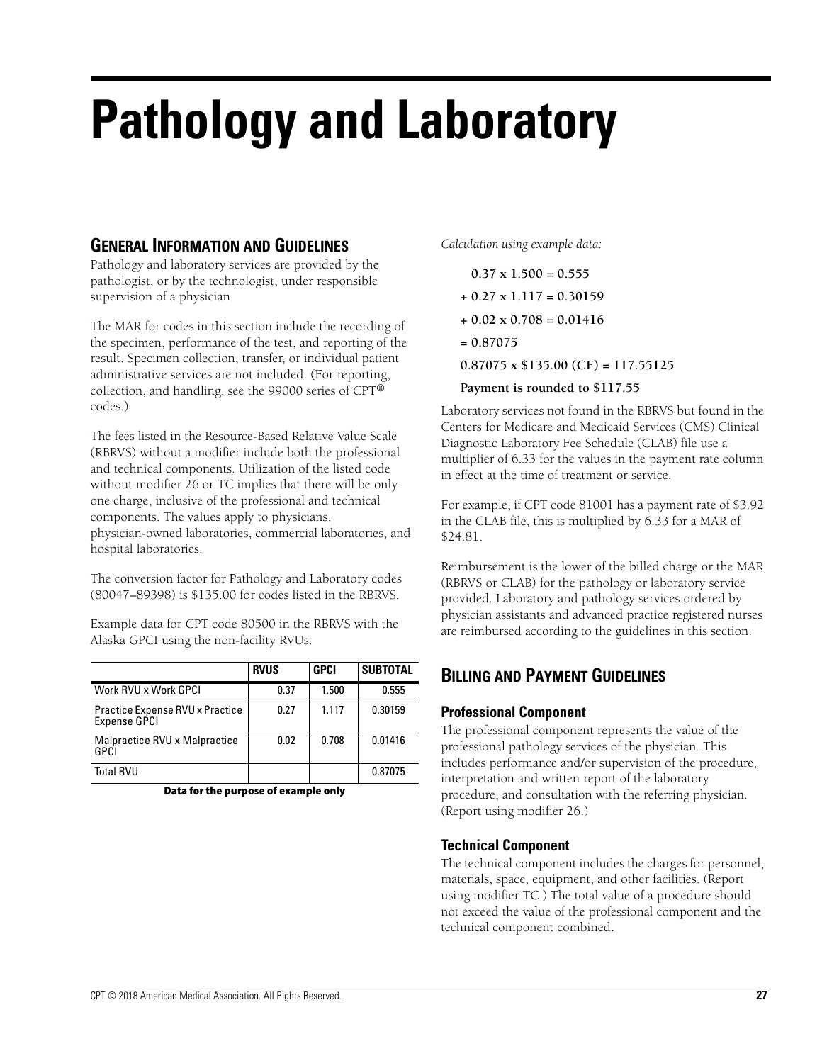# Pathology and Laboratory

## General Information and Guidelines

Pathology and laboratory services are provided by the pathologist, or by the technologist, under responsible supervision of a physician.

The MAR for codes in this section include the recording of the specimen, performance of the test, and reporting of the result. Specimen collection, transfer, or individual patient administrative services are not included. (For reporting, collection, and handling, see the 99000 series of CPT® codes.)

The fees listed in the Resource-Based Relative Value Scale (RBRVS) without a modifier include both the professional and technical components. Utilization of the listed code without modifier 26 or TC implies that there will be only one charge, inclusive of the professional and technical components. The values apply to physicians, physician-owned laboratories, commercial laboratories, and hospital laboratories.

The conversion factor for Pathology and Laboratory codes (80047–89398) is $135.00 for codes listed in the RBRVS.

Example data for CPT code 80500 in the RBRVS with the Alaska GPCI using the non-facility RVUs:

| | RVUS | GPCI | SUBTOTAL |
|---|---|---|---|
| Work RVU x Work GPCI | 0.37 | 1.500 | 0.555 |
| Practice Expense RVU x Practice Expense GPCI | 0.27 | 1.117 | 0.30159 |
| Malpractice RVU x Malpractice GPCI | 0.02 | 0.708 | 0.01416 |
| Total RVU | | | 0.87075 |

**Data for the purpose of example only**

*Calculation using example data:*

**0.37 x 1.500 = 0.555**

**+ 0.27 x 1.117 = 0.30159**

**+ 0.02 x 0.708 = 0.01416**

**= 0.87075**

**0.87075 x $135.00 (CF) = 117.55125**

**Payment is rounded to $117.55**

Laboratory services not found in the RBRVS but found in the Centers for Medicare and Medicaid Services (CMS) Clinical Diagnostic Laboratory Fee Schedule (CLAB) file use a multiplier of 6.33 for the values in the payment rate column in effect at the time of treatment or service.

For example, if CPT code 81001 has a payment rate of $3.92 in the CLAB file, this is multiplied by 6.33 for a MAR of $24.81.

Reimbursement is the lower of the billed charge or the MAR (RBRVS or CLAB) for the pathology or laboratory service provided. Laboratory and pathology services ordered by physician assistants and advanced practice registered nurses are reimbursed according to the guidelines in this section.

## Billing and Payment Guidelines

### Professional Component

The professional component represents the value of the professional pathology services of the physician. This includes performance and/or supervision of the procedure, interpretation and written report of the laboratory procedure, and consultation with the referring physician. (Report using modifier 26.)

### Technical Component

The technical component includes the charges for personnel, materials, space, equipment, and other facilities. (Report using modifier TC.) The total value of a procedure should not exceed the value of the professional component and the technical component combined.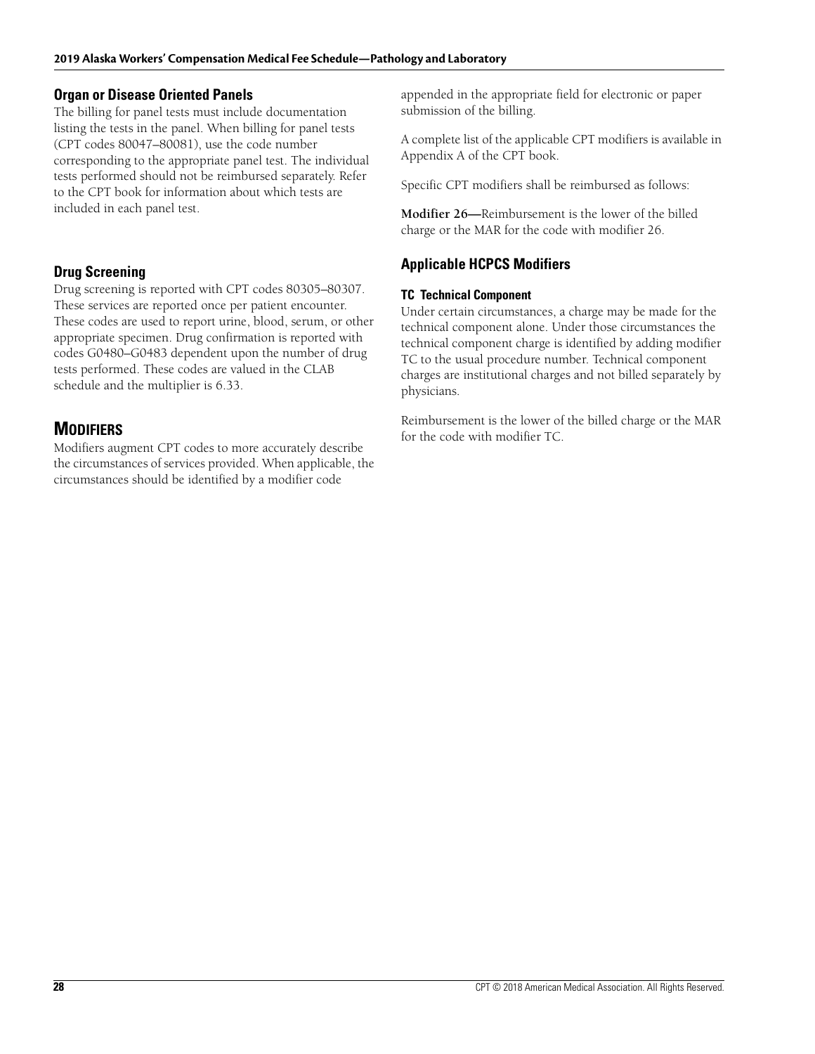### Organ or Disease Oriented Panels

The billing for panel tests must include documentation listing the tests in the panel. When billing for panel tests (CPT codes 80047–80081), use the code number corresponding to the appropriate panel test. The individual tests performed should not be reimbursed separately. Refer to the CPT book for information about which tests are included in each panel test.

### Drug Screening

Drug screening is reported with CPT codes 80305–80307. These services are reported once per patient encounter. These codes are used to report urine, blood, serum, or other appropriate specimen. Drug confirmation is reported with codes G0480–G0483 dependent upon the number of drug tests performed. These codes are valued in the CLAB schedule and the multiplier is 6.33.

## Modifiers

Modifiers augment CPT codes to more accurately describe the circumstances of services provided. When applicable, the circumstances should be identified by a modifier code appended in the appropriate field for electronic or paper submission of the billing.

A complete list of the applicable CPT modifiers is available in Appendix A of the CPT book.

Specific CPT modifiers shall be reimbursed as follows:

**Modifier 26—**Reimbursement is the lower of the billed charge or the MAR for the code with modifier 26.

### Applicable HCPCS Modifiers

#### TC Technical Component

Under certain circumstances, a charge may be made for the technical component alone. Under those circumstances the technical component charge is identified by adding modifier TC to the usual procedure number. Technical component charges are institutional charges and not billed separately by physicians.

Reimbursement is the lower of the billed charge or the MAR for the code with modifier TC.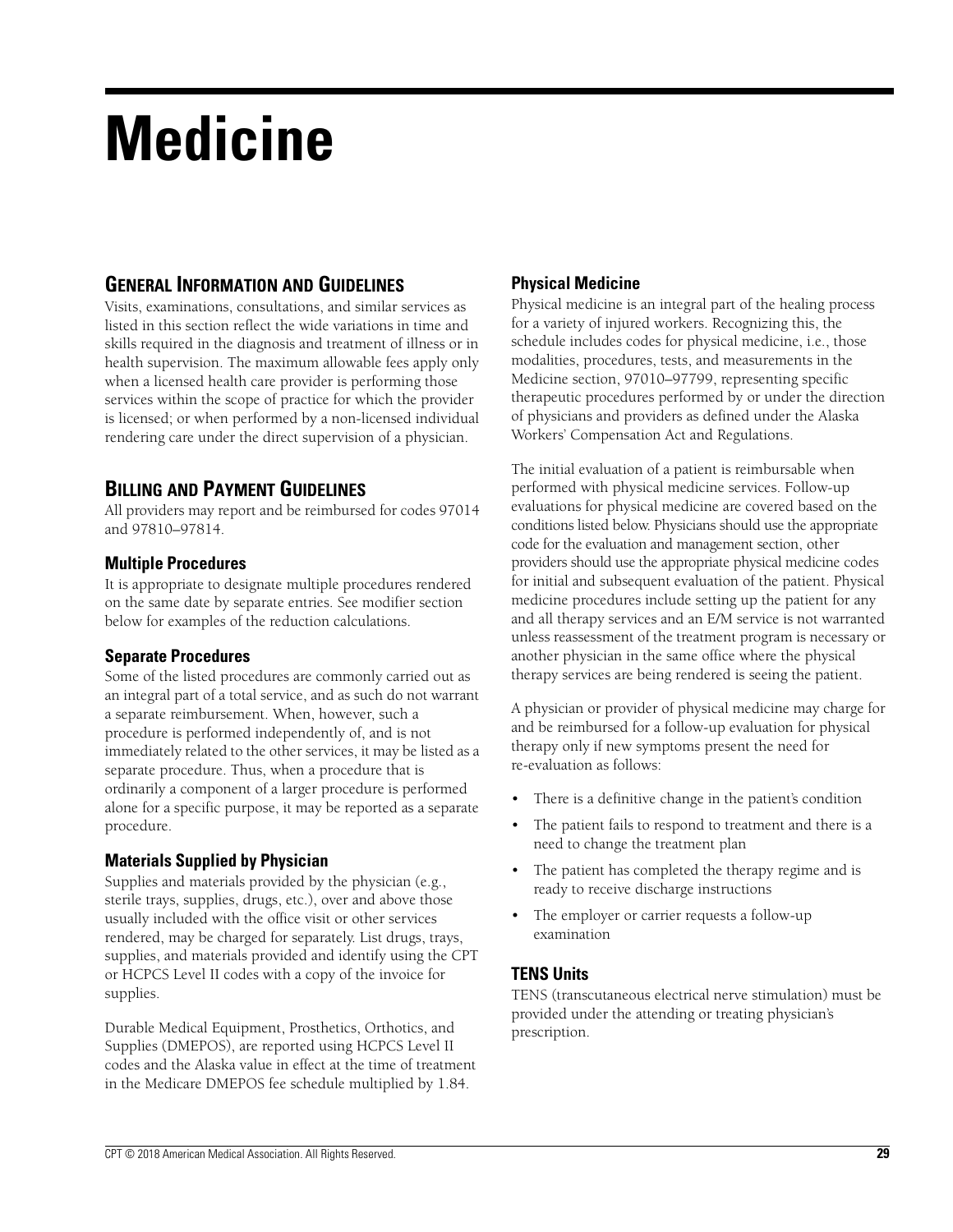# Medicine

## General Information and Guidelines

Visits, examinations, consultations, and similar services as listed in this section reflect the wide variations in time and skills required in the diagnosis and treatment of illness or in health supervision. The maximum allowable fees apply only when a licensed health care provider is performing those services within the scope of practice for which the provider is licensed; or when performed by a non-licensed individual rendering care under the direct supervision of a physician.

## Billing and Payment Guidelines

All providers may report and be reimbursed for codes 97014 and 97810–97814.

### Multiple Procedures

It is appropriate to designate multiple procedures rendered on the same date by separate entries. See modifier section below for examples of the reduction calculations.

### Separate Procedures

Some of the listed procedures are commonly carried out as an integral part of a total service, and as such do not warrant a separate reimbursement. When, however, such a procedure is performed independently of, and is not immediately related to the other services, it may be listed as a separate procedure. Thus, when a procedure that is ordinarily a component of a larger procedure is performed alone for a specific purpose, it may be reported as a separate procedure.

### Materials Supplied by Physician

Supplies and materials provided by the physician (e.g., sterile trays, supplies, drugs, etc.), over and above those usually included with the office visit or other services rendered, may be charged for separately. List drugs, trays, supplies, and materials provided and identify using the CPT or HCPCS Level II codes with a copy of the invoice for supplies.

Durable Medical Equipment, Prosthetics, Orthotics, and Supplies (DMEPOS), are reported using HCPCS Level II codes and the Alaska value in effect at the time of treatment in the Medicare DMEPOS fee schedule multiplied by 1.84.

### Physical Medicine

Physical medicine is an integral part of the healing process for a variety of injured workers. Recognizing this, the schedule includes codes for physical medicine, i.e., those modalities, procedures, tests, and measurements in the Medicine section, 97010–97799, representing specific therapeutic procedures performed by or under the direction of physicians and providers as defined under the Alaska Workers' Compensation Act and Regulations.

The initial evaluation of a patient is reimbursable when performed with physical medicine services. Follow-up evaluations for physical medicine are covered based on the conditions listed below. Physicians should use the appropriate code for the evaluation and management section, other providers should use the appropriate physical medicine codes for initial and subsequent evaluation of the patient. Physical medicine procedures include setting up the patient for any and all therapy services and an E/M service is not warranted unless reassessment of the treatment program is necessary or another physician in the same office where the physical therapy services are being rendered is seeing the patient.

A physician or provider of physical medicine may charge for and be reimbursed for a follow-up evaluation for physical therapy only if new symptoms present the need for re-evaluation as follows:

- There is a definitive change in the patient's condition
- The patient fails to respond to treatment and there is a need to change the treatment plan
- The patient has completed the therapy regime and is ready to receive discharge instructions
- The employer or carrier requests a follow-up examination

### TENS Units

TENS (transcutaneous electrical nerve stimulation) must be provided under the attending or treating physician's prescription.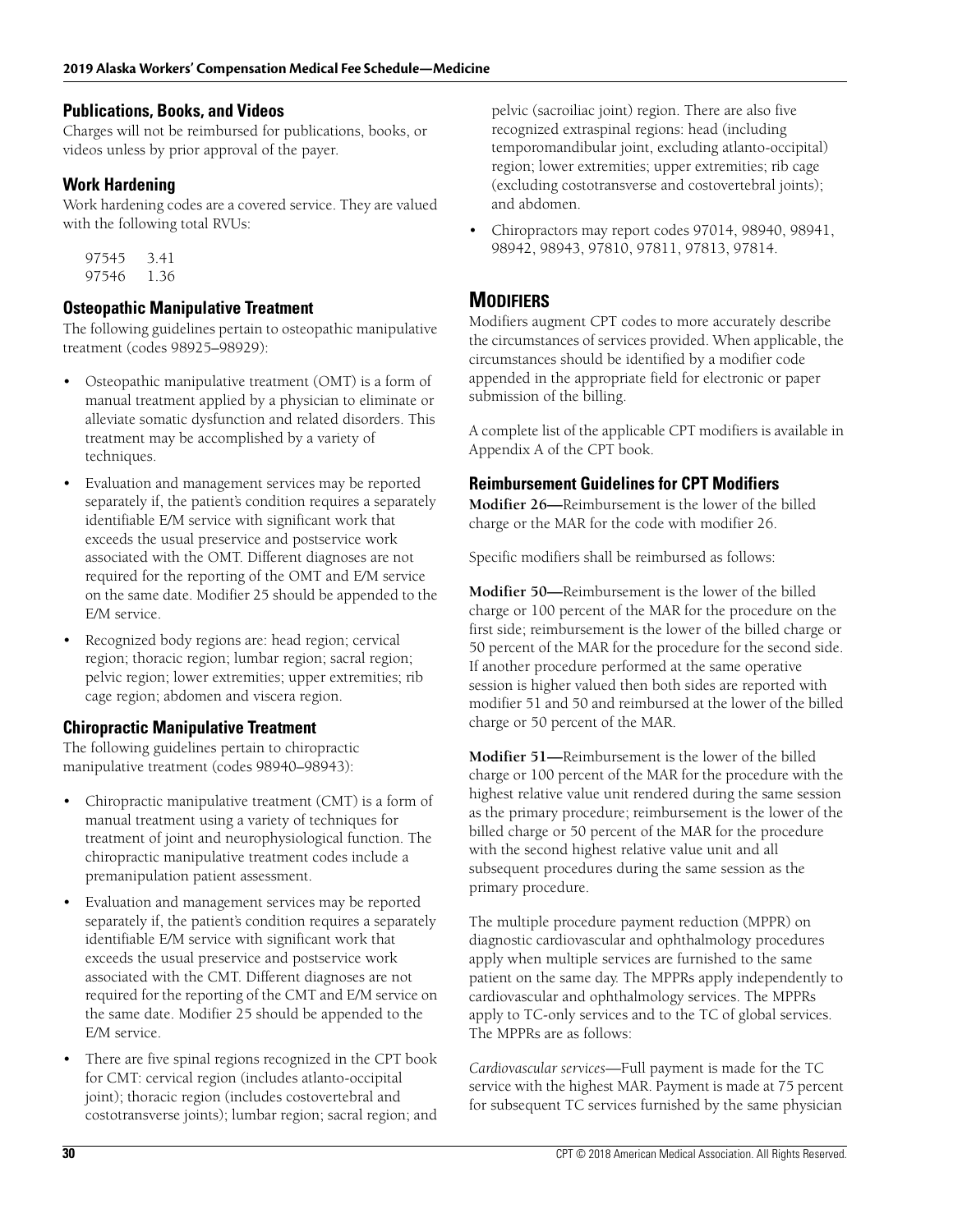### Publications, Books, and Videos

Charges will not be reimbursed for publications, books, or videos unless by prior approval of the payer.

### Work Hardening

Work hardening codes are a covered service. They are valued with the following total RVUs:

| | |
|---|---|
| 97545 | 3.41 |
| 97546 | 1.36 |

### Osteopathic Manipulative Treatment

The following guidelines pertain to osteopathic manipulative treatment (codes 98925–98929):

- Osteopathic manipulative treatment (OMT) is a form of manual treatment applied by a physician to eliminate or alleviate somatic dysfunction and related disorders. This treatment may be accomplished by a variety of techniques.
- Evaluation and management services may be reported separately if, the patient's condition requires a separately identifiable E/M service with significant work that exceeds the usual preservice and postservice work associated with the OMT. Different diagnoses are not required for the reporting of the OMT and E/M service on the same date. Modifier 25 should be appended to the E/M service.
- Recognized body regions are: head region; cervical region; thoracic region; lumbar region; sacral region; pelvic region; lower extremities; upper extremities; rib cage region; abdomen and viscera region.

### Chiropractic Manipulative Treatment

The following guidelines pertain to chiropractic manipulative treatment (codes 98940–98943):

- Chiropractic manipulative treatment (CMT) is a form of manual treatment using a variety of techniques for treatment of joint and neurophysiological function. The chiropractic manipulative treatment codes include a premanipulation patient assessment.
- Evaluation and management services may be reported separately if, the patient's condition requires a separately identifiable E/M service with significant work that exceeds the usual preservice and postservice work associated with the CMT. Different diagnoses are not required for the reporting of the CMT and E/M service on the same date. Modifier 25 should be appended to the E/M service.
- There are five spinal regions recognized in the CPT book for CMT: cervical region (includes atlanto-occipital joint); thoracic region (includes costovertebral and costotransverse joints); lumbar region; sacral region; and pelvic (sacroiliac joint) region. There are also five recognized extraspinal regions: head (including temporomandibular joint, excluding atlanto-occipital) region; lower extremities; upper extremities; rib cage (excluding costotransverse and costovertebral joints); and abdomen.
- Chiropractors may report codes 97014, 98940, 98941, 98942, 98943, 97810, 97811, 97813, 97814.

## Modifiers

Modifiers augment CPT codes to more accurately describe the circumstances of services provided. When applicable, the circumstances should be identified by a modifier code appended in the appropriate field for electronic or paper submission of the billing.

A complete list of the applicable CPT modifiers is available in Appendix A of the CPT book.

### Reimbursement Guidelines for CPT Modifiers

**Modifier 26—**Reimbursement is the lower of the billed charge or the MAR for the code with modifier 26.

Specific modifiers shall be reimbursed as follows:

**Modifier 50—**Reimbursement is the lower of the billed charge or 100 percent of the MAR for the procedure on the first side; reimbursement is the lower of the billed charge or 50 percent of the MAR for the procedure for the second side. If another procedure performed at the same operative session is higher valued then both sides are reported with modifier 51 and 50 and reimbursed at the lower of the billed charge or 50 percent of the MAR.

**Modifier 51—**Reimbursement is the lower of the billed charge or 100 percent of the MAR for the procedure with the highest relative value unit rendered during the same session as the primary procedure; reimbursement is the lower of the billed charge or 50 percent of the MAR for the procedure with the second highest relative value unit and all subsequent procedures during the same session as the primary procedure.

The multiple procedure payment reduction (MPPR) on diagnostic cardiovascular and ophthalmology procedures apply when multiple services are furnished to the same patient on the same day. The MPPRs apply independently to cardiovascular and ophthalmology services. The MPPRs apply to TC-only services and to the TC of global services. The MPPRs are as follows:

*Cardiovascular services*—Full payment is made for the TC service with the highest MAR. Payment is made at 75 percent for subsequent TC services furnished by the same physician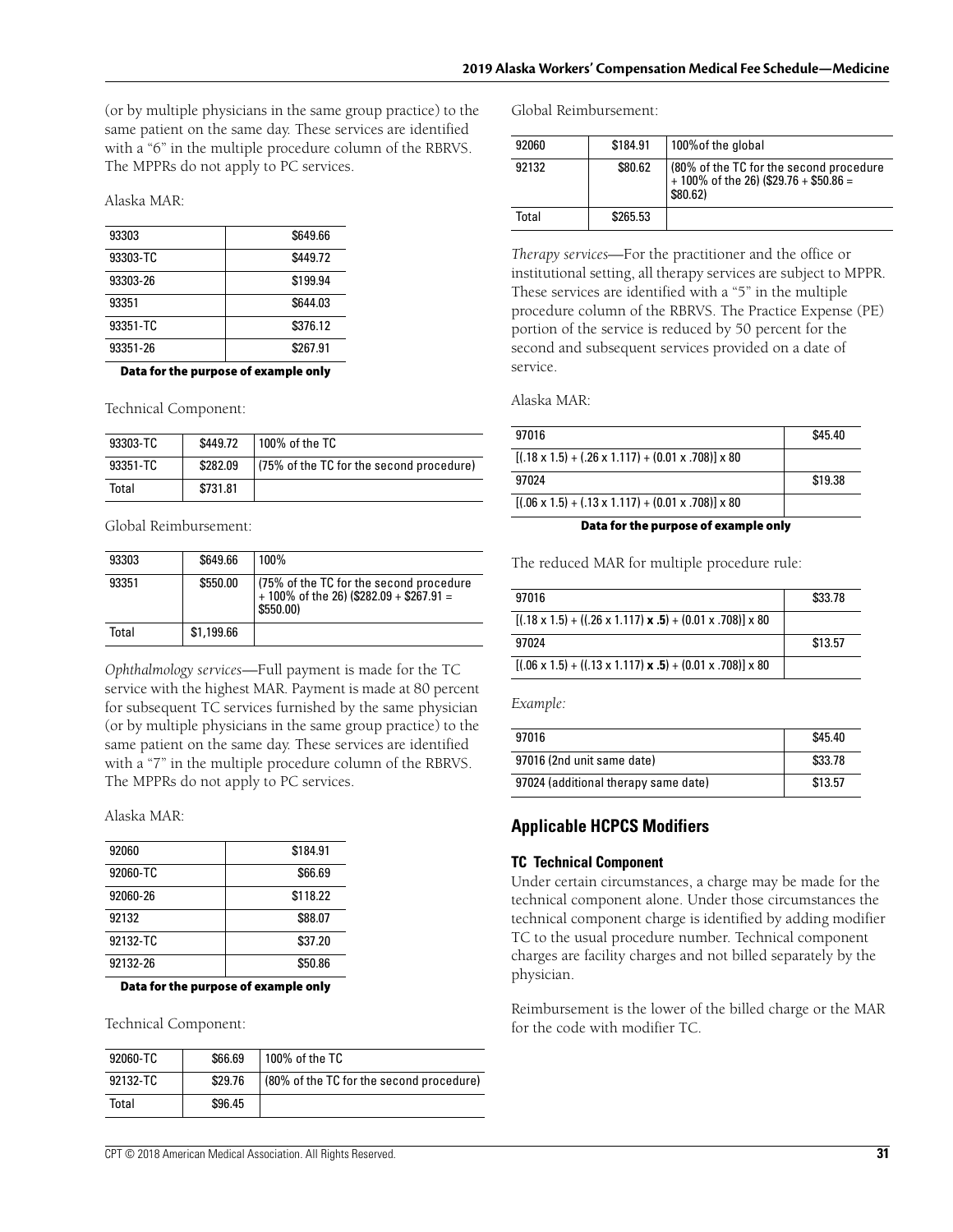(or by multiple physicians in the same group practice) to the same patient on the same day. These services are identified with a "6" in the multiple procedure column of the RBRVS. The MPPRs do not apply to PC services.

Alaska MAR:

| | |
|---|---|
| 93303 | $649.66 |
| 93303-TC | $449.72 |
| 93303-26 | $199.94 |
| 93351 | $644.03 |
| 93351-TC | $376.12 |
| 93351-26 | $267.91 |

**Data for the purpose of example only**

Technical Component:

| | | |
|---|---|---|
| 93303-TC | $449.72 | 100% of the TC |
| 93351-TC | $282.09 | (75% of the TC for the second procedure) |
| Total | $731.81 | |

Global Reimbursement:

| | | |
|---|---|---|
| 93303 | $649.66 | 100% |
| 93351 | $550.00 | (75% of the TC for the second procedure + 100% of the 26) ($282.09 + $267.91 = $550.00) |
| Total | $1,199.66 | |

*Ophthalmology services*—Full payment is made for the TC service with the highest MAR. Payment is made at 80 percent for subsequent TC services furnished by the same physician (or by multiple physicians in the same group practice) to the same patient on the same day. These services are identified with a "7" in the multiple procedure column of the RBRVS. The MPPRs do not apply to PC services.

Alaska MAR:

| | |
|---|---|
| 92060 | $184.91 |
| 92060-TC | $66.69 |
| 92060-26 | $118.22 |
| 92132 | $88.07 |
| 92132-TC | $37.20 |
| 92132-26 | $50.86 |

**Data for the purpose of example only**

Technical Component:

| | | |
|---|---|---|
| 92060-TC | $66.69 | 100% of the TC |
| 92132-TC | $29.76 | (80% of the TC for the second procedure) |
| Total | $96.45 | |

Global Reimbursement:

| | | |
|---|---|---|
| 92060 | $184.91 | 100%of the global |
| 92132 | $80.62 | (80% of the TC for the second procedure + 100% of the 26) ($29.76 + $50.86 = $80.62) |
| Total | $265.53 | |

*Therapy services*—For the practitioner and the office or institutional setting, all therapy services are subject to MPPR. These services are identified with a "5" in the multiple procedure column of the RBRVS. The Practice Expense (PE) portion of the service is reduced by 50 percent for the second and subsequent services provided on a date of service.

Alaska MAR:

| | |
|---|---|
| 97016 | $45.40 |
| [(.18 x 1.5) + (.26 x 1.117) + (0.01 x .708)] x 80 | |
| 97024 | $19.38 |
| [(.06 x 1.5) + (.13 x 1.117) + (0.01 x .708)] x 80 | |

**Data for the purpose of example only**

The reduced MAR for multiple procedure rule:

| | |
|---|---|
| 97016 | $33.78 |
| [(.18 x 1.5) + ((.26 x 1.117) **x .5**) + (0.01 x .708)] x 80 | |
| 97024 | $13.57 |
| [(.06 x 1.5) + ((.13 x 1.117) **x .5**) + (0.01 x .708)] x 80 | |

*Example:*

| | |
|---|---|
| 97016 | $45.40 |
| 97016 (2nd unit same date) | $33.78 |
| 97024 (additional therapy same date) | $13.57 |

## Applicable HCPCS Modifiers

### TC Technical Component

Under certain circumstances, a charge may be made for the technical component alone. Under those circumstances the technical component charge is identified by adding modifier TC to the usual procedure number. Technical component charges are facility charges and not billed separately by the physician.

Reimbursement is the lower of the billed charge or the MAR for the code with modifier TC.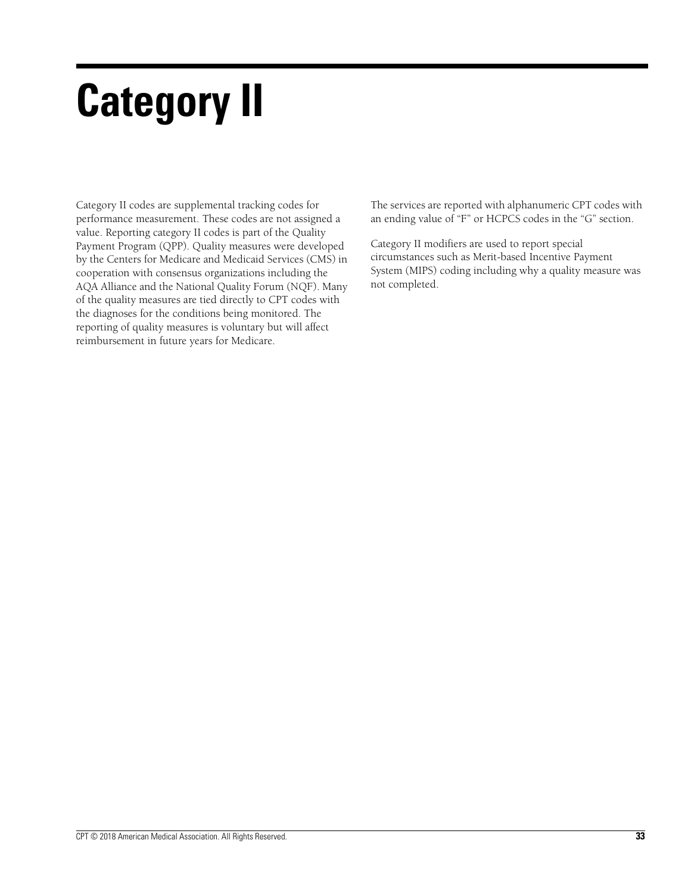# Category II

Category II codes are supplemental tracking codes for performance measurement. These codes are not assigned a value. Reporting category II codes is part of the Quality Payment Program (QPP). Quality measures were developed by the Centers for Medicare and Medicaid Services (CMS) in cooperation with consensus organizations including the AQA Alliance and the National Quality Forum (NQF). Many of the quality measures are tied directly to CPT codes with the diagnoses for the conditions being monitored. The reporting of quality measures is voluntary but will affect reimbursement in future years for Medicare.

The services are reported with alphanumeric CPT codes with an ending value of "F" or HCPCS codes in the "G" section.

Category II modifiers are used to report special circumstances such as Merit-based Incentive Payment System (MIPS) coding including why a quality measure was not completed.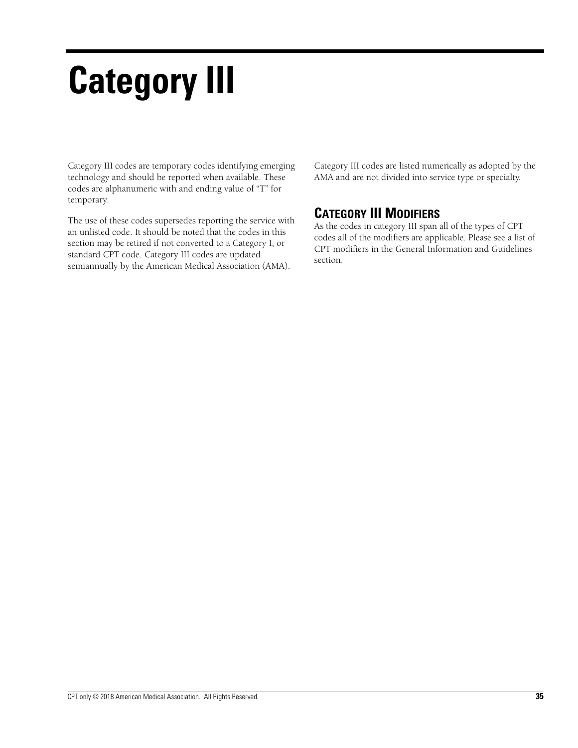# Category III

Category III codes are temporary codes identifying emerging technology and should be reported when available. These codes are alphanumeric with and ending value of "T" for temporary.

The use of these codes supersedes reporting the service with an unlisted code. It should be noted that the codes in this section may be retired if not converted to a Category I, or standard CPT code. Category III codes are updated semiannually by the American Medical Association (AMA).

Category III codes are listed numerically as adopted by the AMA and are not divided into service type or specialty.

## Category III Modifiers

As the codes in category III span all of the types of CPT codes all of the modifiers are applicable. Please see a list of CPT modifiers in the General Information and Guidelines section.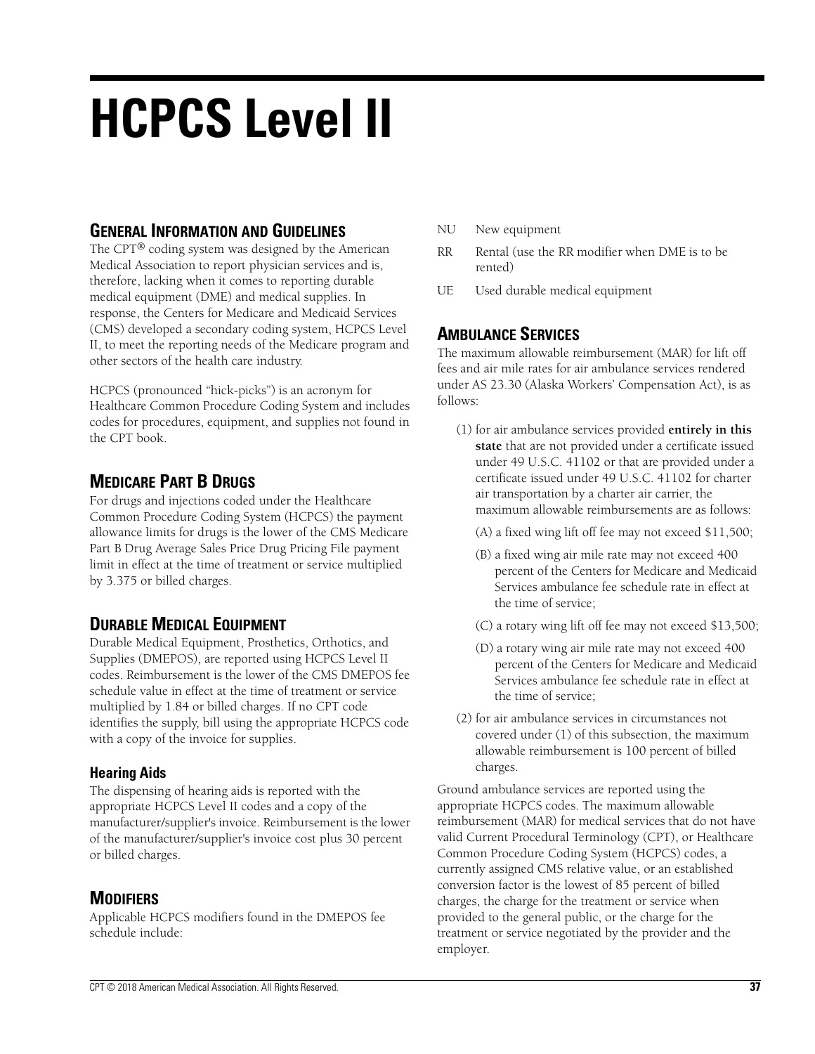# HCPCS Level II

## General Information and Guidelines

The CPT® coding system was designed by the American Medical Association to report physician services and is, therefore, lacking when it comes to reporting durable medical equipment (DME) and medical supplies. In response, the Centers for Medicare and Medicaid Services (CMS) developed a secondary coding system, HCPCS Level II, to meet the reporting needs of the Medicare program and other sectors of the health care industry.

HCPCS (pronounced “hick-picks”) is an acronym for Healthcare Common Procedure Coding System and includes codes for procedures, equipment, and supplies not found in the CPT book.

## Medicare Part B Drugs

For drugs and injections coded under the Healthcare Common Procedure Coding System (HCPCS) the payment allowance limits for drugs is the lower of the CMS Medicare Part B Drug Average Sales Price Drug Pricing File payment limit in effect at the time of treatment or service multiplied by 3.375 or billed charges.

## Durable Medical Equipment

Durable Medical Equipment, Prosthetics, Orthotics, and Supplies (DMEPOS), are reported using HCPCS Level II codes. Reimbursement is the lower of the CMS DMEPOS fee schedule value in effect at the time of treatment or service multiplied by 1.84 or billed charges. If no CPT code identifies the supply, bill using the appropriate HCPCS code with a copy of the invoice for supplies.

### Hearing Aids

The dispensing of hearing aids is reported with the appropriate HCPCS Level II codes and a copy of the manufacturer/supplier's invoice. Reimbursement is the lower of the manufacturer/supplier's invoice cost plus 30 percent or billed charges.

## Modifiers

Applicable HCPCS modifiers found in the DMEPOS fee schedule include:

- NU New equipment
- RR Rental (use the RR modifier when DME is to be rented)
- UE Used durable medical equipment

## Ambulance Services

The maximum allowable reimbursement (MAR) for lift off fees and air mile rates for air ambulance services rendered under AS 23.30 (Alaska Workers' Compensation Act), is as follows:

(1) for air ambulance services provided **entirely in this state** that are not provided under a certificate issued under 49 U.S.C. 41102 or that are provided under a certificate issued under 49 U.S.C. 41102 for charter air transportation by a charter air carrier, the maximum allowable reimbursements are as follows:

(A) a fixed wing lift off fee may not exceed $11,500;

(B) a fixed wing air mile rate may not exceed 400 percent of the Centers for Medicare and Medicaid Services ambulance fee schedule rate in effect at the time of service;

(C) a rotary wing lift off fee may not exceed $13,500;

(D) a rotary wing air mile rate may not exceed 400 percent of the Centers for Medicare and Medicaid Services ambulance fee schedule rate in effect at the time of service;

(2) for air ambulance services in circumstances not covered under (1) of this subsection, the maximum allowable reimbursement is 100 percent of billed charges.

Ground ambulance services are reported using the appropriate HCPCS codes. The maximum allowable reimbursement (MAR) for medical services that do not have valid Current Procedural Terminology (CPT), or Healthcare Common Procedure Coding System (HCPCS) codes, a currently assigned CMS relative value, or an established conversion factor is the lowest of 85 percent of billed charges, the charge for the treatment or service when provided to the general public, or the charge for the treatment or service negotiated by the provider and the employer.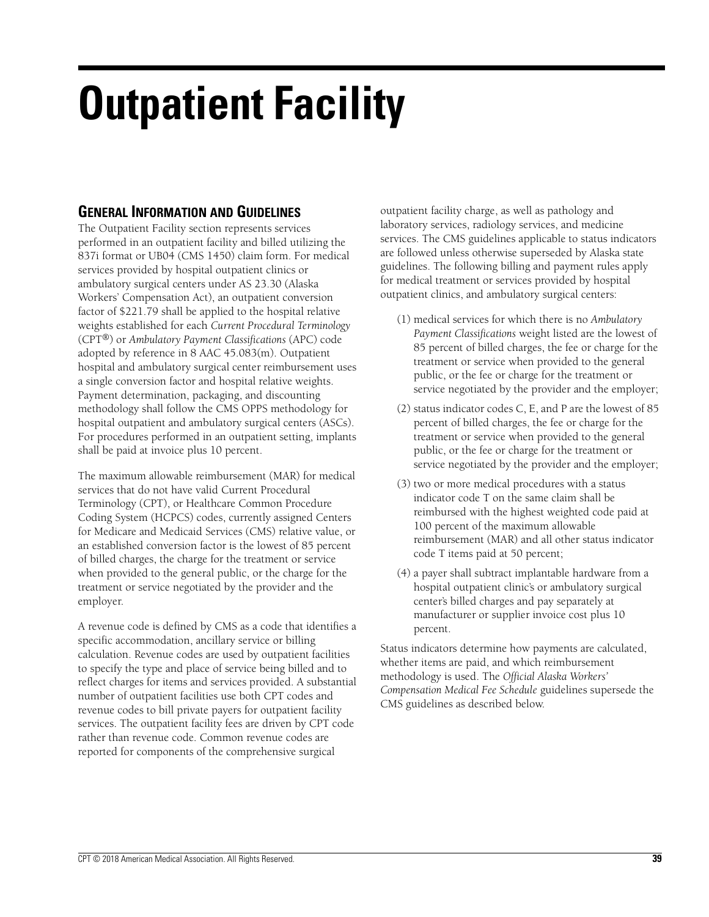# Outpatient Facility

## General Information and Guidelines

The Outpatient Facility section represents services performed in an outpatient facility and billed utilizing the 837i format or UB04 (CMS 1450) claim form. For medical services provided by hospital outpatient clinics or ambulatory surgical centers under AS 23.30 (Alaska Workers' Compensation Act), an outpatient conversion factor of $221.79 shall be applied to the hospital relative weights established for each *Current Procedural Terminology* (CPT®) or *Ambulatory Payment Classifications* (APC) code adopted by reference in 8 AAC 45.083(m). Outpatient hospital and ambulatory surgical center reimbursement uses a single conversion factor and hospital relative weights. Payment determination, packaging, and discounting methodology shall follow the CMS OPPS methodology for hospital outpatient and ambulatory surgical centers (ASCs). For procedures performed in an outpatient setting, implants shall be paid at invoice plus 10 percent.

The maximum allowable reimbursement (MAR) for medical services that do not have valid Current Procedural Terminology (CPT), or Healthcare Common Procedure Coding System (HCPCS) codes, currently assigned Centers for Medicare and Medicaid Services (CMS) relative value, or an established conversion factor is the lowest of 85 percent of billed charges, the charge for the treatment or service when provided to the general public, or the charge for the treatment or service negotiated by the provider and the employer.

A revenue code is defined by CMS as a code that identifies a specific accommodation, ancillary service or billing calculation. Revenue codes are used by outpatient facilities to specify the type and place of service being billed and to reflect charges for items and services provided. A substantial number of outpatient facilities use both CPT codes and revenue codes to bill private payers for outpatient facility services. The outpatient facility fees are driven by CPT code rather than revenue code. Common revenue codes are reported for components of the comprehensive surgical outpatient facility charge, as well as pathology and laboratory services, radiology services, and medicine services. The CMS guidelines applicable to status indicators are followed unless otherwise superseded by Alaska state guidelines. The following billing and payment rules apply for medical treatment or services provided by hospital outpatient clinics, and ambulatory surgical centers:

(1) medical services for which there is no *Ambulatory Payment Classifications* weight listed are the lowest of 85 percent of billed charges, the fee or charge for the treatment or service when provided to the general public, or the fee or charge for the treatment or service negotiated by the provider and the employer;

(2) status indicator codes C, E, and P are the lowest of 85 percent of billed charges, the fee or charge for the treatment or service when provided to the general public, or the fee or charge for the treatment or service negotiated by the provider and the employer;

(3) two or more medical procedures with a status indicator code T on the same claim shall be reimbursed with the highest weighted code paid at 100 percent of the maximum allowable reimbursement (MAR) and all other status indicator code T items paid at 50 percent;

(4) a payer shall subtract implantable hardware from a hospital outpatient clinic's or ambulatory surgical center's billed charges and pay separately at manufacturer or supplier invoice cost plus 10 percent.

Status indicators determine how payments are calculated, whether items are paid, and which reimbursement methodology is used. The *Official Alaska Workers' Compensation Medical Fee Schedule* guidelines supersede the CMS guidelines as described below.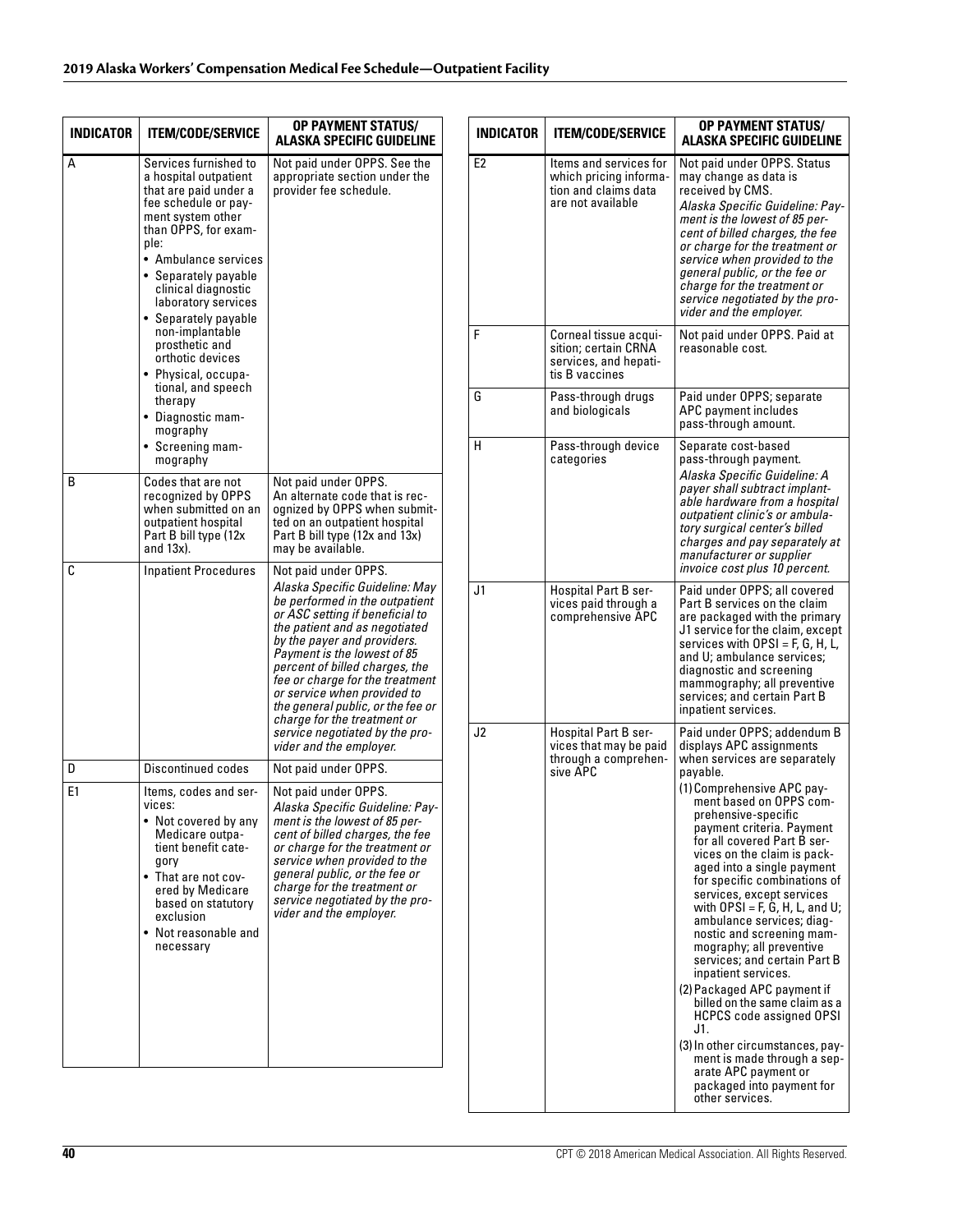| INDICATOR | ITEM/CODE/SERVICE | OP PAYMENT STATUS/ ALASKA SPECIFIC GUIDELINE |
|---|---|---|
| A | Services furnished to a hospital outpatient that are paid under a fee schedule or payment system other than OPPS, for example:<br>• Ambulance services<br>• Separately payable clinical diagnostic laboratory services<br>• Separately payable non-implantable prosthetic and orthotic devices<br>• Physical, occupational, and speech therapy<br>• Diagnostic mammography<br>• Screening mammography | Not paid under OPPS. See the appropriate section under the provider fee schedule. |
| B | Codes that are not recognized by OPPS when submitted on an outpatient hospital Part B bill type (12x and 13x). | Not paid under OPPS. An alternate code that is recognized by OPPS when submitted on an outpatient hospital Part B bill type (12x and 13x) may be available. |
| C | Inpatient Procedures | Not paid under OPPS.<br>*Alaska Specific Guideline: May be performed in the outpatient or ASC setting if beneficial to the patient and as negotiated by the payer and providers. Payment is the lowest of 85 percent of billed charges, the fee or charge for the treatment or service when provided to the general public, or the fee or charge for the treatment or service negotiated by the provider and the employer.* |
| D | Discontinued codes | Not paid under OPPS. |
| E1 | Items, codes and services:<br>• Not covered by any Medicare outpatient benefit category<br>• That are not covered by Medicare based on statutory exclusion<br>• Not reasonable and necessary | Not paid under OPPS.<br>*Alaska Specific Guideline: Payment is the lowest of 85 percent of billed charges, the fee or charge for the treatment or service when provided to the general public, or the fee or charge for the treatment or service negotiated by the provider and the employer.* |
| E2 | Items and services for which pricing information and claims data are not available | Not paid under OPPS. Status may change as data is received by CMS.<br>*Alaska Specific Guideline: Payment is the lowest of 85 percent of billed charges, the fee or charge for the treatment or service when provided to the general public, or the fee or charge for the treatment or service negotiated by the provider and the employer.* |
| F | Corneal tissue acquisition; certain CRNA services, and hepatitis B vaccines | Not paid under OPPS. Paid at reasonable cost. |
| G | Pass-through drugs and biologicals | Paid under OPPS; separate APC payment includes pass-through amount. |
| H | Pass-through device categories | Separate cost-based pass-through payment.<br>*Alaska Specific Guideline: A payer shall subtract implantable hardware from a hospital outpatient clinic's or ambulatory surgical center's billed charges and pay separately at manufacturer or supplier invoice cost plus 10 percent.* |
| J1 | Hospital Part B services paid through a comprehensive APC | Paid under OPPS; all covered Part B services on the claim are packaged with the primary J1 service for the claim, except services with OPSI = F, G, H, L, and U; ambulance services; diagnostic and screening mammography; all preventive services; and certain Part B inpatient services. |
| J2 | Hospital Part B services that may be paid through a comprehensive APC | Paid under OPPS; addendum B displays APC assignments when services are separately payable.<br>(1) Comprehensive APC payment based on OPPS comprehensive-specific payment criteria. Payment for all covered Part B services on the claim is packaged into a single payment for specific combinations of services, except services with OPSI = F, G, H, L, and U; ambulance services; diagnostic and screening mammography; all preventive services; and certain Part B inpatient services.<br>(2) Packaged APC payment if billed on the same claim as a HCPCS code assigned OPSI J1.<br>(3) In other circumstances, payment is made through a separate APC payment or packaged into payment for other services. |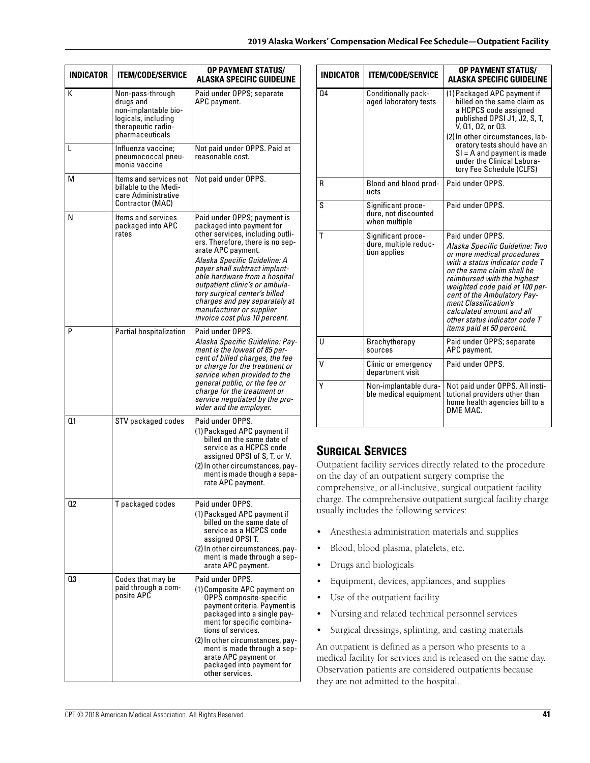| INDICATOR | ITEM/CODE/SERVICE | OP PAYMENT STATUS/ ALASKA SPECIFIC GUIDELINE |
|---|---|---|
| K | Non-pass-through drugs and non-implantable biologicals, including therapeutic radiopharmaceuticals | Paid under OPPS; separate APC payment. |
| L | Influenza vaccine; pneumococcal pneumonia vaccine | Not paid under OPPS. Paid at reasonable cost. |
| M | Items and services not billable to the Medicare Administrative Contractor (MAC) | Not paid under OPPS. |
| N | Items and services packaged into APC rates | Paid under OPPS; payment is packaged into payment for other services, including outliers. Therefore, there is no separate APC payment. *Alaska Specific Guideline: A payer shall subtract implantable hardware from a hospital outpatient clinic's or ambulatory surgical center's billed charges and pay separately at manufacturer or supplier invoice cost plus 10 percent.* |
| P | Partial hospitalization | Paid under OPPS. *Alaska Specific Guideline: Payment is the lowest of 85 percent of billed charges, the fee or charge for the treatment or service when provided to the general public, or the fee or charge for the treatment or service negotiated by the provider and the employer.* |
| Q1 | STV packaged codes | Paid under OPPS. (1) Packaged APC payment if billed on the same date of service as a HCPCS code assigned OPSI of S, T, or V. (2) In other circumstances, payment is made though a separate APC payment. |
| Q2 | T packaged codes | Paid under OPPS. (1) Packaged APC payment if billed on the same date of service as a HCPCS code assigned OPSI T. (2) In other circumstances, payment is made through a separate APC payment. |
| Q3 | Codes that may be paid through a composite APC | Paid under OPPS. (1) Composite APC payment on OPPS composite-specific payment criteria. Payment is packaged into a single payment for specific combinations of services. (2) In other circumstances, payment is made through a separate APC payment or packaged into payment for other services. |
| Q4 | Conditionally packaged laboratory tests | (1) Packaged APC payment if billed on the same claim as a HCPCS code assigned published OPSI J1, J2, S, T, V, Q1, Q2, or Q3. (2) In other circumstances, laboratory tests should have an SI = A and payment is made under the Clinical Laboratory Fee Schedule (CLFS) |
| R | Blood and blood products | Paid under OPPS. |
| S | Significant procedure, not discounted when multiple | Paid under OPPS. |
| T | Significant procedure, multiple reduction applies | Paid under OPPS. *Alaska Specific Guideline: Two or more medical procedures with a status indicator code T on the same claim shall be reimbursed with the highest weighted code paid at 100 percent of the Ambulatory Payment Classification's calculated amount and all other status indicator code T items paid at 50 percent.* |
| U | Brachytherapy sources | Paid under OPPS; separate APC payment. |
| V | Clinic or emergency department visit | Paid under OPPS. |
| Y | Non-implantable durable medical equipment | Not paid under OPPS. All institutional providers other than home health agencies bill to a DME MAC. |

## Surgical Services

Outpatient facility services directly related to the procedure on the day of an outpatient surgery comprise the comprehensive, or all-inclusive, surgical outpatient facility charge. The comprehensive outpatient surgical facility charge usually includes the following services:

- Anesthesia administration materials and supplies
- Blood, blood plasma, platelets, etc.
- Drugs and biologicals
- Equipment, devices, appliances, and supplies
- Use of the outpatient facility
- Nursing and related technical personnel services
- Surgical dressings, splinting, and casting materials

An outpatient is defined as a person who presents to a medical facility for services and is released on the same day. Observation patients are considered outpatients because they are not admitted to the hospital.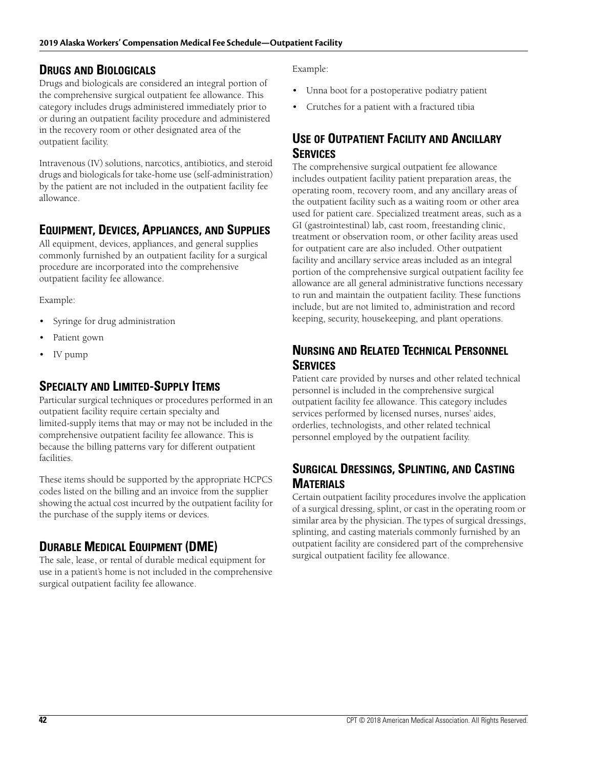## Drugs and Biologicals

Drugs and biologicals are considered an integral portion of the comprehensive surgical outpatient fee allowance. This category includes drugs administered immediately prior to or during an outpatient facility procedure and administered in the recovery room or other designated area of the outpatient facility.

Intravenous (IV) solutions, narcotics, antibiotics, and steroid drugs and biologicals for take-home use (self-administration) by the patient are not included in the outpatient facility fee allowance.

## Equipment, Devices, Appliances, and Supplies

All equipment, devices, appliances, and general supplies commonly furnished by an outpatient facility for a surgical procedure are incorporated into the comprehensive outpatient facility fee allowance.

Example:

- Syringe for drug administration
- Patient gown
- IV pump

## Specialty and Limited-Supply Items

Particular surgical techniques or procedures performed in an outpatient facility require certain specialty and limited-supply items that may or may not be included in the comprehensive outpatient facility fee allowance. This is because the billing patterns vary for different outpatient facilities.

These items should be supported by the appropriate HCPCS codes listed on the billing and an invoice from the supplier showing the actual cost incurred by the outpatient facility for the purchase of the supply items or devices.

## Durable Medical Equipment (DME)

The sale, lease, or rental of durable medical equipment for use in a patient's home is not included in the comprehensive surgical outpatient facility fee allowance.

Example:

- Unna boot for a postoperative podiatry patient
- Crutches for a patient with a fractured tibia

## Use of Outpatient Facility and Ancillary Services

The comprehensive surgical outpatient fee allowance includes outpatient facility patient preparation areas, the operating room, recovery room, and any ancillary areas of the outpatient facility such as a waiting room or other area used for patient care. Specialized treatment areas, such as a GI (gastrointestinal) lab, cast room, freestanding clinic, treatment or observation room, or other facility areas used for outpatient care are also included. Other outpatient facility and ancillary service areas included as an integral portion of the comprehensive surgical outpatient facility fee allowance are all general administrative functions necessary to run and maintain the outpatient facility. These functions include, but are not limited to, administration and record keeping, security, housekeeping, and plant operations.

## Nursing and Related Technical Personnel Services

Patient care provided by nurses and other related technical personnel is included in the comprehensive surgical outpatient facility fee allowance. This category includes services performed by licensed nurses, nurses' aides, orderlies, technologists, and other related technical personnel employed by the outpatient facility.

## Surgical Dressings, Splinting, and Casting Materials

Certain outpatient facility procedures involve the application of a surgical dressing, splint, or cast in the operating room or similar area by the physician. The types of surgical dressings, splinting, and casting materials commonly furnished by an outpatient facility are considered part of the comprehensive surgical outpatient facility fee allowance.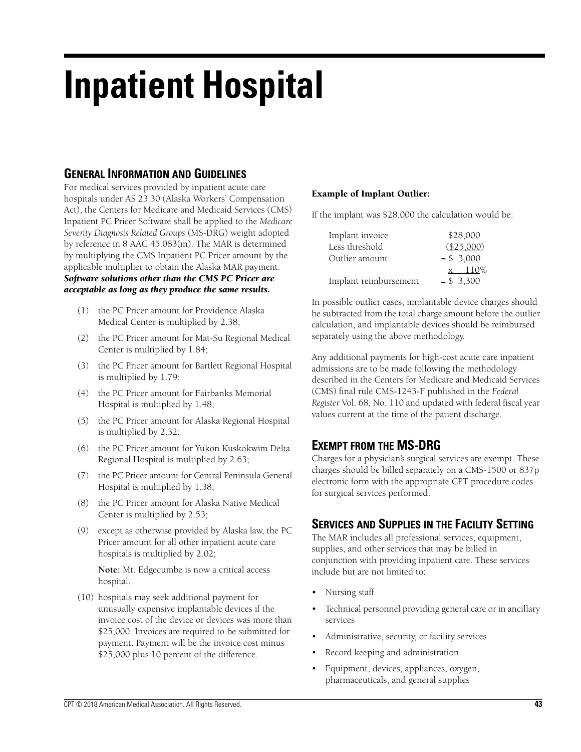# Inpatient Hospital

## General Information and Guidelines

For medical services provided by inpatient acute care hospitals under AS 23.30 (Alaska Workers' Compensation Act), the Centers for Medicare and Medicaid Services (CMS) Inpatient PC Pricer Software shall be applied to the *Medicare Severity Diagnosis Related Groups* (MS-DRG) weight adopted by reference in 8 AAC 45.083(m). The MAR is determined by multiplying the CMS Inpatient PC Pricer amount by the applicable multiplier to obtain the Alaska MAR payment. ***Software solutions other than the CMS PC Pricer are acceptable as long as they produce the same results.***

(1) the PC Pricer amount for Providence Alaska Medical Center is multiplied by 2.38;

(2) the PC Pricer amount for Mat-Su Regional Medical Center is multiplied by 1.84;

(3) the PC Pricer amount for Bartlett Regional Hospital is multiplied by 1.79;

(4) the PC Pricer amount for Fairbanks Memorial Hospital is multiplied by 1.48;

(5) the PC Pricer amount for Alaska Regional Hospital is multiplied by 2.32;

(6) the PC Pricer amount for Yukon Kuskokwim Delta Regional Hospital is multiplied by 2.63;

(7) the PC Pricer amount for Central Peninsula General Hospital is multiplied by 1.38;

(8) the PC Pricer amount for Alaska Native Medical Center is multiplied by 2.53;

(9) except as otherwise provided by Alaska law, the PC Pricer amount for all other inpatient acute care hospitals is multiplied by 2.02;

**Note:** Mt. Edgecumbe is now a critical access hospital.

(10) hospitals may seek additional payment for unusually expensive implantable devices if the invoice cost of the device or devices was more than \$25,000. Invoices are required to be submitted for payment. Payment will be the invoice cost minus \$25,000 plus 10 percent of the difference.

**Example of Implant Outlier:**

If the implant was \$28,000 the calculation would be:

| | |
|---|---|
| Implant invoice | \$28,000 |
| Less threshold | (\$25,000) |
| Outlier amount | = \$ 3,000 |
| | x 110% |
| Implant reimbursement | = \$ 3,300 |

In possible outlier cases, implantable device charges should be subtracted from the total charge amount before the outlier calculation, and implantable devices should be reimbursed separately using the above methodology.

Any additional payments for high-cost acute care inpatient admissions are to be made following the methodology described in the Centers for Medicare and Medicaid Services (CMS) final rule CMS-1243-F published in the *Federal Register* Vol. 68, No. 110 and updated with federal fiscal year values current at the time of the patient discharge.

## Exempt from the MS-DRG

Charges for a physician's surgical services are exempt. These charges should be billed separately on a CMS-1500 or 837p electronic form with the appropriate CPT procedure codes for surgical services performed.

## Services and Supplies in the Facility Setting

The MAR includes all professional services, equipment, supplies, and other services that may be billed in conjunction with providing inpatient care. These services include but are not limited to:

- Nursing staff
- Technical personnel providing general care or in ancillary services
- Administrative, security, or facility services
- Record keeping and administration
- Equipment, devices, appliances, oxygen, pharmaceuticals, and general supplies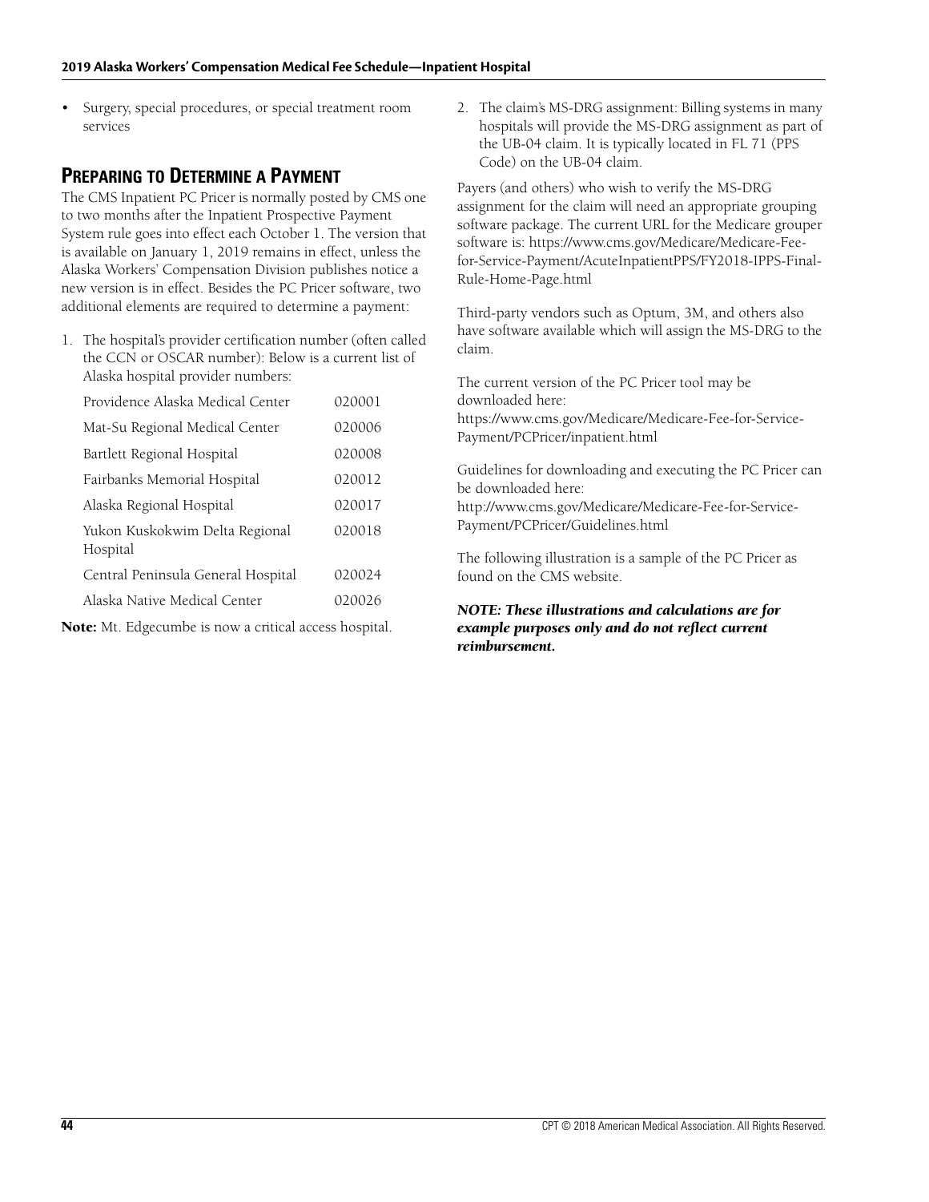- Surgery, special procedures, or special treatment room services

## Preparing to Determine a Payment

The CMS Inpatient PC Pricer is normally posted by CMS one to two months after the Inpatient Prospective Payment System rule goes into effect each October 1. The version that is available on January 1, 2019 remains in effect, unless the Alaska Workers' Compensation Division publishes notice a new version is in effect. Besides the PC Pricer software, two additional elements are required to determine a payment:

1. The hospital's provider certification number (often called the CCN or OSCAR number): Below is a current list of Alaska hospital provider numbers:

| Hospital | Number |
|---|---|
| Providence Alaska Medical Center | 020001 |
| Mat-Su Regional Medical Center | 020006 |
| Bartlett Regional Hospital | 020008 |
| Fairbanks Memorial Hospital | 020012 |
| Alaska Regional Hospital | 020017 |
| Yukon Kuskokwim Delta Regional Hospital | 020018 |
| Central Peninsula General Hospital | 020024 |
| Alaska Native Medical Center | 020026 |

**Note:** Mt. Edgecumbe is now a critical access hospital.

2. The claim's MS-DRG assignment: Billing systems in many hospitals will provide the MS-DRG assignment as part of the UB-04 claim. It is typically located in FL 71 (PPS Code) on the UB-04 claim.

Payers (and others) who wish to verify the MS-DRG assignment for the claim will need an appropriate grouping software package. The current URL for the Medicare grouper software is: https://www.cms.gov/Medicare/Medicare-Fee-for-Service-Payment/AcuteInpatientPPS/FY2018-IPPS-Final-Rule-Home-Page.html

Third-party vendors such as Optum, 3M, and others also have software available which will assign the MS-DRG to the claim.

The current version of the PC Pricer tool may be downloaded here:
https://www.cms.gov/Medicare/Medicare-Fee-for-Service-Payment/PCPricer/inpatient.html

Guidelines for downloading and executing the PC Pricer can be downloaded here:
http://www.cms.gov/Medicare/Medicare-Fee-for-Service-Payment/PCPricer/Guidelines.html

The following illustration is a sample of the PC Pricer as found on the CMS website.

***NOTE: These illustrations and calculations are for example purposes only and do not reflect current reimbursement.***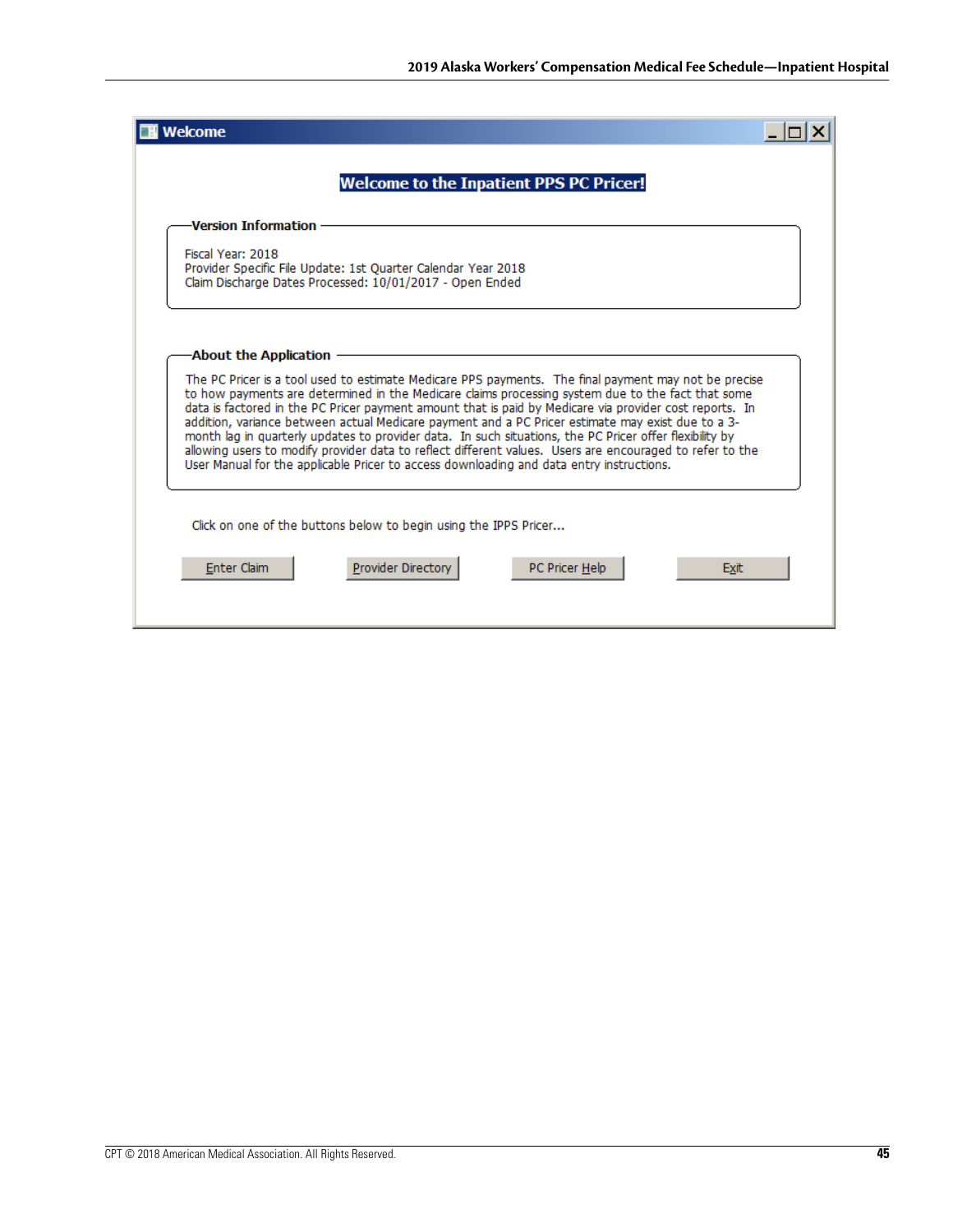**Welcome**

## Welcome to the Inpatient PPS PC Pricer!

**Version Information**

Fiscal Year: 2018
Provider Specific File Update: 1st Quarter Calendar Year 2018
Claim Discharge Dates Processed: 10/01/2017 - Open Ended

**About the Application**

The PC Pricer is a tool used to estimate Medicare PPS payments. The final payment may not be precise to how payments are determined in the Medicare claims processing system due to the fact that some data is factored in the PC Pricer payment amount that is paid by Medicare via provider cost reports. In addition, variance between actual Medicare payment and a PC Pricer estimate may exist due to a 3-month lag in quarterly updates to provider data. In such situations, the PC Pricer offer flexibility by allowing users to modify provider data to reflect different values. Users are encouraged to refer to the User Manual for the applicable Pricer to access downloading and data entry instructions.

Click on one of the buttons below to begin using the IPPS Pricer...

Enter Claim | Provider Directory | PC Pricer Help | Exit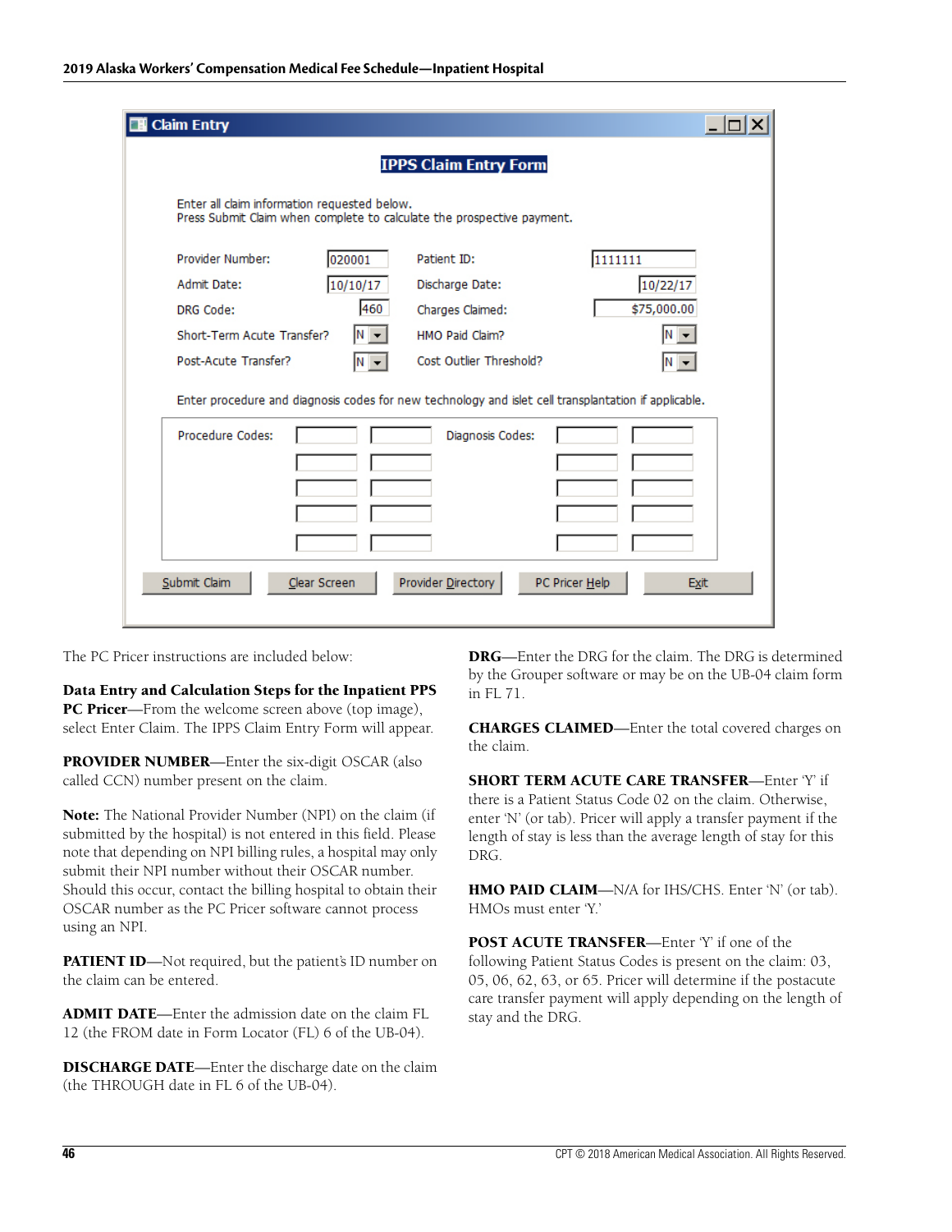**Claim Entry**

**IPPS Claim Entry Form**

Enter all claim information requested below.
Press Submit Claim when complete to calculate the prospective payment.

| | | | |
|---|---|---|---|
| Provider Number: | 020001 | Patient ID: | 1111111 |
| Admit Date: | 10/10/17 | Discharge Date: | 10/22/17 |
| DRG Code: | 460 | Charges Claimed: | $75,000.00 |
| Short-Term Acute Transfer? | N | HMO Paid Claim? | N |
| Post-Acute Transfer? | N | Cost Outlier Threshold? | N |

Enter procedure and diagnosis codes for new technology and islet cell transplantation if applicable.

Procedure Codes: &nbsp;&nbsp;&nbsp; Diagnosis Codes:

Submit Claim | Clear Screen | Provider Directory | PC Pricer Help | Exit

The PC Pricer instructions are included below:

**Data Entry and Calculation Steps for the Inpatient PPS PC Pricer**—From the welcome screen above (top image), select Enter Claim. The IPPS Claim Entry Form will appear.

**PROVIDER NUMBER**—Enter the six-digit OSCAR (also called CCN) number present on the claim.

**Note:** The National Provider Number (NPI) on the claim (if submitted by the hospital) is not entered in this field. Please note that depending on NPI billing rules, a hospital may only submit their NPI number without their OSCAR number. Should this occur, contact the billing hospital to obtain their OSCAR number as the PC Pricer software cannot process using an NPI.

**PATIENT ID**—Not required, but the patient's ID number on the claim can be entered.

**ADMIT DATE**—Enter the admission date on the claim FL 12 (the FROM date in Form Locator (FL) 6 of the UB-04).

**DISCHARGE DATE**—Enter the discharge date on the claim (the THROUGH date in FL 6 of the UB-04).

**DRG**—Enter the DRG for the claim. The DRG is determined by the Grouper software or may be on the UB-04 claim form in FL 71.

**CHARGES CLAIMED**—Enter the total covered charges on the claim.

**SHORT TERM ACUTE CARE TRANSFER**—Enter 'Y' if there is a Patient Status Code 02 on the claim. Otherwise, enter 'N' (or tab). Pricer will apply a transfer payment if the length of stay is less than the average length of stay for this DRG.

**HMO PAID CLAIM**—N/A for IHS/CHS. Enter 'N' (or tab). HMOs must enter 'Y.'

**POST ACUTE TRANSFER**—Enter 'Y' if one of the following Patient Status Codes is present on the claim: 03, 05, 06, 62, 63, or 65. Pricer will determine if the postacute care transfer payment will apply depending on the length of stay and the DRG.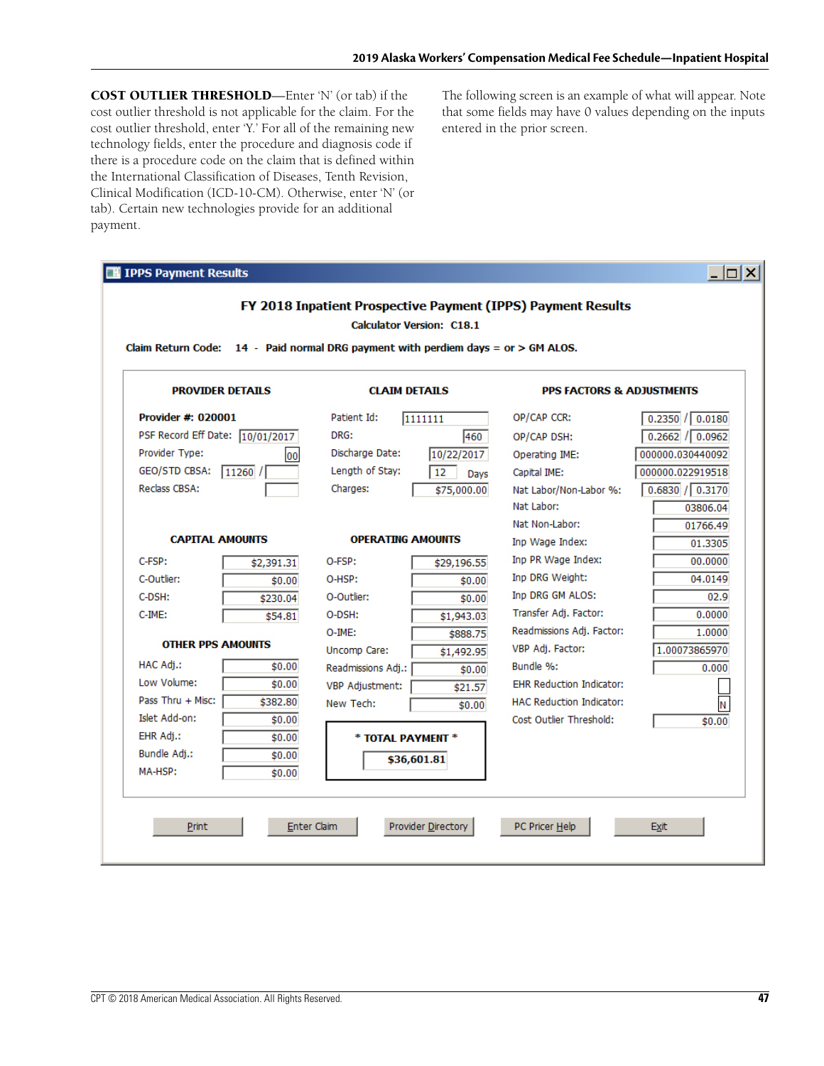**COST OUTLIER THRESHOLD**—Enter 'N' (or tab) if the cost outlier threshold is not applicable for the claim. For the cost outlier threshold, enter 'Y.' For all of the remaining new technology fields, enter the procedure and diagnosis code if there is a procedure code on the claim that is defined within the International Classification of Diseases, Tenth Revision, Clinical Modification (ICD-10-CM). Otherwise, enter 'N' (or tab). Certain new technologies provide for an additional payment.

The following screen is an example of what will appear. Note that some fields may have 0 values depending on the inputs entered in the prior screen.

**IPPS Payment Results**

**FY 2018 Inpatient Prospective Payment (IPPS) Payment Results**

**Calculator Version: C18.1**

**Claim Return Code: 14 - Paid normal DRG payment with perdiem days = or > GM ALOS.**

**PROVIDER DETAILS**

| Field | Value |
|---|---|
| Provider #: | 020001 |
| PSF Record Eff Date: | 10/01/2017 |
| Provider Type: | 00 |
| GEO/STD CBSA: | 11260 / |
| Reclass CBSA: | |

**CLAIM DETAILS**

| Field | Value |
|---|---|
| Patient Id: | 1111111 |
| DRG: | 460 |
| Discharge Date: | 10/22/2017 |
| Length of Stay: | 12 Days |
| Charges: | $75,000.00 |

**PPS FACTORS & ADJUSTMENTS**

| Field | Value |
|---|---|
| OP/CAP CCR: | 0.2350 / 0.0180 |
| OP/CAP DSH: | 0.2662 / 0.0962 |
| Operating IME: | 000000.030440092 |
| Capital IME: | 000000.022919518 |
| Nat Labor/Non-Labor %: | 0.6830 / 0.3170 |
| Nat Labor: | 03806.04 |
| Nat Non-Labor: | 01766.49 |
| Inp Wage Index: | 01.3305 |
| Inp PR Wage Index: | 00.0000 |
| Inp DRG Weight: | 04.0149 |
| Inp DRG GM ALOS: | 02.9 |
| Transfer Adj. Factor: | 0.0000 |
| Readmissions Adj. Factor: | 1.0000 |
| VBP Adj. Factor: | 1.00073865970 |
| Bundle %: | 0.000 |
| EHR Reduction Indicator: | |
| HAC Reduction Indicator: | N |
| Cost Outlier Threshold: | $0.00 |

**CAPITAL AMOUNTS**

| Field | Value |
|---|---|
| C-FSP: | $2,391.31 |
| C-Outlier: | $0.00 |
| C-DSH: | $230.04 |
| C-IME: | $54.81 |

**OPERATING AMOUNTS**

| Field | Value |
|---|---|
| O-FSP: | $29,196.55 |
| O-HSP: | $0.00 |
| O-Outlier: | $0.00 |
| O-DSH: | $1,943.03 |
| O-IME: | $888.75 |
| Uncomp Care: | $1,492.95 |
| Readmissions Adj.: | $0.00 |
| VBP Adjustment: | $21.57 |
| New Tech: | $0.00 |

**OTHER PPS AMOUNTS**

| Field | Value |
|---|---|
| HAC Adj.: | $0.00 |
| Low Volume: | $0.00 |
| Pass Thru + Misc: | $382.80 |
| Islet Add-on: | $0.00 |
| EHR Adj.: | $0.00 |
| Bundle Adj.: | $0.00 |
| MA-HSP: | $0.00 |

**\* TOTAL PAYMENT \***

**$36,601.81**

Print | Enter Claim | Provider Directory | PC Pricer Help | Exit

CPT © 2018 American Medical Association. All Rights Reserved.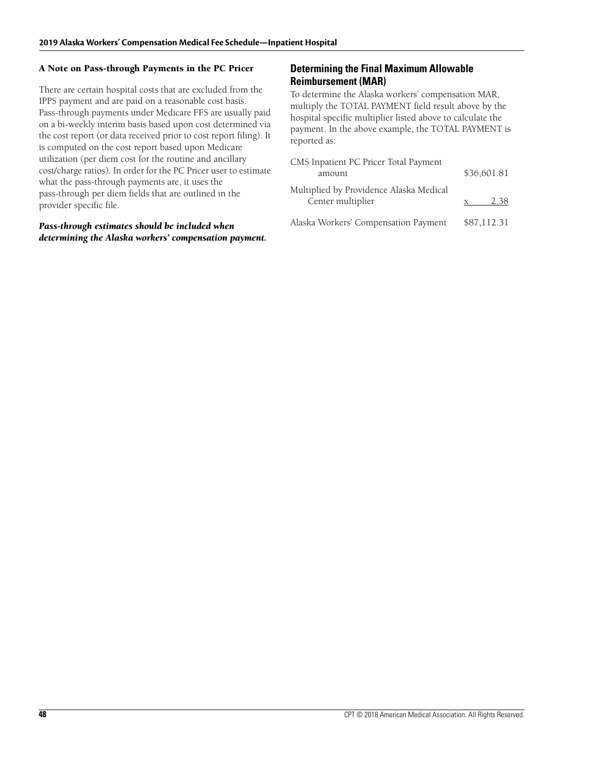### A Note on Pass-through Payments in the PC Pricer

There are certain hospital costs that are excluded from the IPPS payment and are paid on a reasonable cost basis. Pass-through payments under Medicare FFS are usually paid on a bi-weekly interim basis based upon cost determined via the cost report (or data received prior to cost report filing). It is computed on the cost report based upon Medicare utilization (per diem cost for the routine and ancillary cost/charge ratios). In order for the PC Pricer user to estimate what the pass-through payments are, it uses the pass-through per diem fields that are outlined in the provider specific file.

***Pass-through estimates should be included when determining the Alaska workers' compensation payment.***

## Determining the Final Maximum Allowable Reimbursement (MAR)

To determine the Alaska workers' compensation MAR, multiply the TOTAL PAYMENT field result above by the hospital specific multiplier listed above to calculate the payment. In the above example, the TOTAL PAYMENT is reported as:

| | |
|---|---|
| CMS Inpatient PC Pricer Total Payment amount | $36,601.81 |
| Multiplied by Providence Alaska Medical Center multiplier | x 2.38 |
| Alaska Workers' Compensation Payment | $87,112.31 |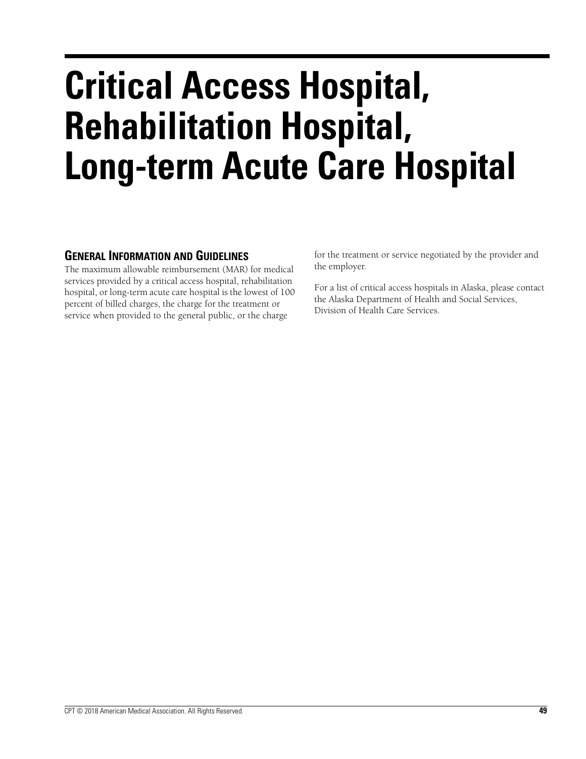# Critical Access Hospital, Rehabilitation Hospital, Long-term Acute Care Hospital

## General Information and Guidelines

The maximum allowable reimbursement (MAR) for medical services provided by a critical access hospital, rehabilitation hospital, or long-term acute care hospital is the lowest of 100 percent of billed charges, the charge for the treatment or service when provided to the general public, or the charge for the treatment or service negotiated by the provider and the employer.

For a list of critical access hospitals in Alaska, please contact the Alaska Department of Health and Social Services, Division of Health Care Services.